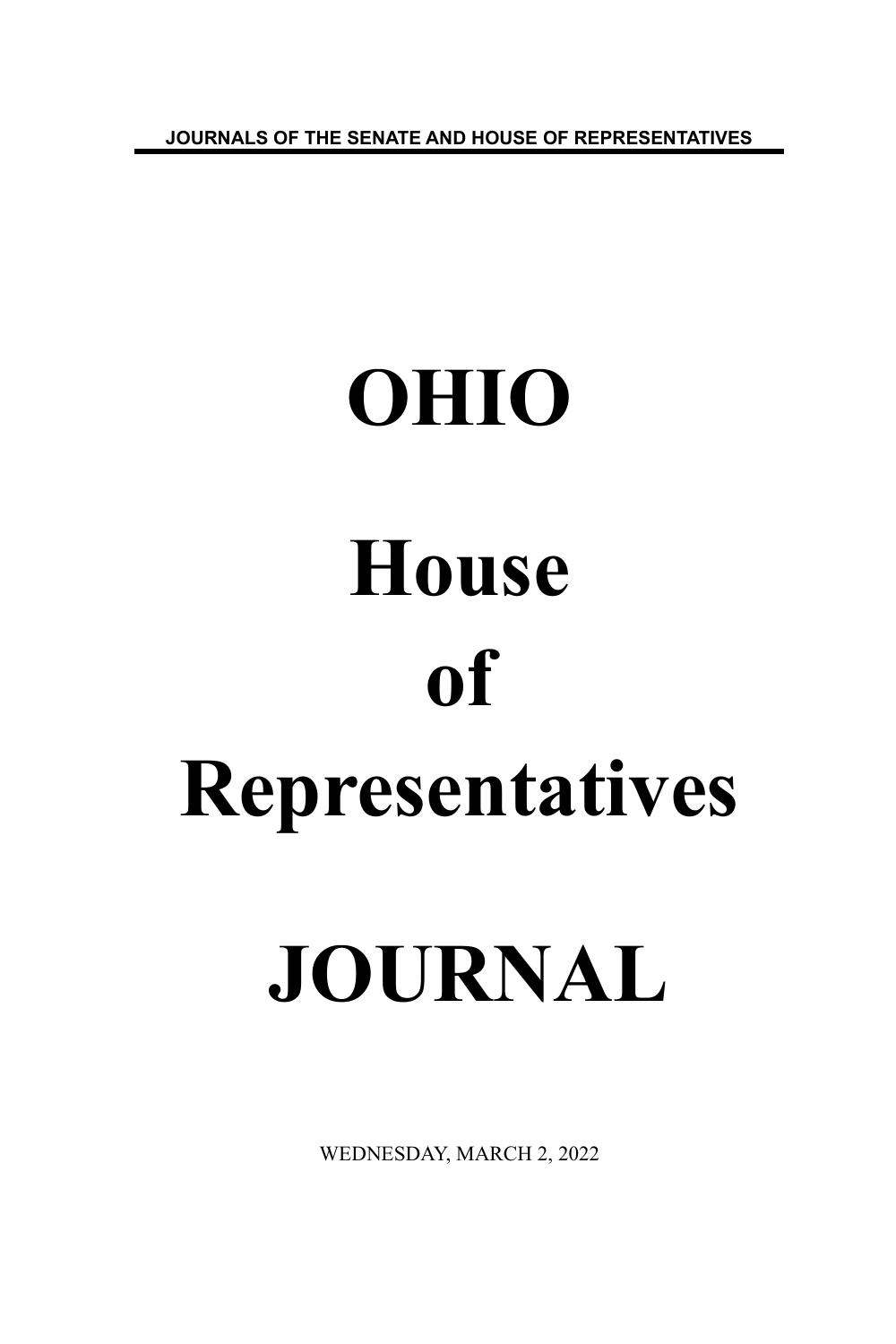JOURNALS OF THE SENATE AND HOUSE OF REPRESENTATIVES

# OHIO

# House

# of

# Representatives

# JOURNAL

WEDNESDAY, MARCH 2, 2022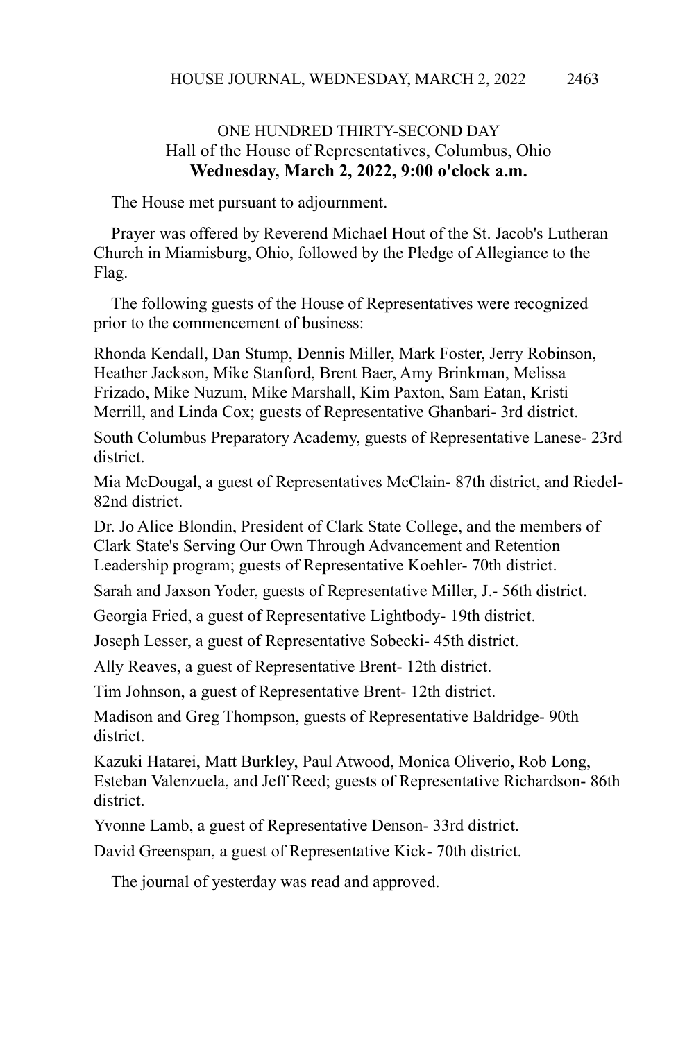ONE HUNDRED THIRTY-SECOND DAY
Hall of the House of Representatives, Columbus, Ohio
**Wednesday, March 2, 2022, 9:00 o'clock a.m.**

The House met pursuant to adjournment.

Prayer was offered by Reverend Michael Hout of the St. Jacob's Lutheran Church in Miamisburg, Ohio, followed by the Pledge of Allegiance to the Flag.

The following guests of the House of Representatives were recognized prior to the commencement of business:

Rhonda Kendall, Dan Stump, Dennis Miller, Mark Foster, Jerry Robinson, Heather Jackson, Mike Stanford, Brent Baer, Amy Brinkman, Melissa Frizado, Mike Nuzum, Mike Marshall, Kim Paxton, Sam Eatan, Kristi Merrill, and Linda Cox; guests of Representative Ghanbari- 3rd district.

South Columbus Preparatory Academy, guests of Representative Lanese- 23rd district.

Mia McDougal, a guest of Representatives McClain- 87th district, and Riedel- 82nd district.

Dr. Jo Alice Blondin, President of Clark State College, and the members of Clark State's Serving Our Own Through Advancement and Retention Leadership program; guests of Representative Koehler- 70th district.

Sarah and Jaxson Yoder, guests of Representative Miller, J.- 56th district.

Georgia Fried, a guest of Representative Lightbody- 19th district.

Joseph Lesser, a guest of Representative Sobecki- 45th district.

Ally Reaves, a guest of Representative Brent- 12th district.

Tim Johnson, a guest of Representative Brent- 12th district.

Madison and Greg Thompson, guests of Representative Baldridge- 90th district.

Kazuki Hatarei, Matt Burkley, Paul Atwood, Monica Oliverio, Rob Long, Esteban Valenzuela, and Jeff Reed; guests of Representative Richardson- 86th district.

Yvonne Lamb, a guest of Representative Denson- 33rd district.

David Greenspan, a guest of Representative Kick- 70th district.

The journal of yesterday was read and approved.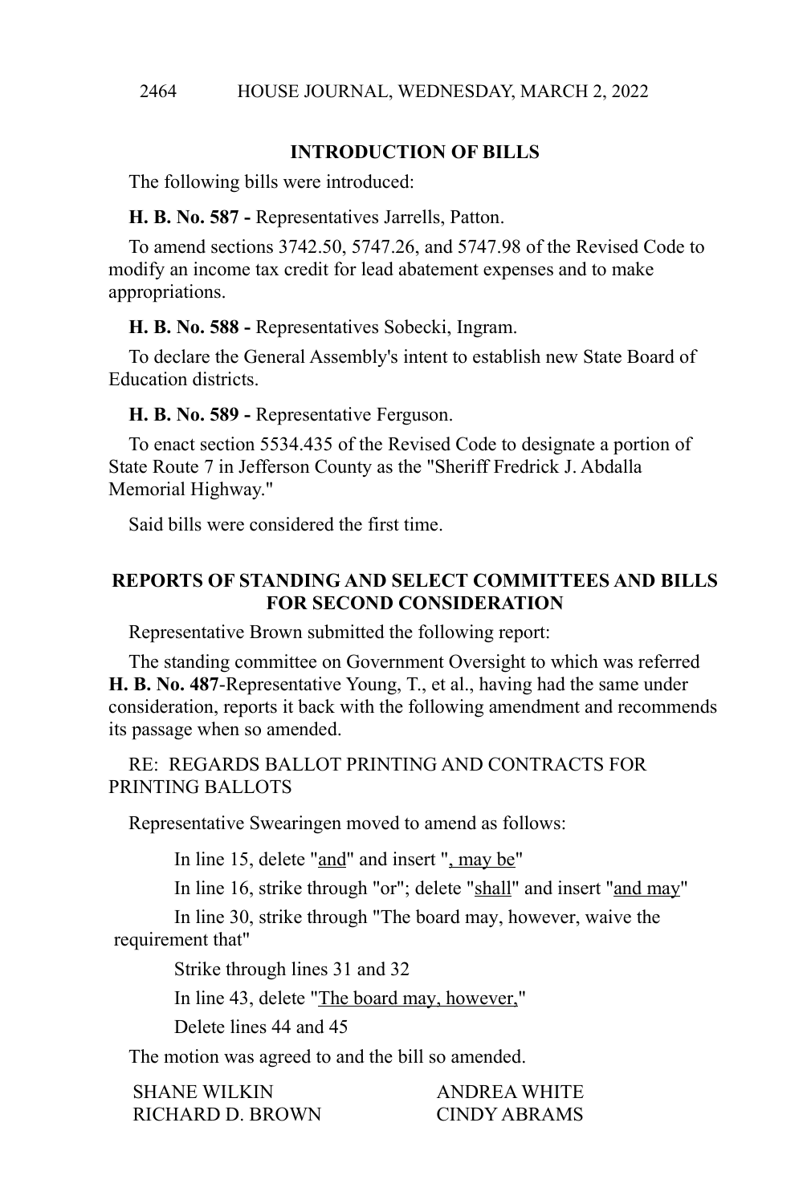## INTRODUCTION OF BILLS

The following bills were introduced:

**H. B. No. 587 -** Representatives Jarrells, Patton.

To amend sections 3742.50, 5747.26, and 5747.98 of the Revised Code to modify an income tax credit for lead abatement expenses and to make appropriations.

**H. B. No. 588 -** Representatives Sobecki, Ingram.

To declare the General Assembly's intent to establish new State Board of Education districts.

**H. B. No. 589 -** Representative Ferguson.

To enact section 5534.435 of the Revised Code to designate a portion of State Route 7 in Jefferson County as the "Sheriff Fredrick J. Abdalla Memorial Highway."

Said bills were considered the first time.

## REPORTS OF STANDING AND SELECT COMMITTEES AND BILLS FOR SECOND CONSIDERATION

Representative Brown submitted the following report:

The standing committee on Government Oversight to which was referred **H. B. No. 487**-Representative Young, T., et al., having had the same under consideration, reports it back with the following amendment and recommends its passage when so amended.

RE: REGARDS BALLOT PRINTING AND CONTRACTS FOR PRINTING BALLOTS

Representative Swearingen moved to amend as follows:

In line 15, delete "and" and insert ", may be"

In line 16, strike through "or"; delete "shall" and insert "and may"

In line 30, strike through "The board may, however, waive the requirement that"

Strike through lines 31 and 32

In line 43, delete "The board may, however,"

Delete lines 44 and 45

The motion was agreed to and the bill so amended.

SHANE WILKIN　　　　ANDREA WHITE
RICHARD D. BROWN　　　　CINDY ABRAMS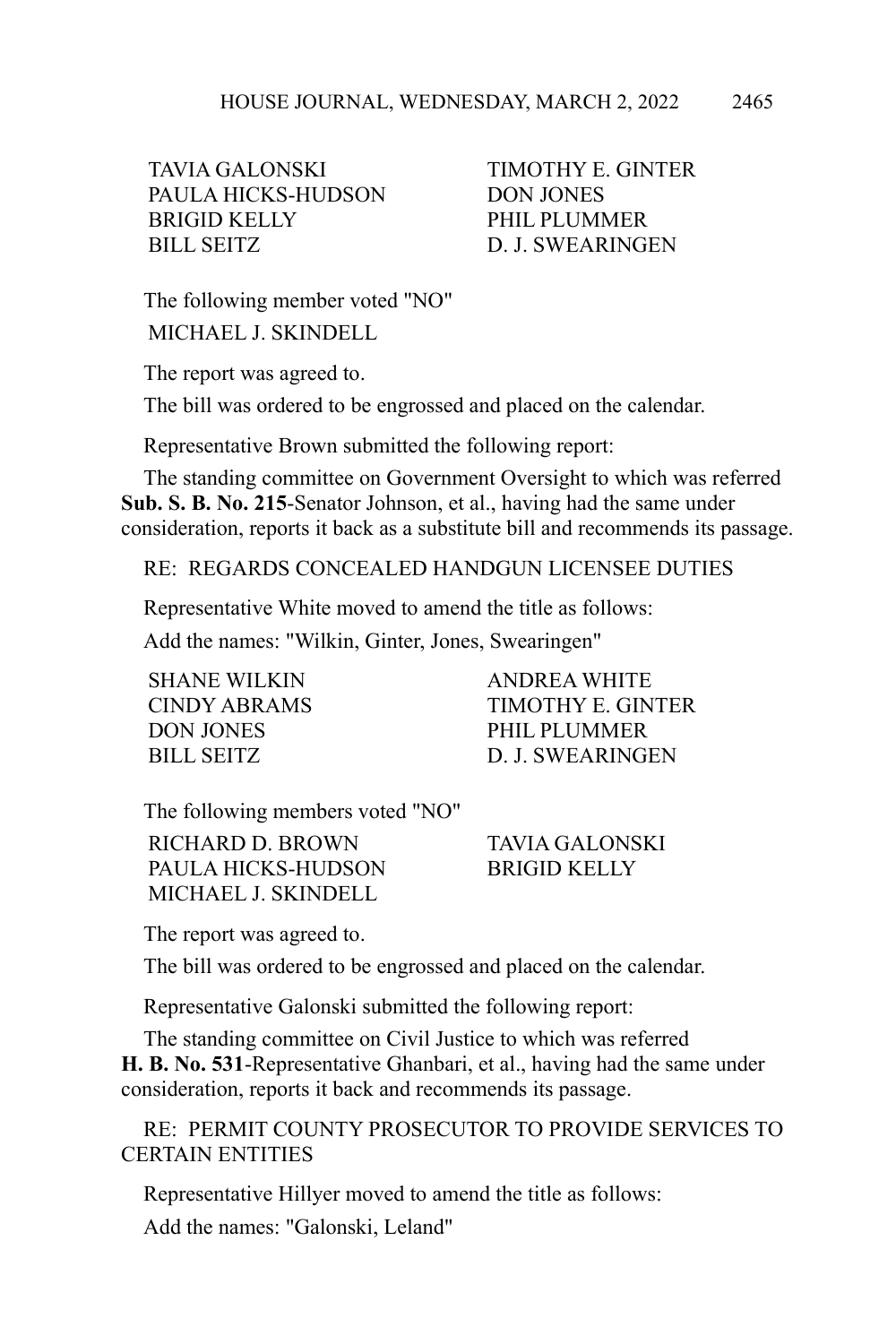| | |
|---|---|
| TAVIA GALONSKI | TIMOTHY E. GINTER |
| PAULA HICKS-HUDSON | DON JONES |
| BRIGID KELLY | PHIL PLUMMER |
| BILL SEITZ | D. J. SWEARINGEN |

The following member voted "NO"

MICHAEL J. SKINDELL

The report was agreed to.

The bill was ordered to be engrossed and placed on the calendar.

Representative Brown submitted the following report:

The standing committee on Government Oversight to which was referred **Sub. S. B. No. 215**-Senator Johnson, et al., having had the same under consideration, reports it back as a substitute bill and recommends its passage.

RE: REGARDS CONCEALED HANDGUN LICENSEE DUTIES

Representative White moved to amend the title as follows:

Add the names: "Wilkin, Ginter, Jones, Swearingen"

| | |
|---|---|
| SHANE WILKIN | ANDREA WHITE |
| CINDY ABRAMS | TIMOTHY E. GINTER |
| DON JONES | PHIL PLUMMER |
| BILL SEITZ | D. J. SWEARINGEN |

The following members voted "NO"

| | |
|---|---|
| RICHARD D. BROWN | TAVIA GALONSKI |
| PAULA HICKS-HUDSON | BRIGID KELLY |
| MICHAEL J. SKINDELL | |

The report was agreed to.

The bill was ordered to be engrossed and placed on the calendar.

Representative Galonski submitted the following report:

The standing committee on Civil Justice to which was referred **H. B. No. 531**-Representative Ghanbari, et al., having had the same under consideration, reports it back and recommends its passage.

RE: PERMIT COUNTY PROSECUTOR TO PROVIDE SERVICES TO CERTAIN ENTITIES

Representative Hillyer moved to amend the title as follows:

Add the names: "Galonski, Leland"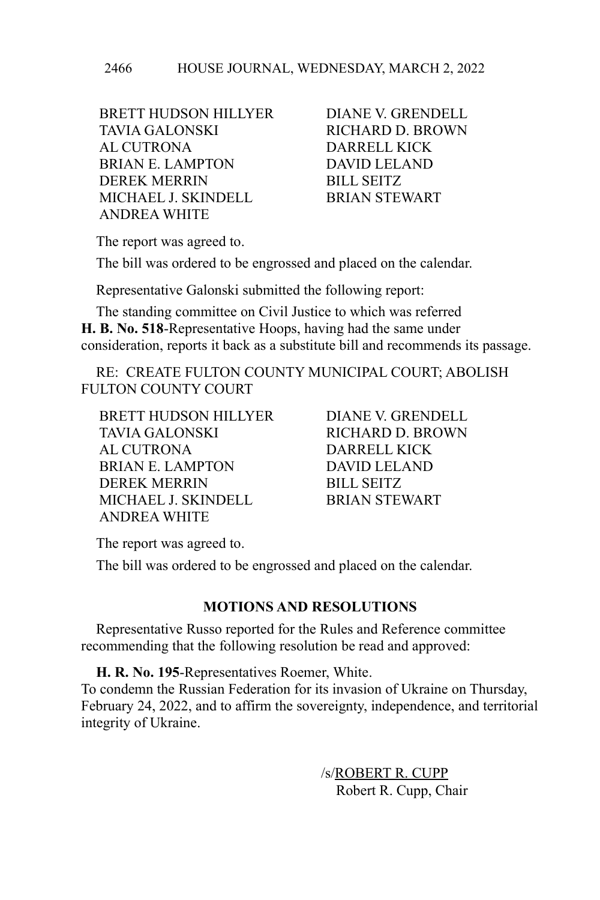BRETT HUDSON HILLYER DIANE V. GRENDELL
TAVIA GALONSKI RICHARD D. BROWN
AL CUTRONA DARRELL KICK
BRIAN E. LAMPTON DAVID LELAND
DEREK MERRIN BILL SEITZ
MICHAEL J. SKINDELL BRIAN STEWART
ANDREA WHITE

The report was agreed to.

The bill was ordered to be engrossed and placed on the calendar.

Representative Galonski submitted the following report:

The standing committee on Civil Justice to which was referred **H. B. No. 518**-Representative Hoops, having had the same under consideration, reports it back as a substitute bill and recommends its passage.

RE: CREATE FULTON COUNTY MUNICIPAL COURT; ABOLISH FULTON COUNTY COURT

BRETT HUDSON HILLYER DIANE V. GRENDELL
TAVIA GALONSKI RICHARD D. BROWN
AL CUTRONA DARRELL KICK
BRIAN E. LAMPTON DAVID LELAND
DEREK MERRIN BILL SEITZ
MICHAEL J. SKINDELL BRIAN STEWART
ANDREA WHITE

The report was agreed to.

The bill was ordered to be engrossed and placed on the calendar.

## MOTIONS AND RESOLUTIONS

Representative Russo reported for the Rules and Reference committee recommending that the following resolution be read and approved:

**H. R. No. 195**-Representatives Roemer, White.
To condemn the Russian Federation for its invasion of Ukraine on Thursday, February 24, 2022, and to affirm the sovereignty, independence, and territorial integrity of Ukraine.

/s/ROBERT R. CUPP
Robert R. Cupp, Chair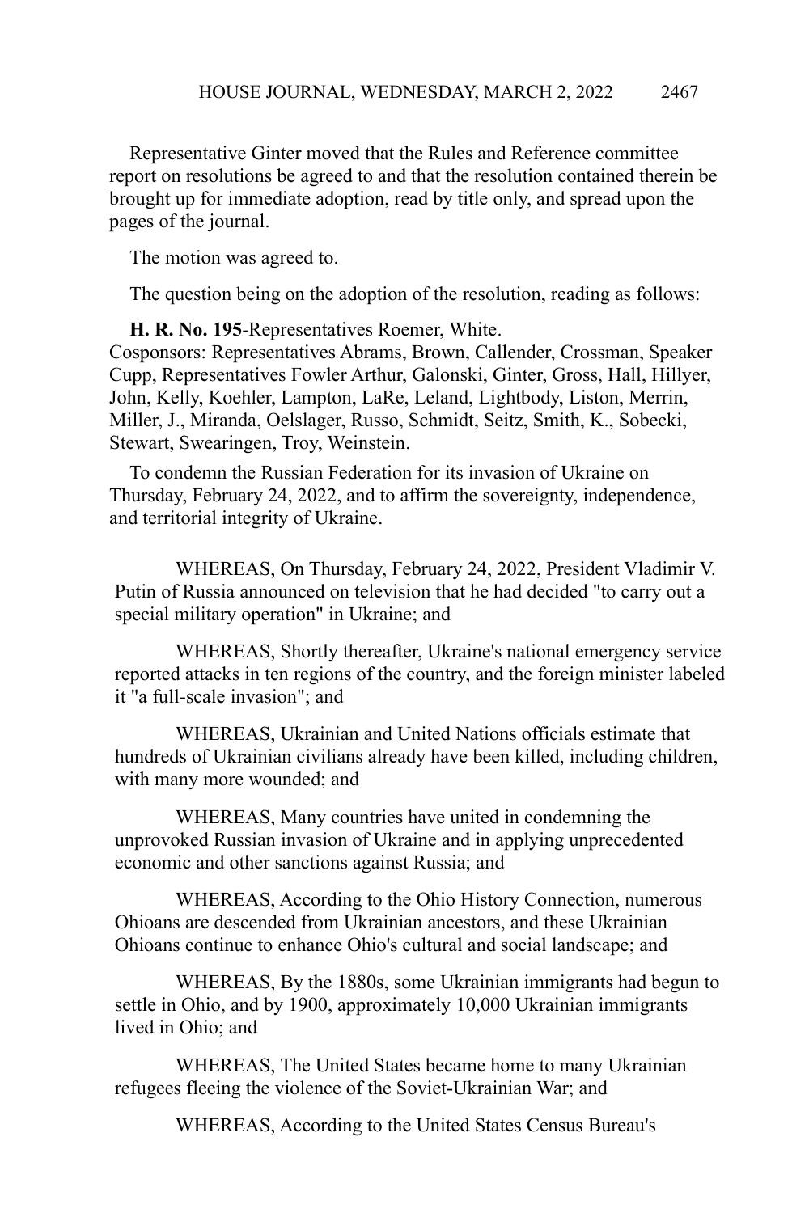Representative Ginter moved that the Rules and Reference committee report on resolutions be agreed to and that the resolution contained therein be brought up for immediate adoption, read by title only, and spread upon the pages of the journal.

The motion was agreed to.

The question being on the adoption of the resolution, reading as follows:

**H. R. No. 195**-Representatives Roemer, White.
Cosponsors: Representatives Abrams, Brown, Callender, Crossman, Speaker Cupp, Representatives Fowler Arthur, Galonski, Ginter, Gross, Hall, Hillyer, John, Kelly, Koehler, Lampton, LaRe, Leland, Lightbody, Liston, Merrin, Miller, J., Miranda, Oelslager, Russo, Schmidt, Seitz, Smith, K., Sobecki, Stewart, Swearingen, Troy, Weinstein.

To condemn the Russian Federation for its invasion of Ukraine on Thursday, February 24, 2022, and to affirm the sovereignty, independence, and territorial integrity of Ukraine.

WHEREAS, On Thursday, February 24, 2022, President Vladimir V. Putin of Russia announced on television that he had decided "to carry out a special military operation" in Ukraine; and

WHEREAS, Shortly thereafter, Ukraine's national emergency service reported attacks in ten regions of the country, and the foreign minister labeled it "a full-scale invasion"; and

WHEREAS, Ukrainian and United Nations officials estimate that hundreds of Ukrainian civilians already have been killed, including children, with many more wounded; and

WHEREAS, Many countries have united in condemning the unprovoked Russian invasion of Ukraine and in applying unprecedented economic and other sanctions against Russia; and

WHEREAS, According to the Ohio History Connection, numerous Ohioans are descended from Ukrainian ancestors, and these Ukrainian Ohioans continue to enhance Ohio's cultural and social landscape; and

WHEREAS, By the 1880s, some Ukrainian immigrants had begun to settle in Ohio, and by 1900, approximately 10,000 Ukrainian immigrants lived in Ohio; and

WHEREAS, The United States became home to many Ukrainian refugees fleeing the violence of the Soviet-Ukrainian War; and

WHEREAS, According to the United States Census Bureau's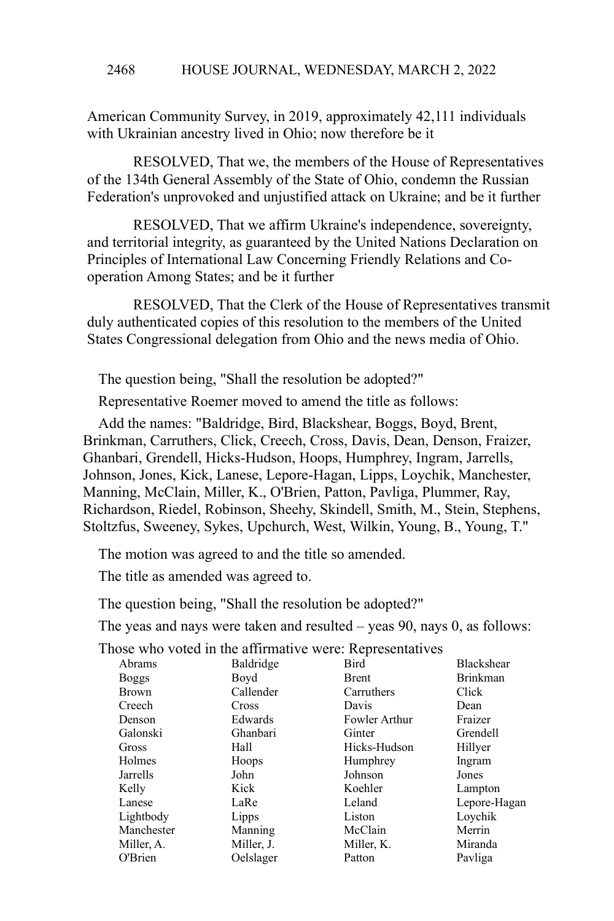American Community Survey, in 2019, approximately 42,111 individuals with Ukrainian ancestry lived in Ohio; now therefore be it

RESOLVED, That we, the members of the House of Representatives of the 134th General Assembly of the State of Ohio, condemn the Russian Federation's unprovoked and unjustified attack on Ukraine; and be it further

RESOLVED, That we affirm Ukraine's independence, sovereignty, and territorial integrity, as guaranteed by the United Nations Declaration on Principles of International Law Concerning Friendly Relations and Co-operation Among States; and be it further

RESOLVED, That the Clerk of the House of Representatives transmit duly authenticated copies of this resolution to the members of the United States Congressional delegation from Ohio and the news media of Ohio.

The question being, "Shall the resolution be adopted?"

Representative Roemer moved to amend the title as follows:

Add the names: "Baldridge, Bird, Blackshear, Boggs, Boyd, Brent, Brinkman, Carruthers, Click, Creech, Cross, Davis, Dean, Denson, Fraizer, Ghanbari, Grendell, Hicks-Hudson, Hoops, Humphrey, Ingram, Jarrells, Johnson, Jones, Kick, Lanese, Lepore-Hagan, Lipps, Loychik, Manchester, Manning, McClain, Miller, K., O'Brien, Patton, Pavliga, Plummer, Ray, Richardson, Riedel, Robinson, Sheehy, Skindell, Smith, M., Stein, Stephens, Stoltzfus, Sweeney, Sykes, Upchurch, West, Wilkin, Young, B., Young, T."

The motion was agreed to and the title so amended.

The title as amended was agreed to.

The question being, "Shall the resolution be adopted?"

The yeas and nays were taken and resulted – yeas 90, nays 0, as follows:

Those who voted in the affirmative were: Representatives

| | | | |
|---|---|---|---|
| Abrams | Baldridge | Bird | Blackshear |
| Boggs | Boyd | Brent | Brinkman |
| Brown | Callender | Carruthers | Click |
| Creech | Cross | Davis | Dean |
| Denson | Edwards | Fowler Arthur | Fraizer |
| Galonski | Ghanbari | Ginter | Grendell |
| Gross | Hall | Hicks-Hudson | Hillyer |
| Holmes | Hoops | Humphrey | Ingram |
| Jarrells | John | Johnson | Jones |
| Kelly | Kick | Koehler | Lampton |
| Lanese | LaRe | Leland | Lepore-Hagan |
| Lightbody | Lipps | Liston | Loychik |
| Manchester | Manning | McClain | Merrin |
| Miller, A. | Miller, J. | Miller, K. | Miranda |
| O'Brien | Oelslager | Patton | Pavliga |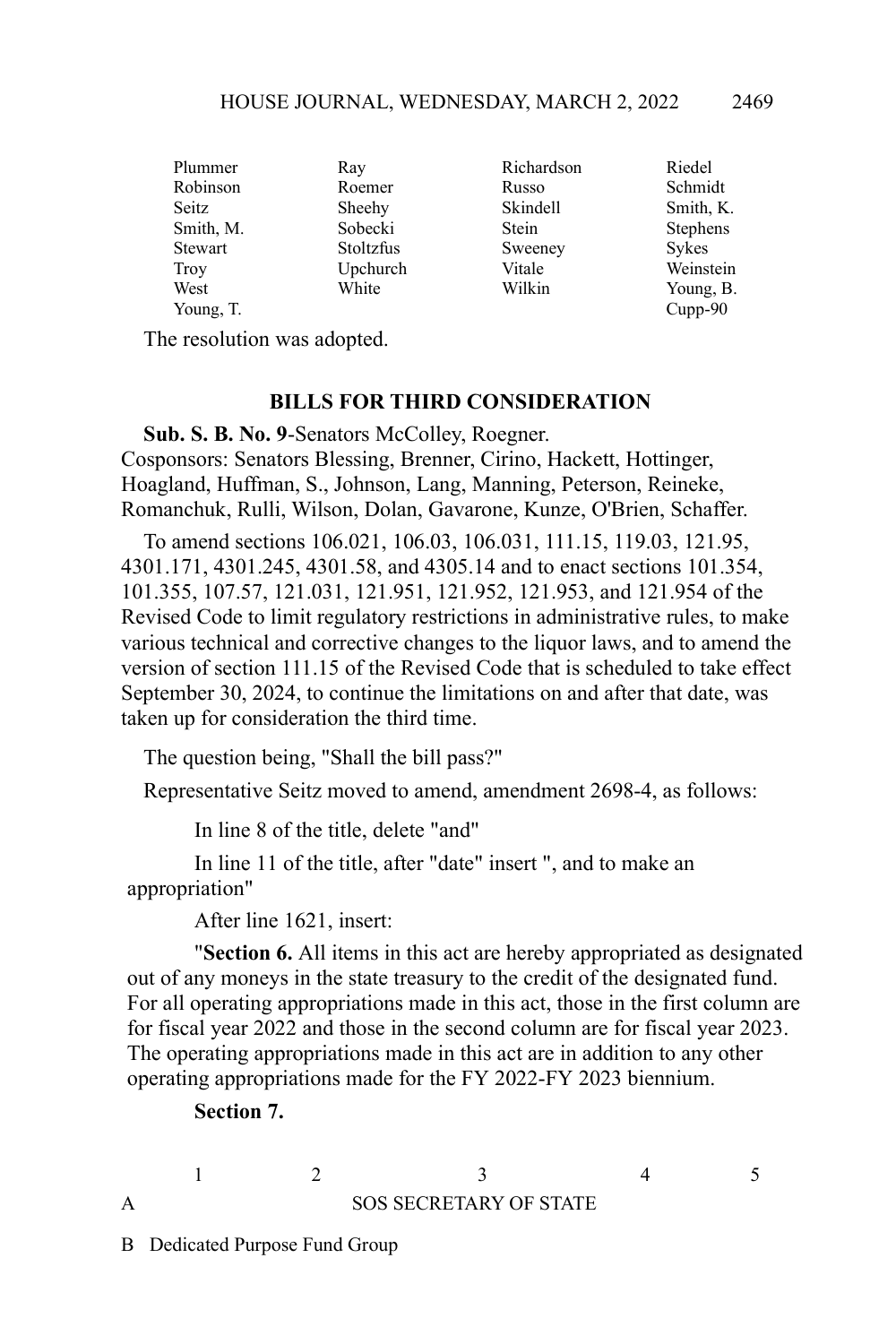| | | | |
|---|---|---|---|
| Plummer | Ray | Richardson | Riedel |
| Robinson | Roemer | Russo | Schmidt |
| Seitz | Sheehy | Skindell | Smith, K. |
| Smith, M. | Sobecki | Stein | Stephens |
| Stewart | Stoltzfus | Sweeney | Sykes |
| Troy | Upchurch | Vitale | Weinstein |
| West | White | Wilkin | Young, B. |
| Young, T. | | | Cupp-90 |

The resolution was adopted.

## BILLS FOR THIRD CONSIDERATION

**Sub. S. B. No. 9**-Senators McColley, Roegner.
Cosponsors: Senators Blessing, Brenner, Cirino, Hackett, Hottinger, Hoagland, Huffman, S., Johnson, Lang, Manning, Peterson, Reineke, Romanchuk, Rulli, Wilson, Dolan, Gavarone, Kunze, O'Brien, Schaffer.

To amend sections 106.021, 106.03, 106.031, 111.15, 119.03, 121.95, 4301.171, 4301.245, 4301.58, and 4305.14 and to enact sections 101.354, 101.355, 107.57, 121.031, 121.951, 121.952, 121.953, and 121.954 of the Revised Code to limit regulatory restrictions in administrative rules, to make various technical and corrective changes to the liquor laws, and to amend the version of section 111.15 of the Revised Code that is scheduled to take effect September 30, 2024, to continue the limitations on and after that date, was taken up for consideration the third time.

The question being, "Shall the bill pass?"

Representative Seitz moved to amend, amendment 2698-4, as follows:

In line 8 of the title, delete "and"

In line 11 of the title, after "date" insert ", and to make an appropriation"

After line 1621, insert:

"**Section 6.** All items in this act are hereby appropriated as designated out of any moneys in the state treasury to the credit of the designated fund. For all operating appropriations made in this act, those in the first column are for fiscal year 2022 and those in the second column are for fiscal year 2023. The operating appropriations made in this act are in addition to any other operating appropriations made for the FY 2022-FY 2023 biennium.

**Section 7.**

| | 1 | 2 | 3 | 4 | 5 |
|---|---|---|---|---|---|
| A | | | SOS SECRETARY OF STATE | | |
| B | Dedicated Purpose Fund Group | | | | |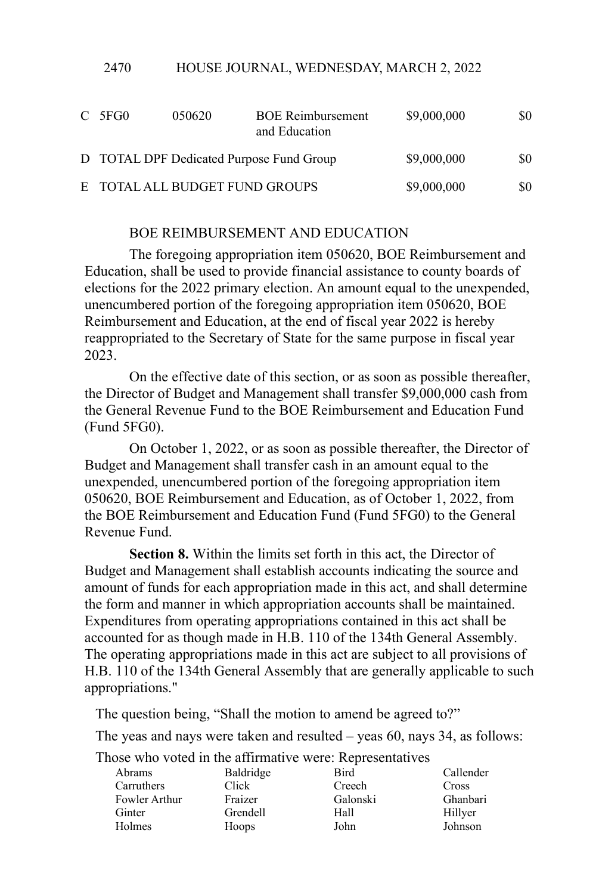| | | | | | |
|---|---|---|---|---|---|
| C | 5FG0 | 050620 | BOE Reimbursement and Education | $9,000,000 | $0 |
| D | TOTAL DPF Dedicated Purpose Fund Group | | | $9,000,000 | $0 |
| E | TOTAL ALL BUDGET FUND GROUPS | | | $9,000,000 | $0 |

BOE REIMBURSEMENT AND EDUCATION

The foregoing appropriation item 050620, BOE Reimbursement and Education, shall be used to provide financial assistance to county boards of elections for the 2022 primary election. An amount equal to the unexpended, unencumbered portion of the foregoing appropriation item 050620, BOE Reimbursement and Education, at the end of fiscal year 2022 is hereby reappropriated to the Secretary of State for the same purpose in fiscal year 2023.

On the effective date of this section, or as soon as possible thereafter, the Director of Budget and Management shall transfer $9,000,000 cash from the General Revenue Fund to the BOE Reimbursement and Education Fund (Fund 5FG0).

On October 1, 2022, or as soon as possible thereafter, the Director of Budget and Management shall transfer cash in an amount equal to the unexpended, unencumbered portion of the foregoing appropriation item 050620, BOE Reimbursement and Education, as of October 1, 2022, from the BOE Reimbursement and Education Fund (Fund 5FG0) to the General Revenue Fund.

**Section 8.** Within the limits set forth in this act, the Director of Budget and Management shall establish accounts indicating the source and amount of funds for each appropriation made in this act, and shall determine the form and manner in which appropriation accounts shall be maintained. Expenditures from operating appropriations contained in this act shall be accounted for as though made in H.B. 110 of the 134th General Assembly. The operating appropriations made in this act are subject to all provisions of H.B. 110 of the 134th General Assembly that are generally applicable to such appropriations."

The question being, "Shall the motion to amend be agreed to?"

The yeas and nays were taken and resulted – yeas 60, nays 34, as follows:

Those who voted in the affirmative were: Representatives

| | | | |
|---|---|---|---|
| Abrams | Baldridge | Bird | Callender |
| Carruthers | Click | Creech | Cross |
| Fowler Arthur | Fraizer | Galonski | Ghanbari |
| Ginter | Grendell | Hall | Hillyer |
| Holmes | Hoops | John | Johnson |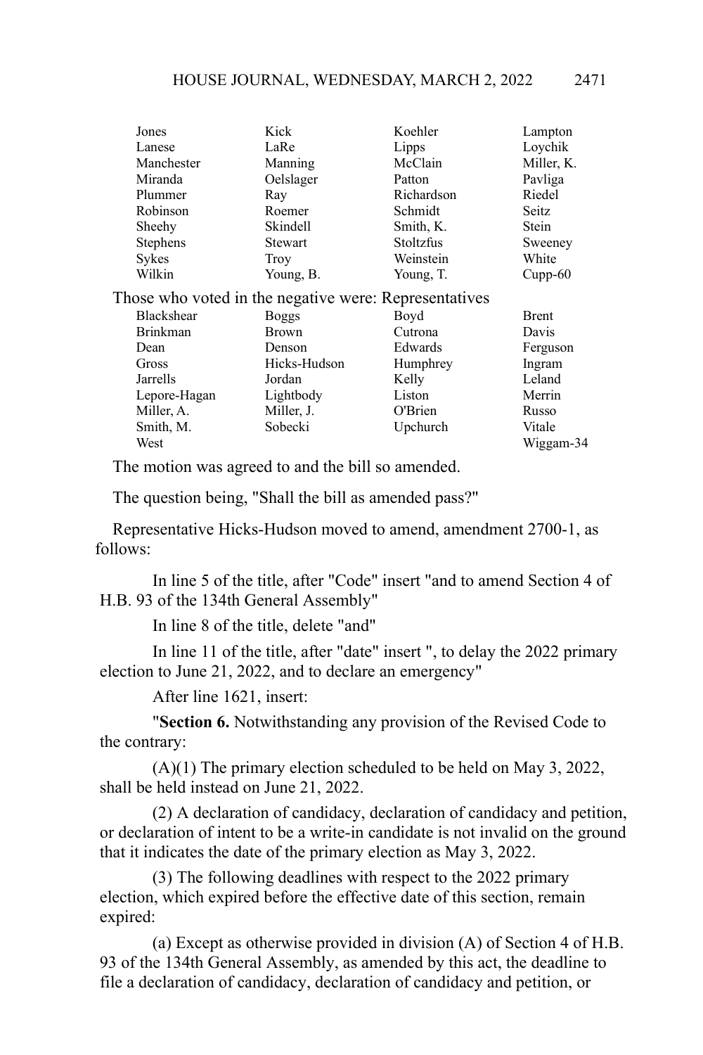| | | | |
|---|---|---|---|
| Jones | Kick | Koehler | Lampton |
| Lanese | LaRe | Lipps | Loychik |
| Manchester | Manning | McClain | Miller, K. |
| Miranda | Oelslager | Patton | Pavliga |
| Plummer | Ray | Richardson | Riedel |
| Robinson | Roemer | Schmidt | Seitz |
| Sheehy | Skindell | Smith, K. | Stein |
| Stephens | Stewart | Stoltzfus | Sweeney |
| Sykes | Troy | Weinstein | White |
| Wilkin | Young, B. | Young, T. | Cupp-60 |

Those who voted in the negative were: Representatives

| | | | |
|---|---|---|---|
| Blackshear | Boggs | Boyd | Brent |
| Brinkman | Brown | Cutrona | Davis |
| Dean | Denson | Edwards | Ferguson |
| Gross | Hicks-Hudson | Humphrey | Ingram |
| Jarrells | Jordan | Kelly | Leland |
| Lepore-Hagan | Lightbody | Liston | Merrin |
| Miller, A. | Miller, J. | O'Brien | Russo |
| Smith, M. | Sobecki | Upchurch | Vitale |
| West | | | Wiggam-34 |

The motion was agreed to and the bill so amended.

The question being, "Shall the bill as amended pass?"

Representative Hicks-Hudson moved to amend, amendment 2700-1, as follows:

In line 5 of the title, after "Code" insert "and to amend Section 4 of H.B. 93 of the 134th General Assembly"

In line 8 of the title, delete "and"

In line 11 of the title, after "date" insert ", to delay the 2022 primary election to June 21, 2022, and to declare an emergency"

After line 1621, insert:

"**Section 6.** Notwithstanding any provision of the Revised Code to the contrary:

(A)(1) The primary election scheduled to be held on May 3, 2022, shall be held instead on June 21, 2022.

(2) A declaration of candidacy, declaration of candidacy and petition, or declaration of intent to be a write-in candidate is not invalid on the ground that it indicates the date of the primary election as May 3, 2022.

(3) The following deadlines with respect to the 2022 primary election, which expired before the effective date of this section, remain expired:

(a) Except as otherwise provided in division (A) of Section 4 of H.B. 93 of the 134th General Assembly, as amended by this act, the deadline to file a declaration of candidacy, declaration of candidacy and petition, or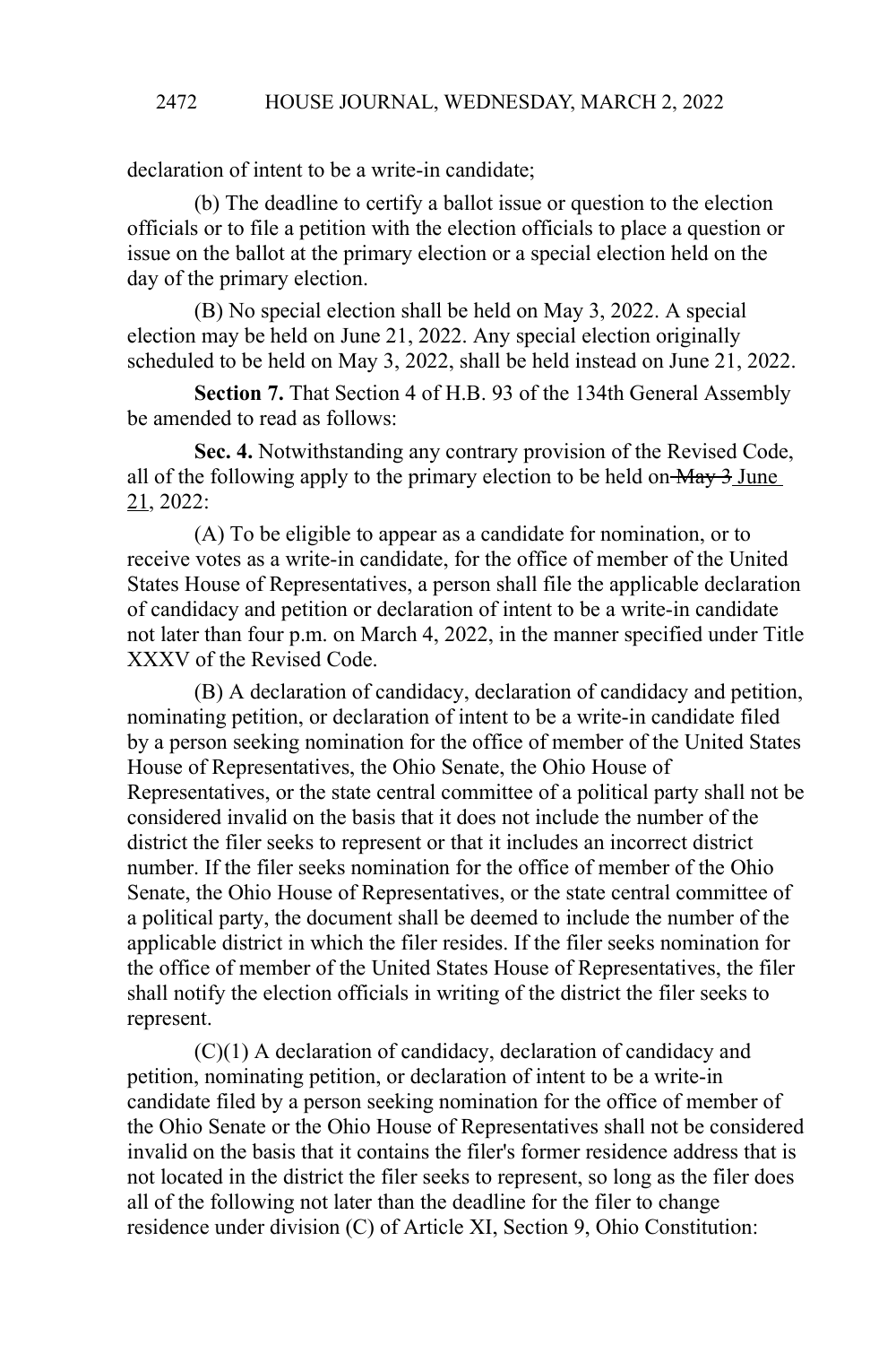declaration of intent to be a write-in candidate;

(b) The deadline to certify a ballot issue or question to the election officials or to file a petition with the election officials to place a question or issue on the ballot at the primary election or a special election held on the day of the primary election.

(B) No special election shall be held on May 3, 2022. A special election may be held on June 21, 2022. Any special election originally scheduled to be held on May 3, 2022, shall be held instead on June 21, 2022.

**Section 7.** That Section 4 of H.B. 93 of the 134th General Assembly be amended to read as follows:

**Sec. 4.** Notwithstanding any contrary provision of the Revised Code, all of the following apply to the primary election to be held on ~~May 3~~ June 21, 2022:

(A) To be eligible to appear as a candidate for nomination, or to receive votes as a write-in candidate, for the office of member of the United States House of Representatives, a person shall file the applicable declaration of candidacy and petition or declaration of intent to be a write-in candidate not later than four p.m. on March 4, 2022, in the manner specified under Title XXXV of the Revised Code.

(B) A declaration of candidacy, declaration of candidacy and petition, nominating petition, or declaration of intent to be a write-in candidate filed by a person seeking nomination for the office of member of the United States House of Representatives, the Ohio Senate, the Ohio House of Representatives, or the state central committee of a political party shall not be considered invalid on the basis that it does not include the number of the district the filer seeks to represent or that it includes an incorrect district number. If the filer seeks nomination for the office of member of the Ohio Senate, the Ohio House of Representatives, or the state central committee of a political party, the document shall be deemed to include the number of the applicable district in which the filer resides. If the filer seeks nomination for the office of member of the United States House of Representatives, the filer shall notify the election officials in writing of the district the filer seeks to represent.

(C)(1) A declaration of candidacy, declaration of candidacy and petition, nominating petition, or declaration of intent to be a write-in candidate filed by a person seeking nomination for the office of member of the Ohio Senate or the Ohio House of Representatives shall not be considered invalid on the basis that it contains the filer's former residence address that is not located in the district the filer seeks to represent, so long as the filer does all of the following not later than the deadline for the filer to change residence under division (C) of Article XI, Section 9, Ohio Constitution: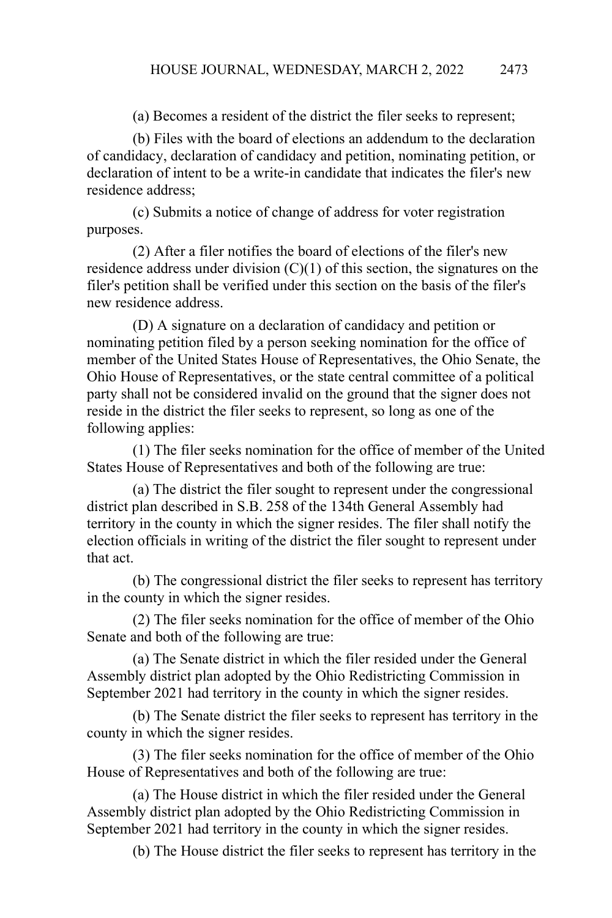(a) Becomes a resident of the district the filer seeks to represent;

(b) Files with the board of elections an addendum to the declaration of candidacy, declaration of candidacy and petition, nominating petition, or declaration of intent to be a write-in candidate that indicates the filer's new residence address;

(c) Submits a notice of change of address for voter registration purposes.

(2) After a filer notifies the board of elections of the filer's new residence address under division (C)(1) of this section, the signatures on the filer's petition shall be verified under this section on the basis of the filer's new residence address.

(D) A signature on a declaration of candidacy and petition or nominating petition filed by a person seeking nomination for the office of member of the United States House of Representatives, the Ohio Senate, the Ohio House of Representatives, or the state central committee of a political party shall not be considered invalid on the ground that the signer does not reside in the district the filer seeks to represent, so long as one of the following applies:

(1) The filer seeks nomination for the office of member of the United States House of Representatives and both of the following are true:

(a) The district the filer sought to represent under the congressional district plan described in S.B. 258 of the 134th General Assembly had territory in the county in which the signer resides. The filer shall notify the election officials in writing of the district the filer sought to represent under that act.

(b) The congressional district the filer seeks to represent has territory in the county in which the signer resides.

(2) The filer seeks nomination for the office of member of the Ohio Senate and both of the following are true:

(a) The Senate district in which the filer resided under the General Assembly district plan adopted by the Ohio Redistricting Commission in September 2021 had territory in the county in which the signer resides.

(b) The Senate district the filer seeks to represent has territory in the county in which the signer resides.

(3) The filer seeks nomination for the office of member of the Ohio House of Representatives and both of the following are true:

(a) The House district in which the filer resided under the General Assembly district plan adopted by the Ohio Redistricting Commission in September 2021 had territory in the county in which the signer resides.

(b) The House district the filer seeks to represent has territory in the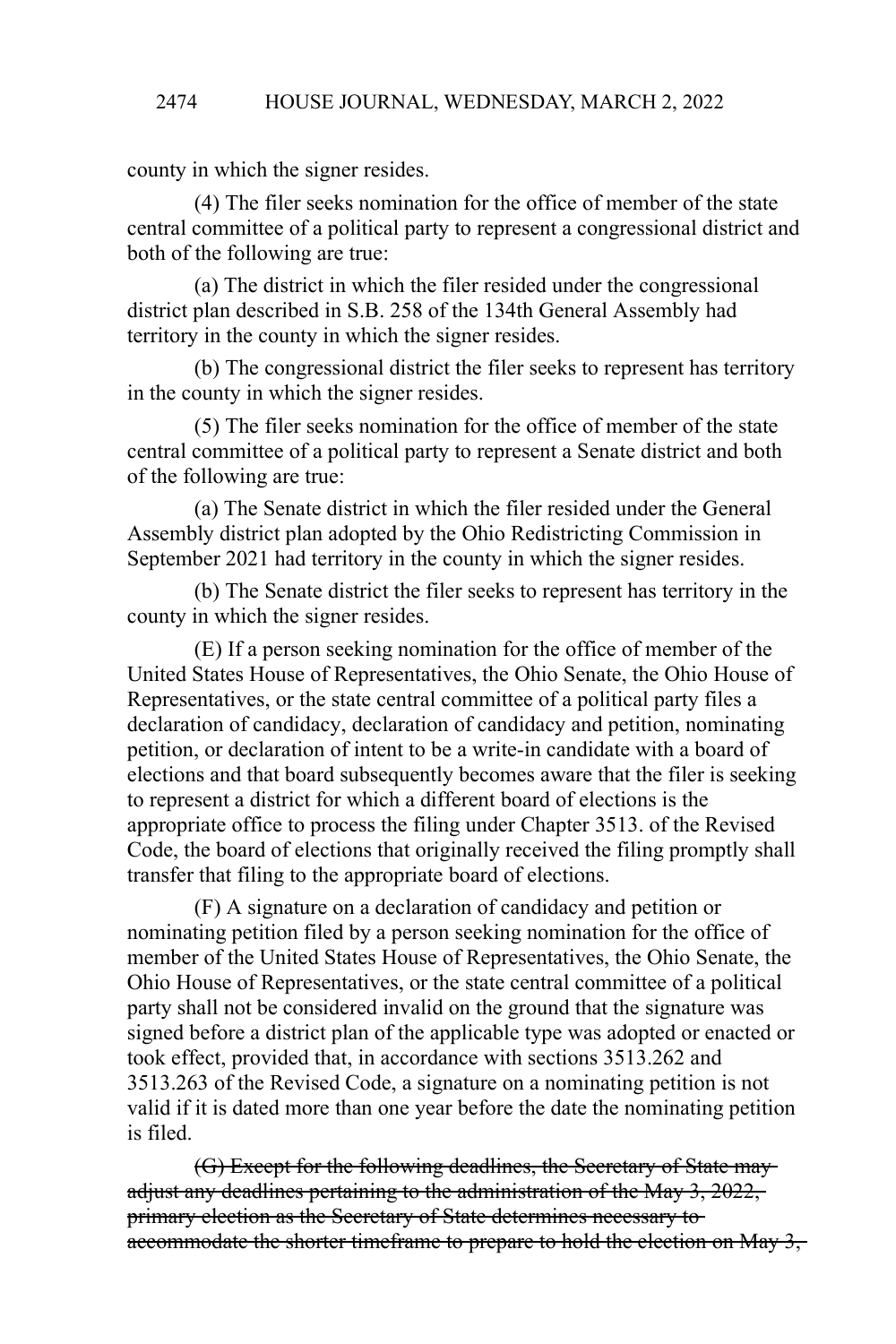county in which the signer resides.

(4) The filer seeks nomination for the office of member of the state central committee of a political party to represent a congressional district and both of the following are true:

(a) The district in which the filer resided under the congressional district plan described in S.B. 258 of the 134th General Assembly had territory in the county in which the signer resides.

(b) The congressional district the filer seeks to represent has territory in the county in which the signer resides.

(5) The filer seeks nomination for the office of member of the state central committee of a political party to represent a Senate district and both of the following are true:

(a) The Senate district in which the filer resided under the General Assembly district plan adopted by the Ohio Redistricting Commission in September 2021 had territory in the county in which the signer resides.

(b) The Senate district the filer seeks to represent has territory in the county in which the signer resides.

(E) If a person seeking nomination for the office of member of the United States House of Representatives, the Ohio Senate, the Ohio House of Representatives, or the state central committee of a political party files a declaration of candidacy, declaration of candidacy and petition, nominating petition, or declaration of intent to be a write-in candidate with a board of elections and that board subsequently becomes aware that the filer is seeking to represent a district for which a different board of elections is the appropriate office to process the filing under Chapter 3513. of the Revised Code, the board of elections that originally received the filing promptly shall transfer that filing to the appropriate board of elections.

(F) A signature on a declaration of candidacy and petition or nominating petition filed by a person seeking nomination for the office of member of the United States House of Representatives, the Ohio Senate, the Ohio House of Representatives, or the state central committee of a political party shall not be considered invalid on the ground that the signature was signed before a district plan of the applicable type was adopted or enacted or took effect, provided that, in accordance with sections 3513.262 and 3513.263 of the Revised Code, a signature on a nominating petition is not valid if it is dated more than one year before the date the nominating petition is filed.

~~(G) Except for the following deadlines, the Secretary of State may adjust any deadlines pertaining to the administration of the May 3, 2022, primary election as the Secretary of State determines necessary to accommodate the shorter timeframe to prepare to hold the election on May 3,~~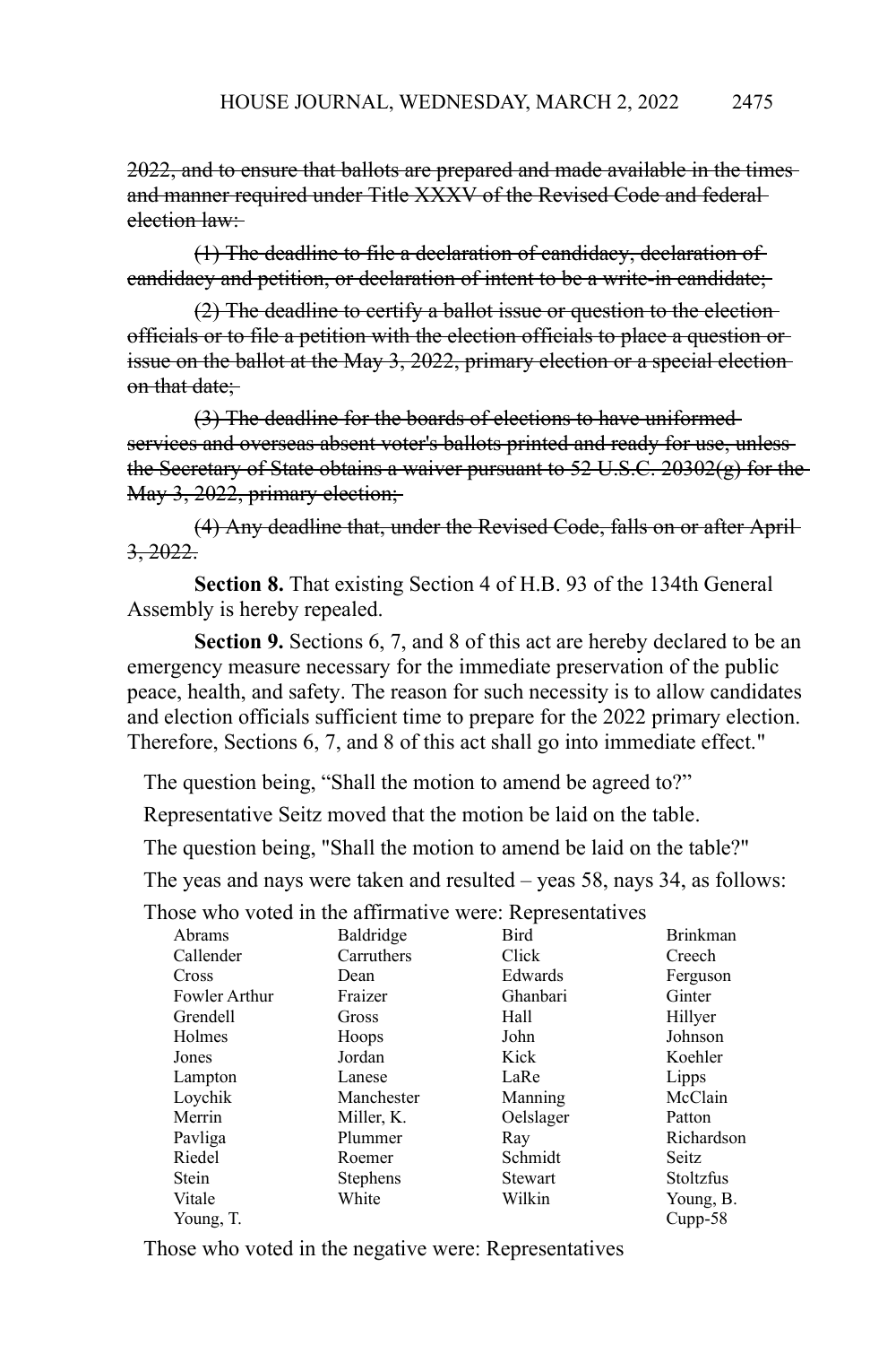~~2022, and to ensure that ballots are prepared and made available in the times and manner required under Title XXXV of the Revised Code and federal election law:~~

~~(1) The deadline to file a declaration of candidacy, declaration of candidacy and petition, or declaration of intent to be a write-in candidate;~~

~~(2) The deadline to certify a ballot issue or question to the election officials or to file a petition with the election officials to place a question or issue on the ballot at the May 3, 2022, primary election or a special election on that date;~~

~~(3) The deadline for the boards of elections to have uniformed services and overseas absent voter's ballots printed and ready for use, unless the Secretary of State obtains a waiver pursuant to 52 U.S.C. 20302(g) for the May 3, 2022, primary election;~~

~~(4) Any deadline that, under the Revised Code, falls on or after April 3, 2022.~~

**Section 8.** That existing Section 4 of H.B. 93 of the 134th General Assembly is hereby repealed.

**Section 9.** Sections 6, 7, and 8 of this act are hereby declared to be an emergency measure necessary for the immediate preservation of the public peace, health, and safety. The reason for such necessity is to allow candidates and election officials sufficient time to prepare for the 2022 primary election. Therefore, Sections 6, 7, and 8 of this act shall go into immediate effect."

The question being, "Shall the motion to amend be agreed to?"

Representative Seitz moved that the motion be laid on the table.

The question being, "Shall the motion to amend be laid on the table?"

The yeas and nays were taken and resulted – yeas 58, nays 34, as follows:

Those who voted in the affirmative were: Representatives

| | | | |
|---|---|---|---|
| Abrams | Baldridge | Bird | Brinkman |
| Callender | Carruthers | Click | Creech |
| Cross | Dean | Edwards | Ferguson |
| Fowler Arthur | Fraizer | Ghanbari | Ginter |
| Grendell | Gross | Hall | Hillyer |
| Holmes | Hoops | John | Johnson |
| Jones | Jordan | Kick | Koehler |
| Lampton | Lanese | LaRe | Lipps |
| Loychik | Manchester | Manning | McClain |
| Merrin | Miller, K. | Oelslager | Patton |
| Pavliga | Plummer | Ray | Richardson |
| Riedel | Roemer | Schmidt | Seitz |
| Stein | Stephens | Stewart | Stoltzfus |
| Vitale | White | Wilkin | Young, B. |
| Young, T. | | | Cupp-58 |

Those who voted in the negative were: Representatives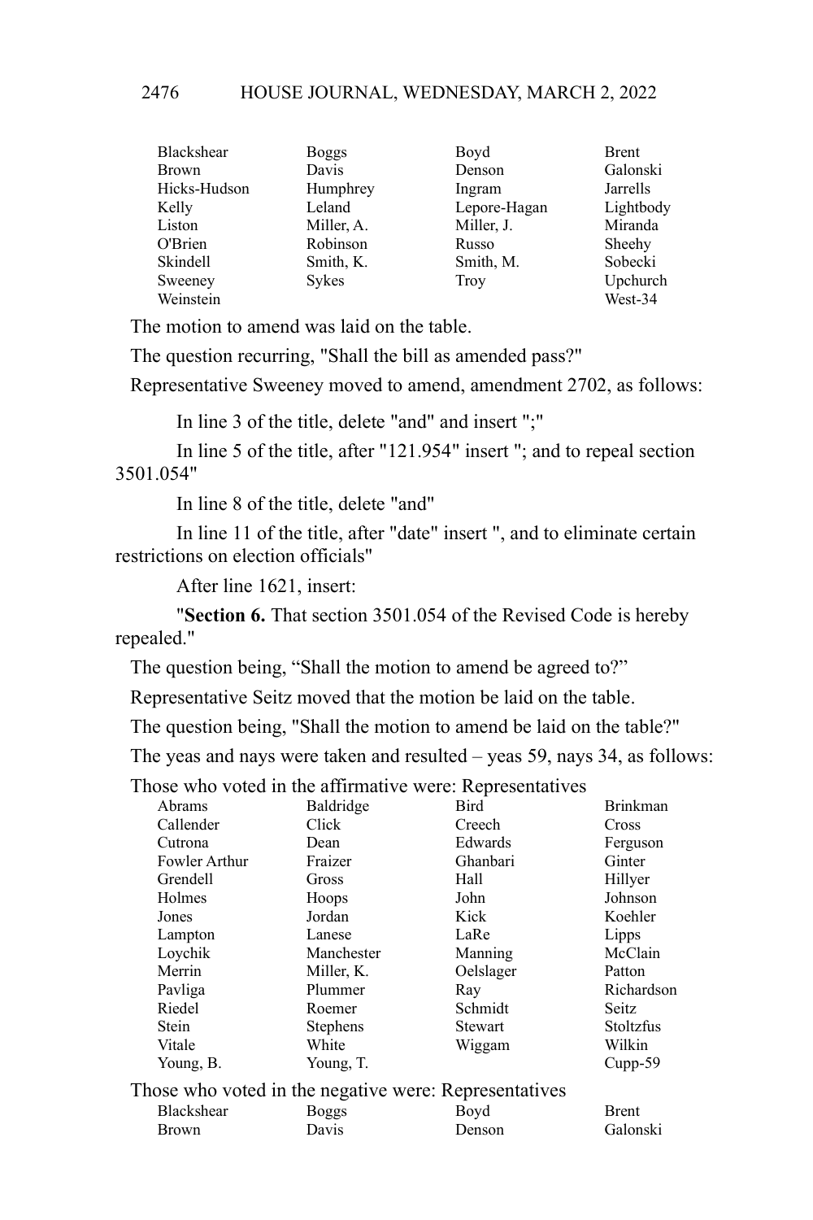| | | | |
|---|---|---|---|
| Blackshear | Boggs | Boyd | Brent |
| Brown | Davis | Denson | Galonski |
| Hicks-Hudson | Humphrey | Ingram | Jarrells |
| Kelly | Leland | Lepore-Hagan | Lightbody |
| Liston | Miller, A. | Miller, J. | Miranda |
| O'Brien | Robinson | Russo | Sheehy |
| Skindell | Smith, K. | Smith, M. | Sobecki |
| Sweeney | Sykes | Troy | Upchurch |
| Weinstein | | | West-34 |

The motion to amend was laid on the table.

The question recurring, "Shall the bill as amended pass?"

Representative Sweeney moved to amend, amendment 2702, as follows:

In line 3 of the title, delete "and" and insert ";"

In line 5 of the title, after "121.954" insert "; and to repeal section 3501.054"

In line 8 of the title, delete "and"

In line 11 of the title, after "date" insert ", and to eliminate certain restrictions on election officials"

After line 1621, insert:

"**Section 6.** That section 3501.054 of the Revised Code is hereby repealed."

The question being, "Shall the motion to amend be agreed to?"

Representative Seitz moved that the motion be laid on the table.

The question being, "Shall the motion to amend be laid on the table?"

The yeas and nays were taken and resulted – yeas 59, nays 34, as follows:

Those who voted in the affirmative were: Representatives

| | | | |
|---|---|---|---|
| Abrams | Baldridge | Bird | Brinkman |
| Callender | Click | Creech | Cross |
| Cutrona | Dean | Edwards | Ferguson |
| Fowler Arthur | Fraizer | Ghanbari | Ginter |
| Grendell | Gross | Hall | Hillyer |
| Holmes | Hoops | John | Johnson |
| Jones | Jordan | Kick | Koehler |
| Lampton | Lanese | LaRe | Lipps |
| Loychik | Manchester | Manning | McClain |
| Merrin | Miller, K. | Oelslager | Patton |
| Pavliga | Plummer | Ray | Richardson |
| Riedel | Roemer | Schmidt | Seitz |
| Stein | Stephens | Stewart | Stoltzfus |
| Vitale | White | Wiggam | Wilkin |
| Young, B. | Young, T. | | Cupp-59 |

Those who voted in the negative were: Representatives

| | | | |
|---|---|---|---|
| Blackshear | Boggs | Boyd | Brent |
| Brown | Davis | Denson | Galonski |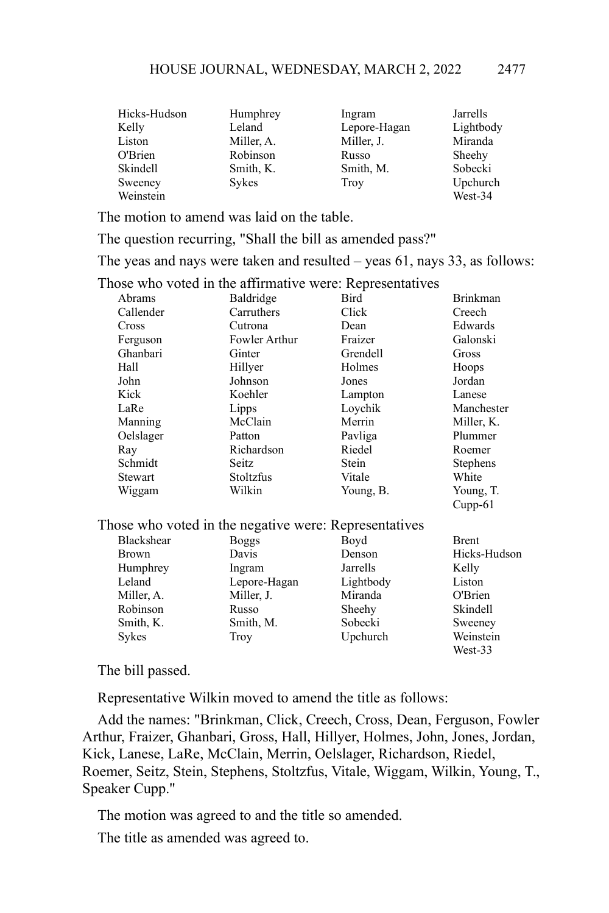| | | | |
|---|---|---|---|
| Hicks-Hudson | Humphrey | Ingram | Jarrells |
| Kelly | Leland | Lepore-Hagan | Lightbody |
| Liston | Miller, A. | Miller, J. | Miranda |
| O'Brien | Robinson | Russo | Sheehy |
| Skindell | Smith, K. | Smith, M. | Sobecki |
| Sweeney | Sykes | Troy | Upchurch |
| Weinstein | | | West-34 |

The motion to amend was laid on the table.

The question recurring, "Shall the bill as amended pass?"

The yeas and nays were taken and resulted – yeas 61, nays 33, as follows:

Those who voted in the affirmative were: Representatives

| | | | |
|---|---|---|---|
| Abrams | Baldridge | Bird | Brinkman |
| Callender | Carruthers | Click | Creech |
| Cross | Cutrona | Dean | Edwards |
| Ferguson | Fowler Arthur | Fraizer | Galonski |
| Ghanbari | Ginter | Grendell | Gross |
| Hall | Hillyer | Holmes | Hoops |
| John | Johnson | Jones | Jordan |
| Kick | Koehler | Lampton | Lanese |
| LaRe | Lipps | Loychik | Manchester |
| Manning | McClain | Merrin | Miller, K. |
| Oelslager | Patton | Pavliga | Plummer |
| Ray | Richardson | Riedel | Roemer |
| Schmidt | Seitz | Stein | Stephens |
| Stewart | Stoltzfus | Vitale | White |
| Wiggam | Wilkin | Young, B. | Young, T. |
| | | | Cupp-61 |

Those who voted in the negative were: Representatives

| | | | |
|---|---|---|---|
| Blackshear | Boggs | Boyd | Brent |
| Brown | Davis | Denson | Hicks-Hudson |
| Humphrey | Ingram | Jarrells | Kelly |
| Leland | Lepore-Hagan | Lightbody | Liston |
| Miller, A. | Miller, J. | Miranda | O'Brien |
| Robinson | Russo | Sheehy | Skindell |
| Smith, K. | Smith, M. | Sobecki | Sweeney |
| Sykes | Troy | Upchurch | Weinstein |
| | | | West-33 |

The bill passed.

Representative Wilkin moved to amend the title as follows:

Add the names: "Brinkman, Click, Creech, Cross, Dean, Ferguson, Fowler Arthur, Fraizer, Ghanbari, Gross, Hall, Hillyer, Holmes, John, Jones, Jordan, Kick, Lanese, LaRe, McClain, Merrin, Oelslager, Richardson, Riedel, Roemer, Seitz, Stein, Stephens, Stoltzfus, Vitale, Wiggam, Wilkin, Young, T., Speaker Cupp."

The motion was agreed to and the title so amended.

The title as amended was agreed to.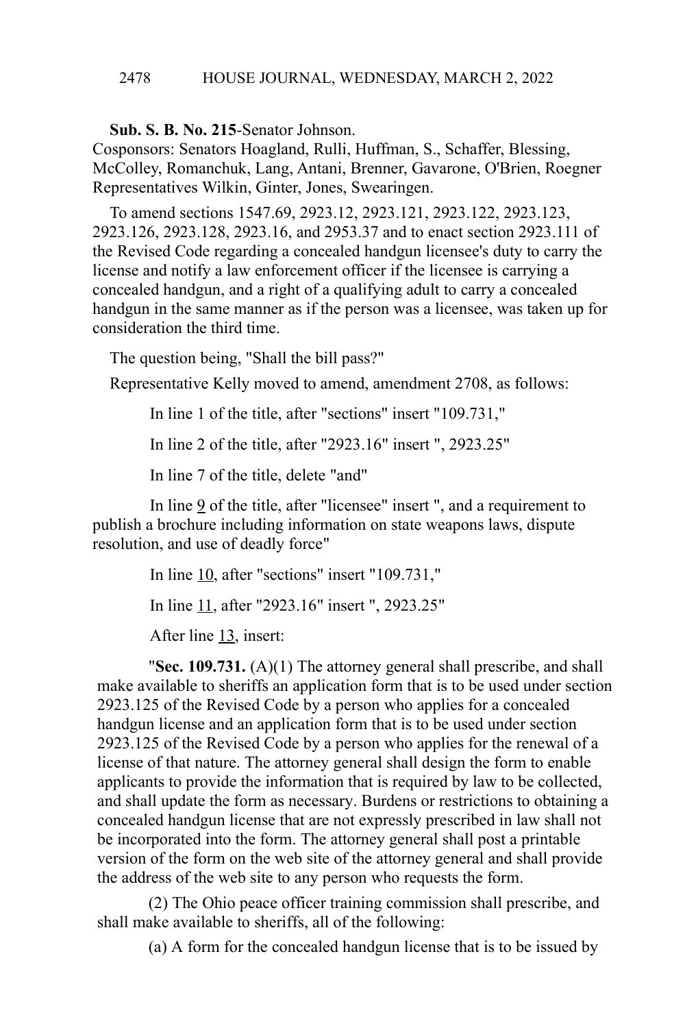**Sub. S. B. No. 215**-Senator Johnson.
Cosponsors: Senators Hoagland, Rulli, Huffman, S., Schaffer, Blessing, McColley, Romanchuk, Lang, Antani, Brenner, Gavarone, O'Brien, Roegner Representatives Wilkin, Ginter, Jones, Swearingen.

To amend sections 1547.69, 2923.12, 2923.121, 2923.122, 2923.123, 2923.126, 2923.128, 2923.16, and 2953.37 and to enact section 2923.111 of the Revised Code regarding a concealed handgun licensee's duty to carry the license and notify a law enforcement officer if the licensee is carrying a concealed handgun, and a right of a qualifying adult to carry a concealed handgun in the same manner as if the person was a licensee, was taken up for consideration the third time.

The question being, "Shall the bill pass?"

Representative Kelly moved to amend, amendment 2708, as follows:

In line 1 of the title, after "sections" insert "109.731,"

In line 2 of the title, after "2923.16" insert ", 2923.25"

In line 7 of the title, delete "and"

In line 9 of the title, after "licensee" insert ", and a requirement to publish a brochure including information on state weapons laws, dispute resolution, and use of deadly force"

In line 10, after "sections" insert "109.731,"

In line 11, after "2923.16" insert ", 2923.25"

After line 13, insert:

"**Sec. 109.731.** (A)(1) The attorney general shall prescribe, and shall make available to sheriffs an application form that is to be used under section 2923.125 of the Revised Code by a person who applies for a concealed handgun license and an application form that is to be used under section 2923.125 of the Revised Code by a person who applies for the renewal of a license of that nature. The attorney general shall design the form to enable applicants to provide the information that is required by law to be collected, and shall update the form as necessary. Burdens or restrictions to obtaining a concealed handgun license that are not expressly prescribed in law shall not be incorporated into the form. The attorney general shall post a printable version of the form on the web site of the attorney general and shall provide the address of the web site to any person who requests the form.

(2) The Ohio peace officer training commission shall prescribe, and shall make available to sheriffs, all of the following:

(a) A form for the concealed handgun license that is to be issued by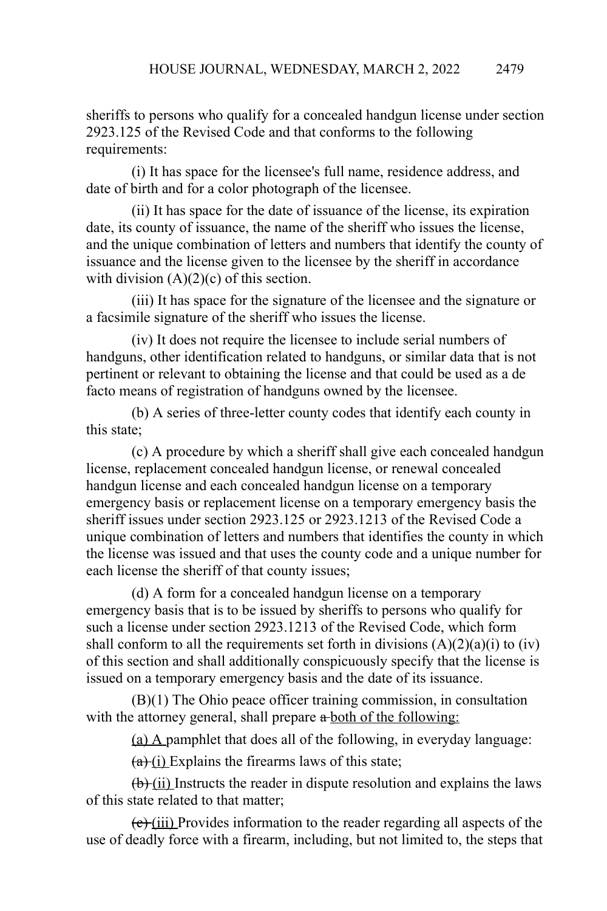sheriffs to persons who qualify for a concealed handgun license under section 2923.125 of the Revised Code and that conforms to the following requirements:

(i) It has space for the licensee's full name, residence address, and date of birth and for a color photograph of the licensee.

(ii) It has space for the date of issuance of the license, its expiration date, its county of issuance, the name of the sheriff who issues the license, and the unique combination of letters and numbers that identify the county of issuance and the license given to the licensee by the sheriff in accordance with division (A)(2)(c) of this section.

(iii) It has space for the signature of the licensee and the signature or a facsimile signature of the sheriff who issues the license.

(iv) It does not require the licensee to include serial numbers of handguns, other identification related to handguns, or similar data that is not pertinent or relevant to obtaining the license and that could be used as a de facto means of registration of handguns owned by the licensee.

(b) A series of three-letter county codes that identify each county in this state;

(c) A procedure by which a sheriff shall give each concealed handgun license, replacement concealed handgun license, or renewal concealed handgun license and each concealed handgun license on a temporary emergency basis or replacement license on a temporary emergency basis the sheriff issues under section 2923.125 or 2923.1213 of the Revised Code a unique combination of letters and numbers that identifies the county in which the license was issued and that uses the county code and a unique number for each license the sheriff of that county issues;

(d) A form for a concealed handgun license on a temporary emergency basis that is to be issued by sheriffs to persons who qualify for such a license under section 2923.1213 of the Revised Code, which form shall conform to all the requirements set forth in divisions (A)(2)(a)(i) to (iv) of this section and shall additionally conspicuously specify that the license is issued on a temporary emergency basis and the date of its issuance.

(B)(1) The Ohio peace officer training commission, in consultation with the attorney general, shall prepare ~~a~~ both of the following:

(a) A pamphlet that does all of the following, in everyday language:

~~(a)~~ (i) Explains the firearms laws of this state;

~~(b)~~ (ii) Instructs the reader in dispute resolution and explains the laws of this state related to that matter;

~~(c)~~ (iii) Provides information to the reader regarding all aspects of the use of deadly force with a firearm, including, but not limited to, the steps that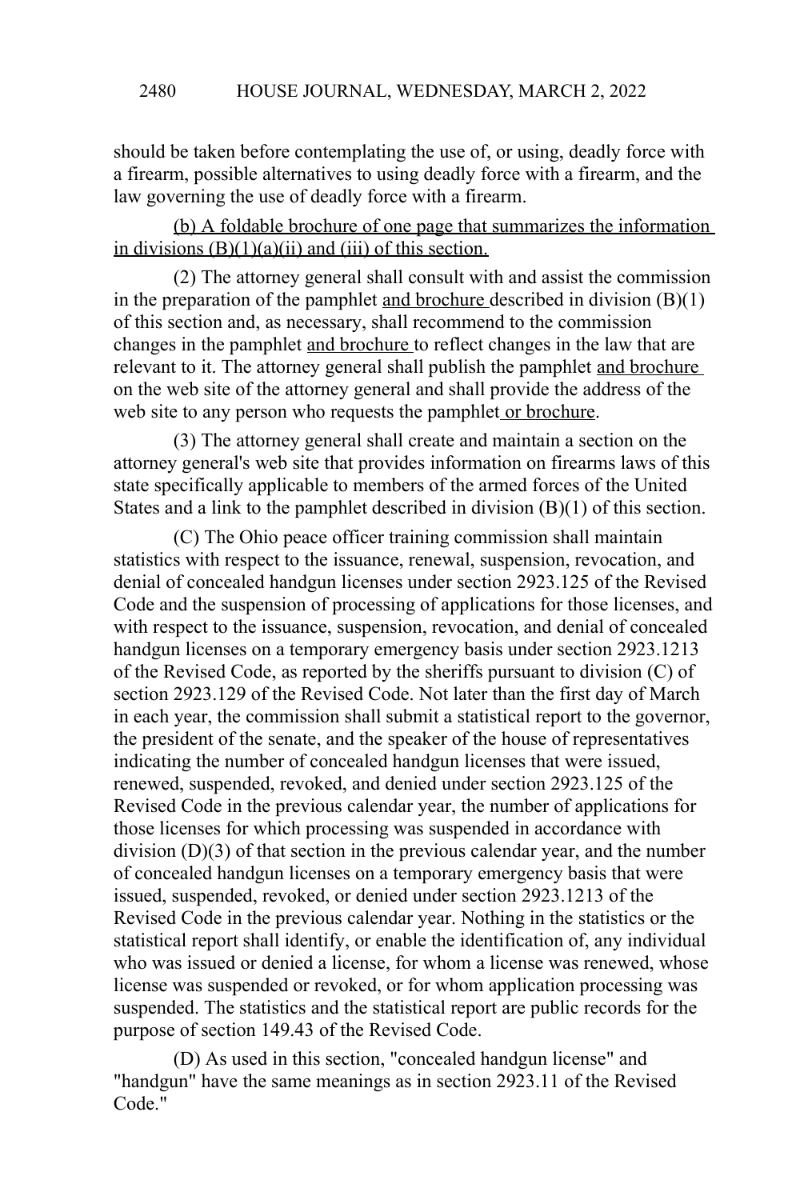should be taken before contemplating the use of, or using, deadly force with a firearm, possible alternatives to using deadly force with a firearm, and the law governing the use of deadly force with a firearm.

<u>(b) A foldable brochure of one page that summarizes the information in divisions (B)(1)(a)(ii) and (iii) of this section.</u>

(2) The attorney general shall consult with and assist the commission in the preparation of the pamphlet <u>and brochure</u> described in division (B)(1) of this section and, as necessary, shall recommend to the commission changes in the pamphlet <u>and brochure</u> to reflect changes in the law that are relevant to it. The attorney general shall publish the pamphlet <u>and brochure</u> on the web site of the attorney general and shall provide the address of the web site to any person who requests the pamphlet <u>or brochure</u>.

(3) The attorney general shall create and maintain a section on the attorney general's web site that provides information on firearms laws of this state specifically applicable to members of the armed forces of the United States and a link to the pamphlet described in division (B)(1) of this section.

(C) The Ohio peace officer training commission shall maintain statistics with respect to the issuance, renewal, suspension, revocation, and denial of concealed handgun licenses under section 2923.125 of the Revised Code and the suspension of processing of applications for those licenses, and with respect to the issuance, suspension, revocation, and denial of concealed handgun licenses on a temporary emergency basis under section 2923.1213 of the Revised Code, as reported by the sheriffs pursuant to division (C) of section 2923.129 of the Revised Code. Not later than the first day of March in each year, the commission shall submit a statistical report to the governor, the president of the senate, and the speaker of the house of representatives indicating the number of concealed handgun licenses that were issued, renewed, suspended, revoked, and denied under section 2923.125 of the Revised Code in the previous calendar year, the number of applications for those licenses for which processing was suspended in accordance with division (D)(3) of that section in the previous calendar year, and the number of concealed handgun licenses on a temporary emergency basis that were issued, suspended, revoked, or denied under section 2923.1213 of the Revised Code in the previous calendar year. Nothing in the statistics or the statistical report shall identify, or enable the identification of, any individual who was issued or denied a license, for whom a license was renewed, whose license was suspended or revoked, or for whom application processing was suspended. The statistics and the statistical report are public records for the purpose of section 149.43 of the Revised Code.

(D) As used in this section, "concealed handgun license" and "handgun" have the same meanings as in section 2923.11 of the Revised Code."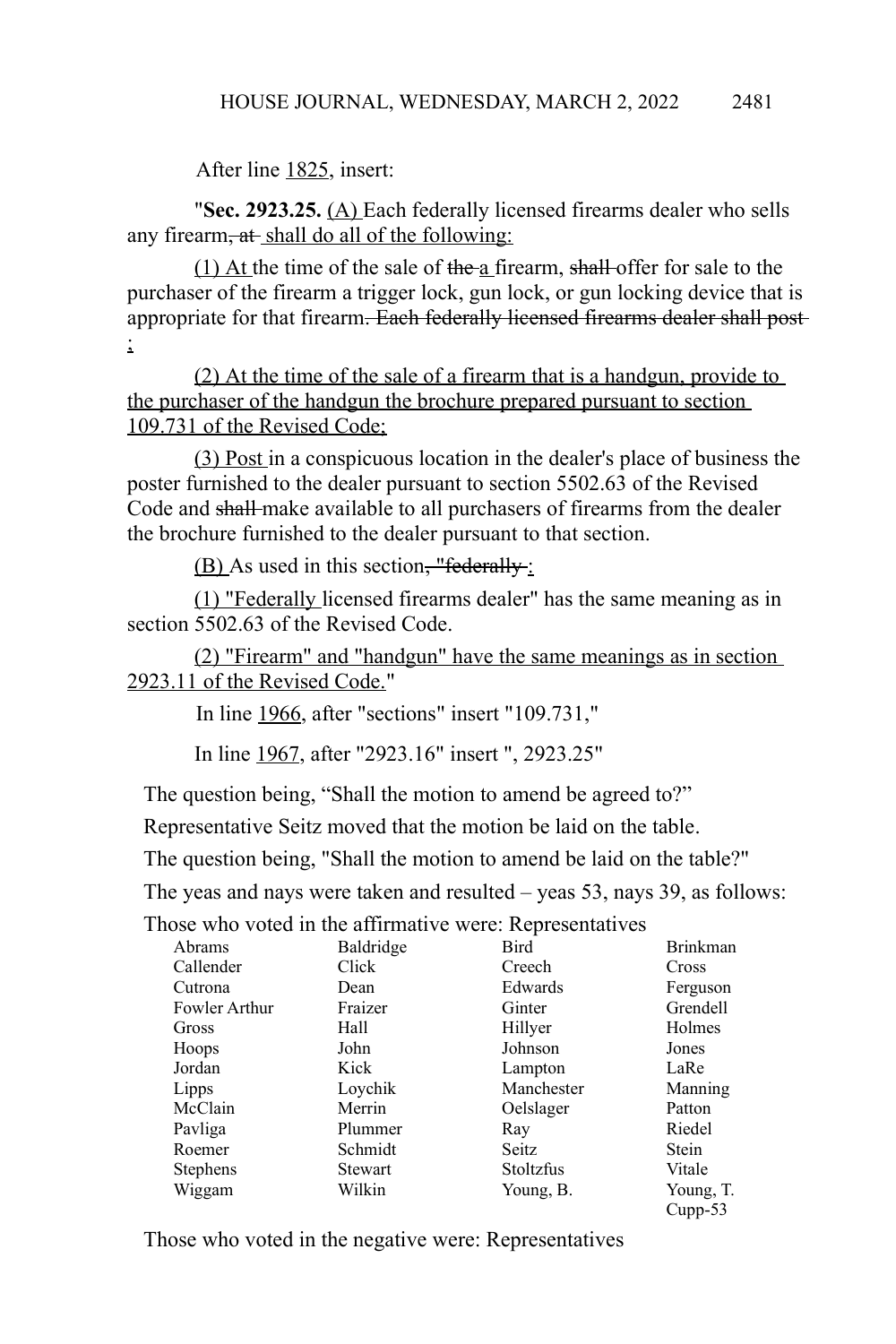After line 1825, insert:

"**Sec. 2923.25.** (A) Each federally licensed firearms dealer who sells any firearm~~, at~~ shall do all of the following:

(1) At the time of the sale of ~~the~~ a firearm, ~~shall~~ offer for sale to the purchaser of the firearm a trigger lock, gun lock, or gun locking device that is appropriate for that firearm~~. Each federally licensed firearms dealer shall post~~ ;

(2) At the time of the sale of a firearm that is a handgun, provide to the purchaser of the handgun the brochure prepared pursuant to section 109.731 of the Revised Code;

(3) Post in a conspicuous location in the dealer's place of business the poster furnished to the dealer pursuant to section 5502.63 of the Revised Code and ~~shall~~ make available to all purchasers of firearms from the dealer the brochure furnished to the dealer pursuant to that section.

(B) As used in this section~~, "federally~~ :

(1) "Federally licensed firearms dealer" has the same meaning as in section 5502.63 of the Revised Code.

(2) "Firearm" and "handgun" have the same meanings as in section 2923.11 of the Revised Code."

In line 1966, after "sections" insert "109.731,"

In line 1967, after "2923.16" insert ", 2923.25"

The question being, "Shall the motion to amend be agreed to?"

Representative Seitz moved that the motion be laid on the table.

The question being, "Shall the motion to amend be laid on the table?"

The yeas and nays were taken and resulted – yeas 53, nays 39, as follows:

Those who voted in the affirmative were: Representatives

| | | | |
|---|---|---|---|
| Abrams | Baldridge | Bird | Brinkman |
| Callender | Click | Creech | Cross |
| Cutrona | Dean | Edwards | Ferguson |
| Fowler Arthur | Fraizer | Ginter | Grendell |
| Gross | Hall | Hillyer | Holmes |
| Hoops | John | Johnson | Jones |
| Jordan | Kick | Lampton | LaRe |
| Lipps | Loychik | Manchester | Manning |
| McClain | Merrin | Oelslager | Patton |
| Pavliga | Plummer | Ray | Riedel |
| Roemer | Schmidt | Seitz | Stein |
| Stephens | Stewart | Stoltzfus | Vitale |
| Wiggam | Wilkin | Young, B. | Young, T. |
| | | | Cupp-53 |

Those who voted in the negative were: Representatives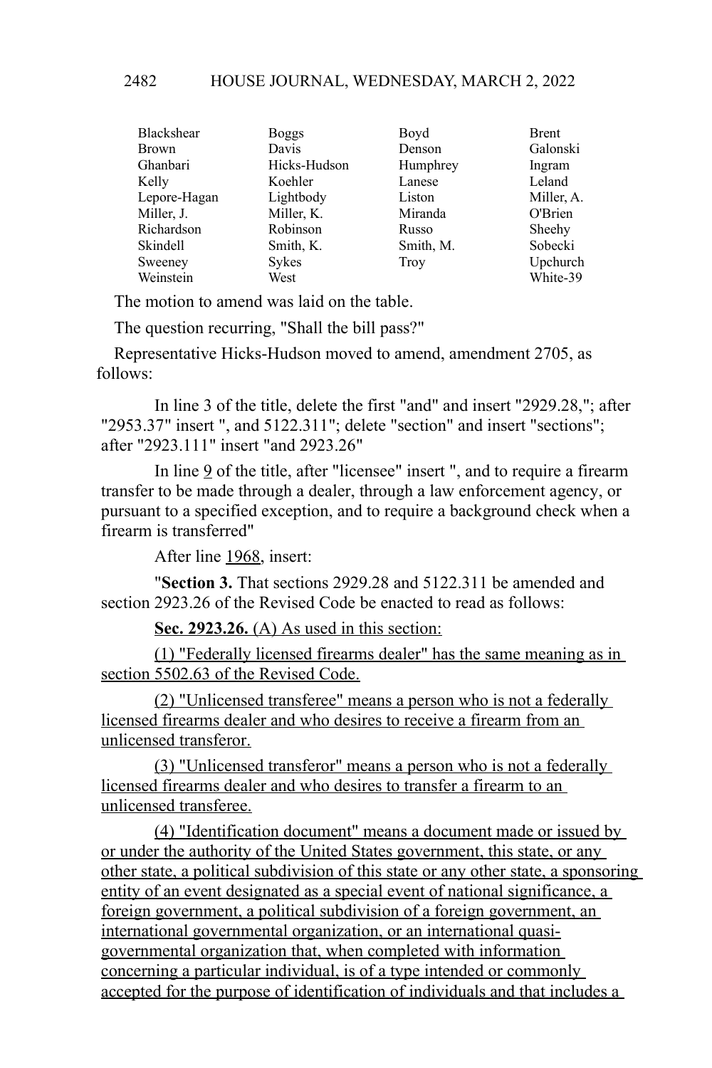| | | | |
|---|---|---|---|
| Blackshear | Boggs | Boyd | Brent |
| Brown | Davis | Denson | Galonski |
| Ghanbari | Hicks-Hudson | Humphrey | Ingram |
| Kelly | Koehler | Lanese | Leland |
| Lepore-Hagan | Lightbody | Liston | Miller, A. |
| Miller, J. | Miller, K. | Miranda | O'Brien |
| Richardson | Robinson | Russo | Sheehy |
| Skindell | Smith, K. | Smith, M. | Sobecki |
| Sweeney | Sykes | Troy | Upchurch |
| Weinstein | West | | White-39 |

The motion to amend was laid on the table.

The question recurring, "Shall the bill pass?"

Representative Hicks-Hudson moved to amend, amendment 2705, as follows:

In line 3 of the title, delete the first "and" and insert "2929.28,"; after "2953.37" insert ", and 5122.311"; delete "section" and insert "sections"; after "2923.111" insert "and 2923.26"

In line 9 of the title, after "licensee" insert ", and to require a firearm transfer to be made through a dealer, through a law enforcement agency, or pursuant to a specified exception, and to require a background check when a firearm is transferred"

After line 1968, insert:

"**Section 3.** That sections 2929.28 and 5122.311 be amended and section 2923.26 of the Revised Code be enacted to read as follows:

**Sec. 2923.26.** (A) As used in this section:

(1) "Federally licensed firearms dealer" has the same meaning as in section 5502.63 of the Revised Code.

(2) "Unlicensed transferee" means a person who is not a federally licensed firearms dealer and who desires to receive a firearm from an unlicensed transferor.

(3) "Unlicensed transferor" means a person who is not a federally licensed firearms dealer and who desires to transfer a firearm to an unlicensed transferee.

(4) "Identification document" means a document made or issued by or under the authority of the United States government, this state, or any other state, a political subdivision of this state or any other state, a sponsoring entity of an event designated as a special event of national significance, a foreign government, a political subdivision of a foreign government, an international governmental organization, or an international quasi-governmental organization that, when completed with information concerning a particular individual, is of a type intended or commonly accepted for the purpose of identification of individuals and that includes a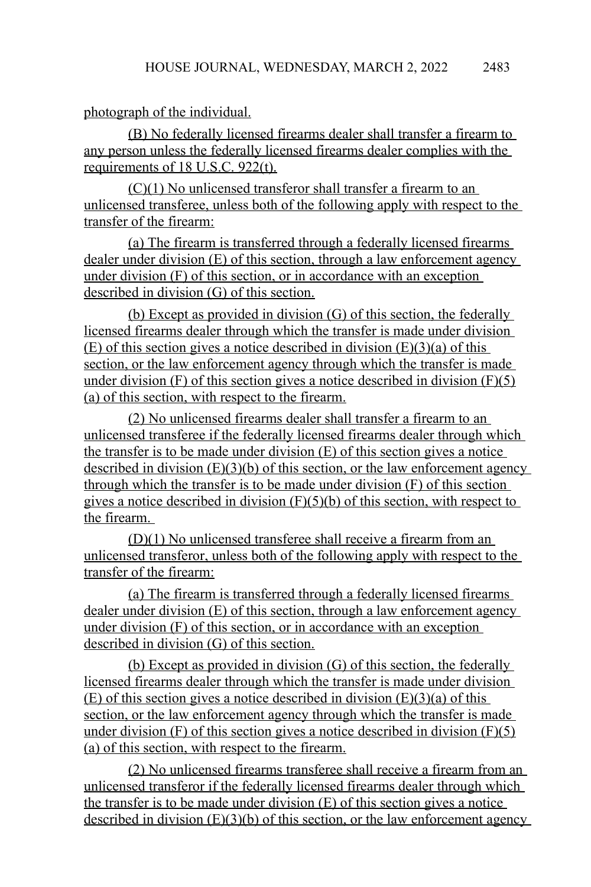photograph of the individual.

(B) No federally licensed firearms dealer shall transfer a firearm to any person unless the federally licensed firearms dealer complies with the requirements of 18 U.S.C. 922(t).

(C)(1) No unlicensed transferor shall transfer a firearm to an unlicensed transferee, unless both of the following apply with respect to the transfer of the firearm:

(a) The firearm is transferred through a federally licensed firearms dealer under division (E) of this section, through a law enforcement agency under division (F) of this section, or in accordance with an exception described in division (G) of this section.

(b) Except as provided in division (G) of this section, the federally licensed firearms dealer through which the transfer is made under division (E) of this section gives a notice described in division (E)(3)(a) of this section, or the law enforcement agency through which the transfer is made under division (F) of this section gives a notice described in division (F)(5)(a) of this section, with respect to the firearm.

(2) No unlicensed firearms dealer shall transfer a firearm to an unlicensed transferee if the federally licensed firearms dealer through which the transfer is to be made under division (E) of this section gives a notice described in division (E)(3)(b) of this section, or the law enforcement agency through which the transfer is to be made under division (F) of this section gives a notice described in division (F)(5)(b) of this section, with respect to the firearm.

(D)(1) No unlicensed transferee shall receive a firearm from an unlicensed transferor, unless both of the following apply with respect to the transfer of the firearm:

(a) The firearm is transferred through a federally licensed firearms dealer under division (E) of this section, through a law enforcement agency under division (F) of this section, or in accordance with an exception described in division (G) of this section.

(b) Except as provided in division (G) of this section, the federally licensed firearms dealer through which the transfer is made under division (E) of this section gives a notice described in division (E)(3)(a) of this section, or the law enforcement agency through which the transfer is made under division (F) of this section gives a notice described in division (F)(5)(a) of this section, with respect to the firearm.

(2) No unlicensed firearms transferee shall receive a firearm from an unlicensed transferor if the federally licensed firearms dealer through which the transfer is to be made under division (E) of this section gives a notice described in division (E)(3)(b) of this section, or the law enforcement agency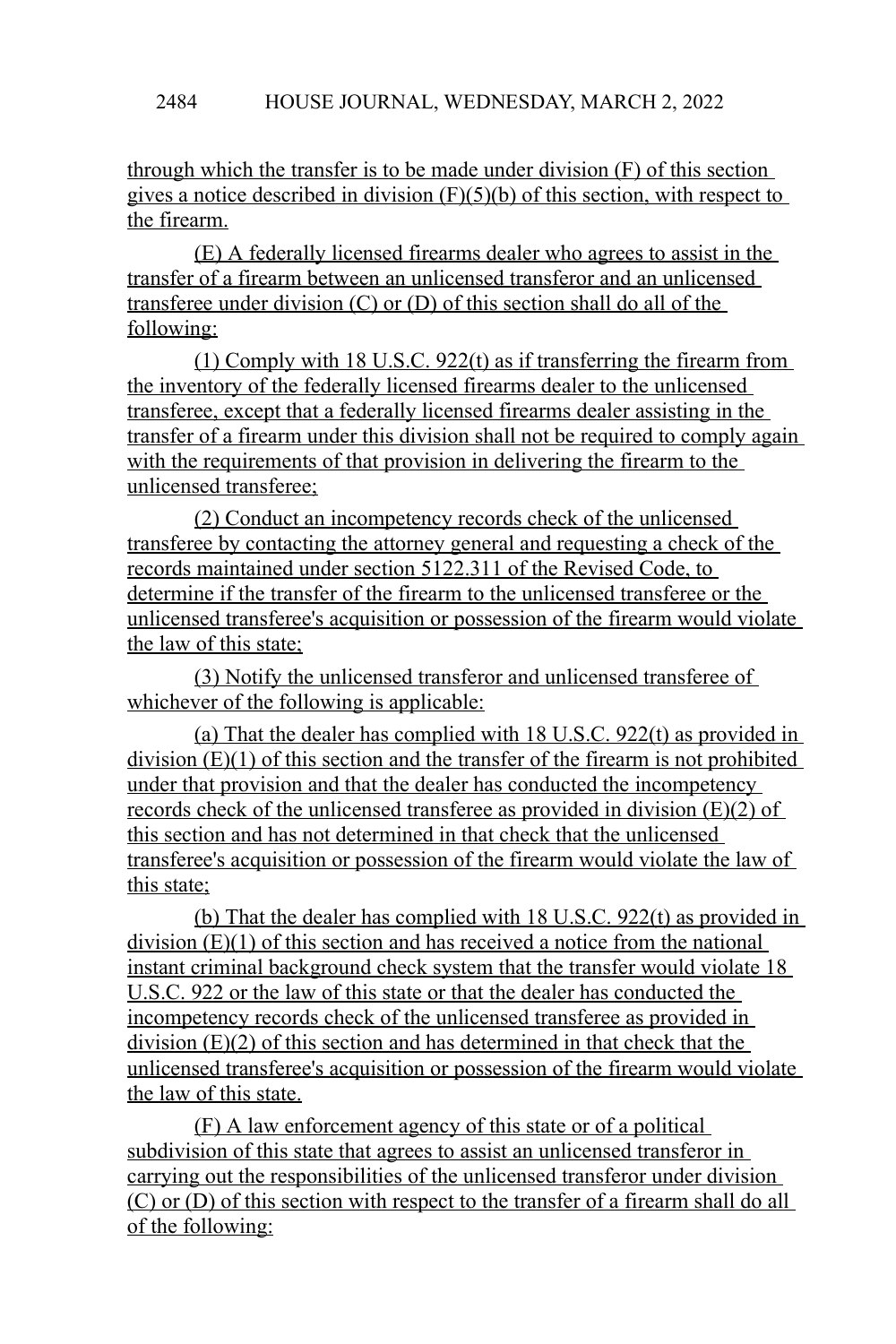through which the transfer is to be made under division (F) of this section gives a notice described in division (F)(5)(b) of this section, with respect to the firearm.

(E) A federally licensed firearms dealer who agrees to assist in the transfer of a firearm between an unlicensed transferor and an unlicensed transferee under division (C) or (D) of this section shall do all of the following:

(1) Comply with 18 U.S.C. 922(t) as if transferring the firearm from the inventory of the federally licensed firearms dealer to the unlicensed transferee, except that a federally licensed firearms dealer assisting in the transfer of a firearm under this division shall not be required to comply again with the requirements of that provision in delivering the firearm to the unlicensed transferee;

(2) Conduct an incompetency records check of the unlicensed transferee by contacting the attorney general and requesting a check of the records maintained under section 5122.311 of the Revised Code, to determine if the transfer of the firearm to the unlicensed transferee or the unlicensed transferee's acquisition or possession of the firearm would violate the law of this state;

(3) Notify the unlicensed transferor and unlicensed transferee of whichever of the following is applicable:

(a) That the dealer has complied with 18 U.S.C. 922(t) as provided in division (E)(1) of this section and the transfer of the firearm is not prohibited under that provision and that the dealer has conducted the incompetency records check of the unlicensed transferee as provided in division (E)(2) of this section and has not determined in that check that the unlicensed transferee's acquisition or possession of the firearm would violate the law of this state;

(b) That the dealer has complied with 18 U.S.C. 922(t) as provided in division (E)(1) of this section and has received a notice from the national instant criminal background check system that the transfer would violate 18 U.S.C. 922 or the law of this state or that the dealer has conducted the incompetency records check of the unlicensed transferee as provided in division (E)(2) of this section and has determined in that check that the unlicensed transferee's acquisition or possession of the firearm would violate the law of this state.

(F) A law enforcement agency of this state or of a political subdivision of this state that agrees to assist an unlicensed transferor in carrying out the responsibilities of the unlicensed transferor under division (C) or (D) of this section with respect to the transfer of a firearm shall do all of the following: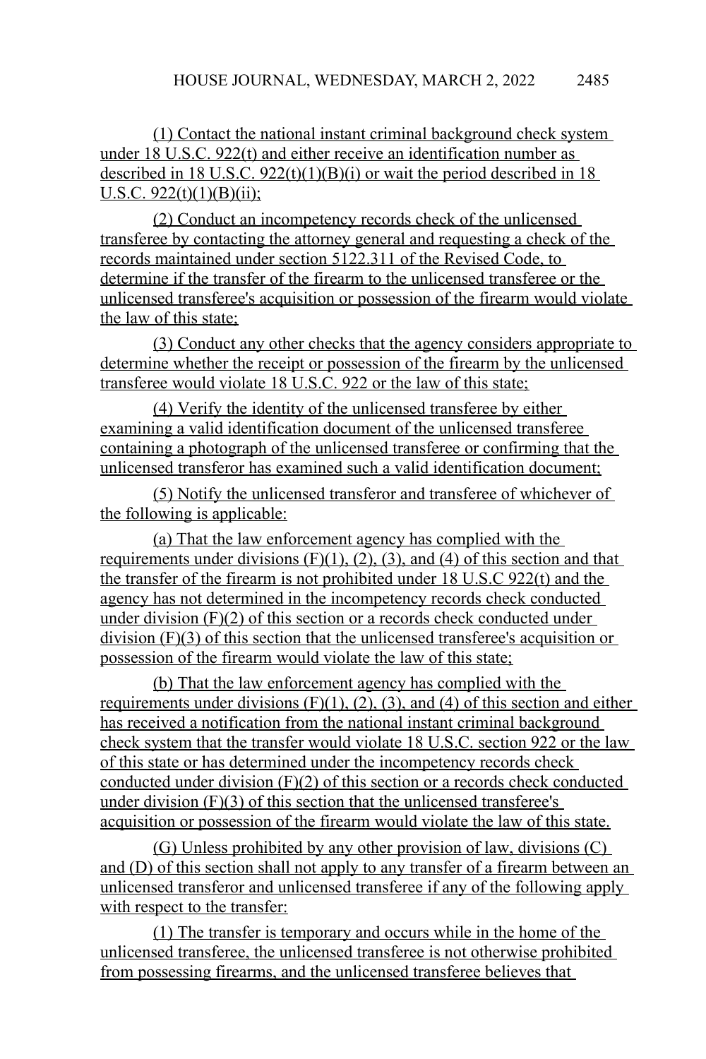(1) Contact the national instant criminal background check system under 18 U.S.C. 922(t) and either receive an identification number as described in 18 U.S.C. 922(t)(1)(B)(i) or wait the period described in 18 U.S.C. 922(t)(1)(B)(ii);

(2) Conduct an incompetency records check of the unlicensed transferee by contacting the attorney general and requesting a check of the records maintained under section 5122.311 of the Revised Code, to determine if the transfer of the firearm to the unlicensed transferee or the unlicensed transferee's acquisition or possession of the firearm would violate the law of this state;

(3) Conduct any other checks that the agency considers appropriate to determine whether the receipt or possession of the firearm by the unlicensed transferee would violate 18 U.S.C. 922 or the law of this state;

(4) Verify the identity of the unlicensed transferee by either examining a valid identification document of the unlicensed transferee containing a photograph of the unlicensed transferee or confirming that the unlicensed transferor has examined such a valid identification document;

(5) Notify the unlicensed transferor and transferee of whichever of the following is applicable:

(a) That the law enforcement agency has complied with the requirements under divisions (F)(1), (2), (3), and (4) of this section and that the transfer of the firearm is not prohibited under 18 U.S.C 922(t) and the agency has not determined in the incompetency records check conducted under division (F)(2) of this section or a records check conducted under division (F)(3) of this section that the unlicensed transferee's acquisition or possession of the firearm would violate the law of this state;

(b) That the law enforcement agency has complied with the requirements under divisions (F)(1), (2), (3), and (4) of this section and either has received a notification from the national instant criminal background check system that the transfer would violate 18 U.S.C. section 922 or the law of this state or has determined under the incompetency records check conducted under division (F)(2) of this section or a records check conducted under division (F)(3) of this section that the unlicensed transferee's acquisition or possession of the firearm would violate the law of this state.

(G) Unless prohibited by any other provision of law, divisions (C) and (D) of this section shall not apply to any transfer of a firearm between an unlicensed transferor and unlicensed transferee if any of the following apply with respect to the transfer:

(1) The transfer is temporary and occurs while in the home of the unlicensed transferee, the unlicensed transferee is not otherwise prohibited from possessing firearms, and the unlicensed transferee believes that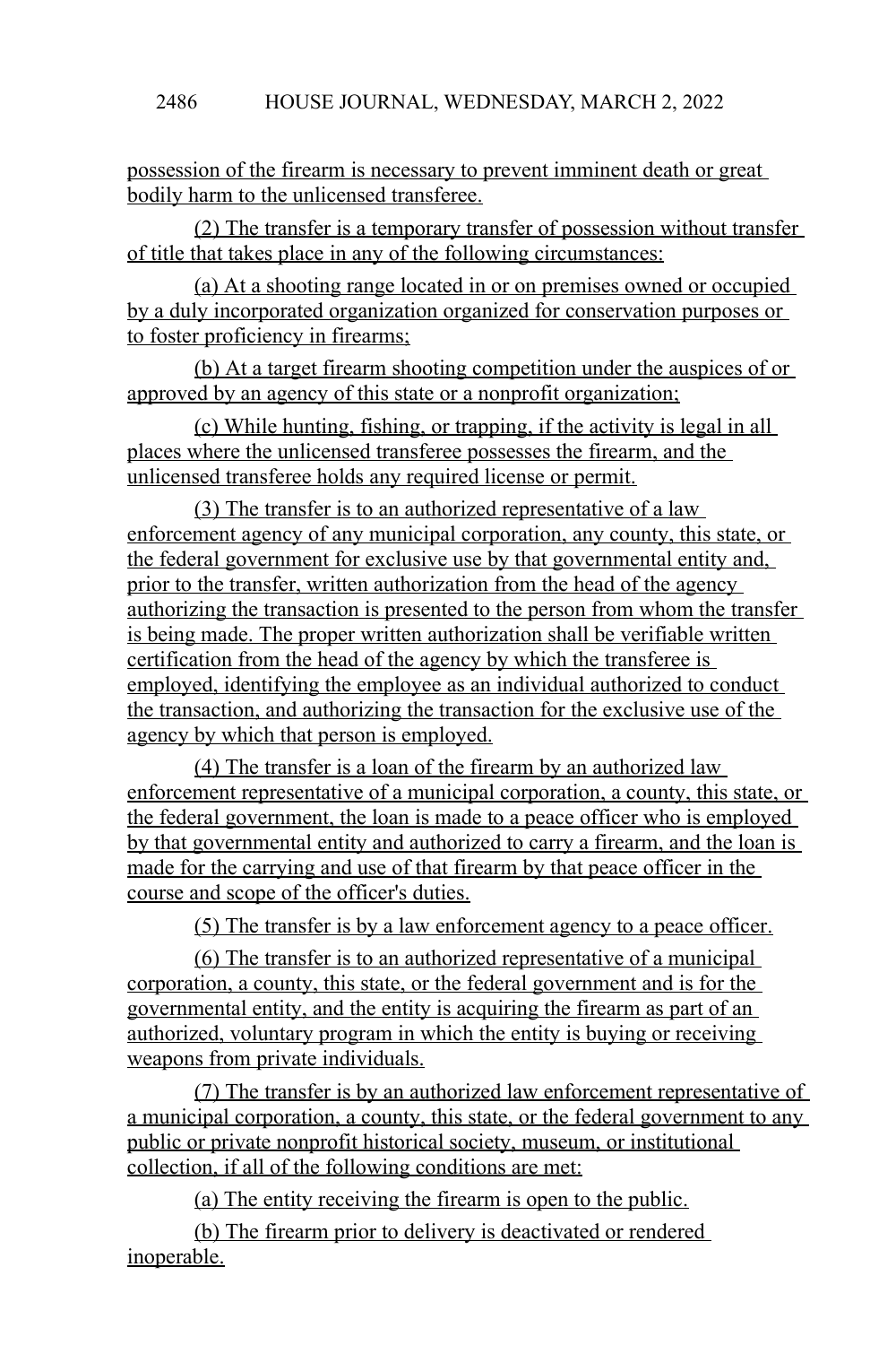possession of the firearm is necessary to prevent imminent death or great bodily harm to the unlicensed transferee.

(2) The transfer is a temporary transfer of possession without transfer of title that takes place in any of the following circumstances:

(a) At a shooting range located in or on premises owned or occupied by a duly incorporated organization organized for conservation purposes or to foster proficiency in firearms;

(b) At a target firearm shooting competition under the auspices of or approved by an agency of this state or a nonprofit organization;

(c) While hunting, fishing, or trapping, if the activity is legal in all places where the unlicensed transferee possesses the firearm, and the unlicensed transferee holds any required license or permit.

(3) The transfer is to an authorized representative of a law enforcement agency of any municipal corporation, any county, this state, or the federal government for exclusive use by that governmental entity and, prior to the transfer, written authorization from the head of the agency authorizing the transaction is presented to the person from whom the transfer is being made. The proper written authorization shall be verifiable written certification from the head of the agency by which the transferee is employed, identifying the employee as an individual authorized to conduct the transaction, and authorizing the transaction for the exclusive use of the agency by which that person is employed.

(4) The transfer is a loan of the firearm by an authorized law enforcement representative of a municipal corporation, a county, this state, or the federal government, the loan is made to a peace officer who is employed by that governmental entity and authorized to carry a firearm, and the loan is made for the carrying and use of that firearm by that peace officer in the course and scope of the officer's duties.

(5) The transfer is by a law enforcement agency to a peace officer.

(6) The transfer is to an authorized representative of a municipal corporation, a county, this state, or the federal government and is for the governmental entity, and the entity is acquiring the firearm as part of an authorized, voluntary program in which the entity is buying or receiving weapons from private individuals.

(7) The transfer is by an authorized law enforcement representative of a municipal corporation, a county, this state, or the federal government to any public or private nonprofit historical society, museum, or institutional collection, if all of the following conditions are met:

(a) The entity receiving the firearm is open to the public.

(b) The firearm prior to delivery is deactivated or rendered inoperable.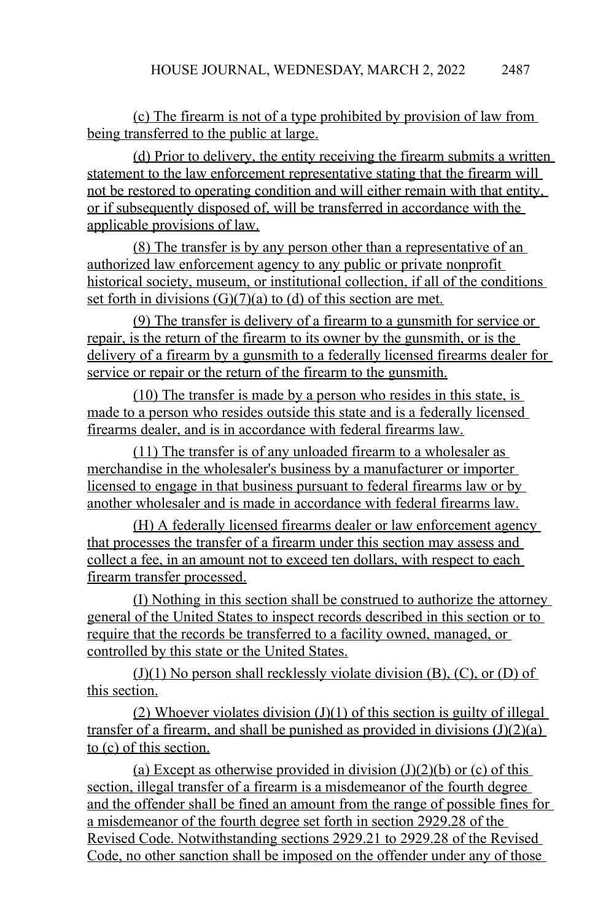(c) The firearm is not of a type prohibited by provision of law from being transferred to the public at large.

(d) Prior to delivery, the entity receiving the firearm submits a written statement to the law enforcement representative stating that the firearm will not be restored to operating condition and will either remain with that entity, or if subsequently disposed of, will be transferred in accordance with the applicable provisions of law.

(8) The transfer is by any person other than a representative of an authorized law enforcement agency to any public or private nonprofit historical society, museum, or institutional collection, if all of the conditions set forth in divisions (G)(7)(a) to (d) of this section are met.

(9) The transfer is delivery of a firearm to a gunsmith for service or repair, is the return of the firearm to its owner by the gunsmith, or is the delivery of a firearm by a gunsmith to a federally licensed firearms dealer for service or repair or the return of the firearm to the gunsmith.

(10) The transfer is made by a person who resides in this state, is made to a person who resides outside this state and is a federally licensed firearms dealer, and is in accordance with federal firearms law.

(11) The transfer is of any unloaded firearm to a wholesaler as merchandise in the wholesaler's business by a manufacturer or importer licensed to engage in that business pursuant to federal firearms law or by another wholesaler and is made in accordance with federal firearms law.

(H) A federally licensed firearms dealer or law enforcement agency that processes the transfer of a firearm under this section may assess and collect a fee, in an amount not to exceed ten dollars, with respect to each firearm transfer processed.

(I) Nothing in this section shall be construed to authorize the attorney general of the United States to inspect records described in this section or to require that the records be transferred to a facility owned, managed, or controlled by this state or the United States.

(J)(1) No person shall recklessly violate division (B), (C), or (D) of this section.

(2) Whoever violates division (J)(1) of this section is guilty of illegal transfer of a firearm, and shall be punished as provided in divisions (J)(2)(a) to (c) of this section.

(a) Except as otherwise provided in division (J)(2)(b) or (c) of this section, illegal transfer of a firearm is a misdemeanor of the fourth degree and the offender shall be fined an amount from the range of possible fines for a misdemeanor of the fourth degree set forth in section 2929.28 of the Revised Code. Notwithstanding sections 2929.21 to 2929.28 of the Revised Code, no other sanction shall be imposed on the offender under any of those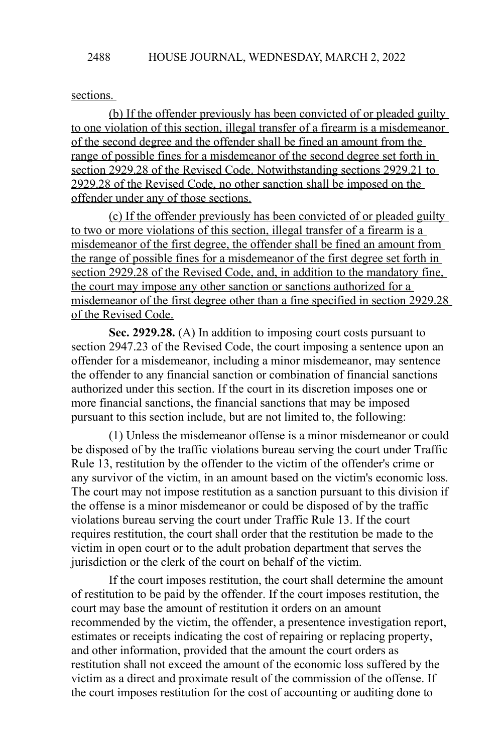sections.

(b) If the offender previously has been convicted of or pleaded guilty to one violation of this section, illegal transfer of a firearm is a misdemeanor of the second degree and the offender shall be fined an amount from the range of possible fines for a misdemeanor of the second degree set forth in section 2929.28 of the Revised Code. Notwithstanding sections 2929.21 to 2929.28 of the Revised Code, no other sanction shall be imposed on the offender under any of those sections.

(c) If the offender previously has been convicted of or pleaded guilty to two or more violations of this section, illegal transfer of a firearm is a misdemeanor of the first degree, the offender shall be fined an amount from the range of possible fines for a misdemeanor of the first degree set forth in section 2929.28 of the Revised Code, and, in addition to the mandatory fine, the court may impose any other sanction or sanctions authorized for a misdemeanor of the first degree other than a fine specified in section 2929.28 of the Revised Code.

**Sec. 2929.28.** (A) In addition to imposing court costs pursuant to section 2947.23 of the Revised Code, the court imposing a sentence upon an offender for a misdemeanor, including a minor misdemeanor, may sentence the offender to any financial sanction or combination of financial sanctions authorized under this section. If the court in its discretion imposes one or more financial sanctions, the financial sanctions that may be imposed pursuant to this section include, but are not limited to, the following:

(1) Unless the misdemeanor offense is a minor misdemeanor or could be disposed of by the traffic violations bureau serving the court under Traffic Rule 13, restitution by the offender to the victim of the offender's crime or any survivor of the victim, in an amount based on the victim's economic loss. The court may not impose restitution as a sanction pursuant to this division if the offense is a minor misdemeanor or could be disposed of by the traffic violations bureau serving the court under Traffic Rule 13. If the court requires restitution, the court shall order that the restitution be made to the victim in open court or to the adult probation department that serves the jurisdiction or the clerk of the court on behalf of the victim.

If the court imposes restitution, the court shall determine the amount of restitution to be paid by the offender. If the court imposes restitution, the court may base the amount of restitution it orders on an amount recommended by the victim, the offender, a presentence investigation report, estimates or receipts indicating the cost of repairing or replacing property, and other information, provided that the amount the court orders as restitution shall not exceed the amount of the economic loss suffered by the victim as a direct and proximate result of the commission of the offense. If the court imposes restitution for the cost of accounting or auditing done to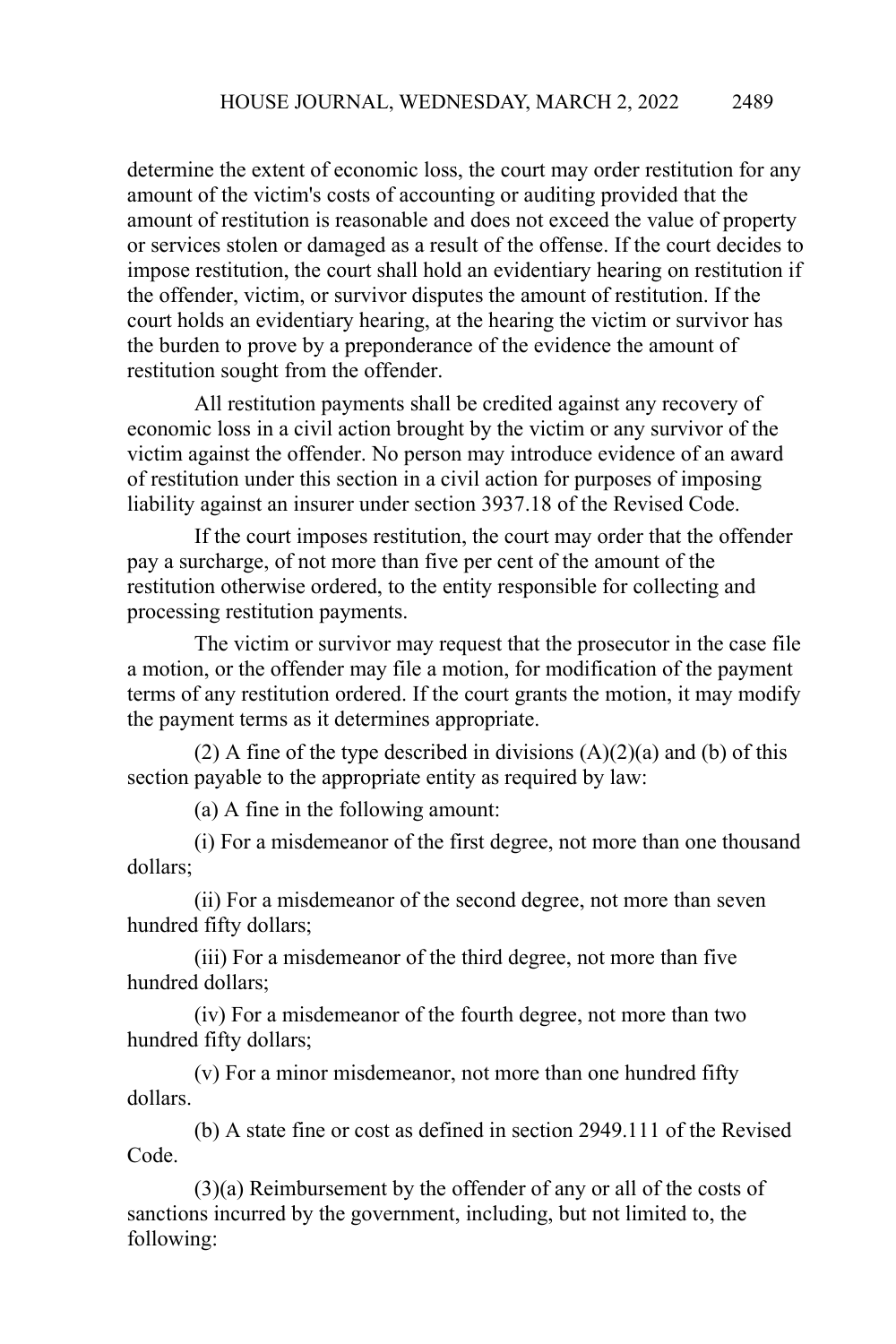determine the extent of economic loss, the court may order restitution for any amount of the victim's costs of accounting or auditing provided that the amount of restitution is reasonable and does not exceed the value of property or services stolen or damaged as a result of the offense. If the court decides to impose restitution, the court shall hold an evidentiary hearing on restitution if the offender, victim, or survivor disputes the amount of restitution. If the court holds an evidentiary hearing, at the hearing the victim or survivor has the burden to prove by a preponderance of the evidence the amount of restitution sought from the offender.

All restitution payments shall be credited against any recovery of economic loss in a civil action brought by the victim or any survivor of the victim against the offender. No person may introduce evidence of an award of restitution under this section in a civil action for purposes of imposing liability against an insurer under section 3937.18 of the Revised Code.

If the court imposes restitution, the court may order that the offender pay a surcharge, of not more than five per cent of the amount of the restitution otherwise ordered, to the entity responsible for collecting and processing restitution payments.

The victim or survivor may request that the prosecutor in the case file a motion, or the offender may file a motion, for modification of the payment terms of any restitution ordered. If the court grants the motion, it may modify the payment terms as it determines appropriate.

(2) A fine of the type described in divisions (A)(2)(a) and (b) of this section payable to the appropriate entity as required by law:

(a) A fine in the following amount:

(i) For a misdemeanor of the first degree, not more than one thousand dollars;

(ii) For a misdemeanor of the second degree, not more than seven hundred fifty dollars;

(iii) For a misdemeanor of the third degree, not more than five hundred dollars;

(iv) For a misdemeanor of the fourth degree, not more than two hundred fifty dollars;

(v) For a minor misdemeanor, not more than one hundred fifty dollars.

(b) A state fine or cost as defined in section 2949.111 of the Revised Code.

(3)(a) Reimbursement by the offender of any or all of the costs of sanctions incurred by the government, including, but not limited to, the following: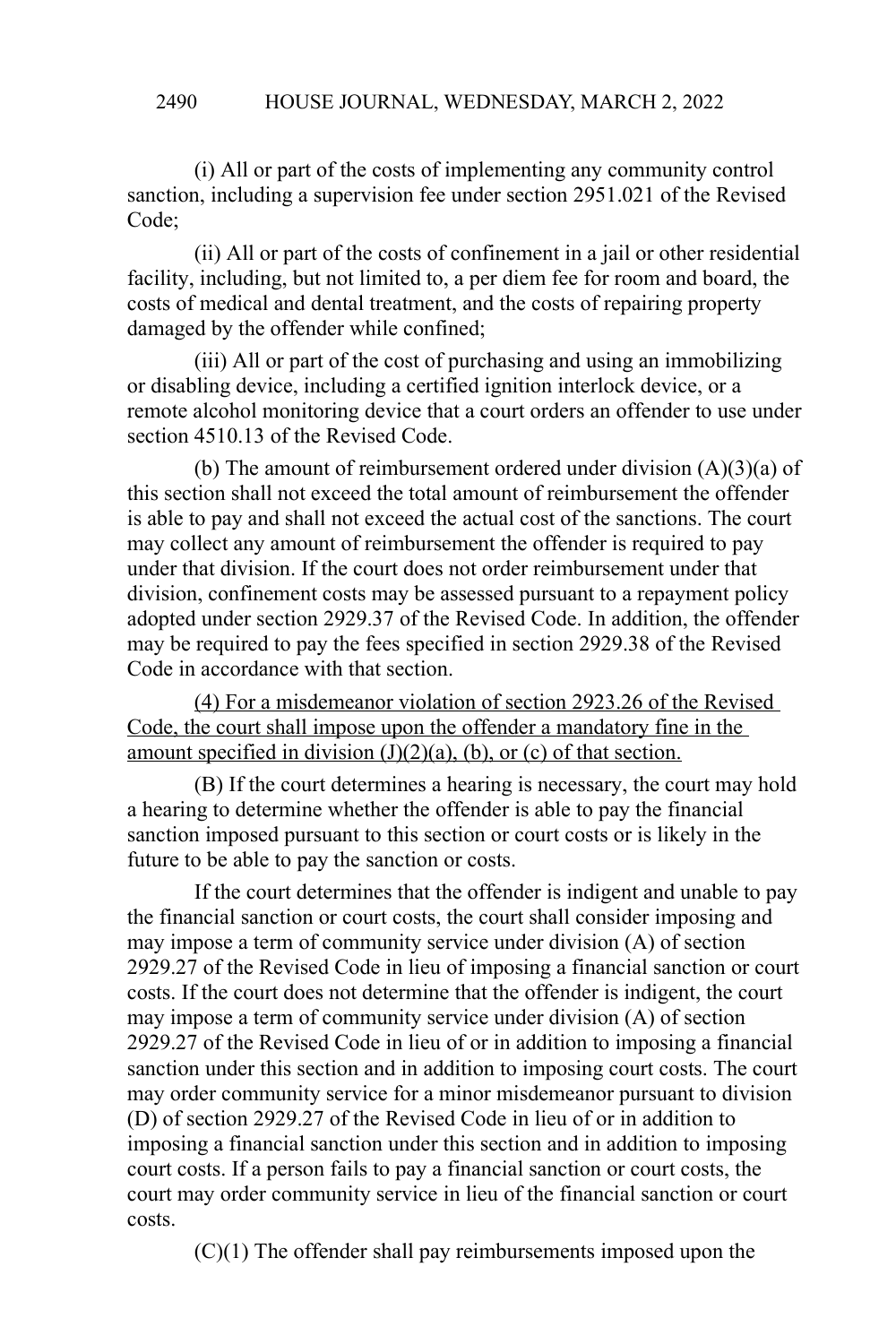(i) All or part of the costs of implementing any community control sanction, including a supervision fee under section 2951.021 of the Revised Code;

(ii) All or part of the costs of confinement in a jail or other residential facility, including, but not limited to, a per diem fee for room and board, the costs of medical and dental treatment, and the costs of repairing property damaged by the offender while confined;

(iii) All or part of the cost of purchasing and using an immobilizing or disabling device, including a certified ignition interlock device, or a remote alcohol monitoring device that a court orders an offender to use under section 4510.13 of the Revised Code.

(b) The amount of reimbursement ordered under division (A)(3)(a) of this section shall not exceed the total amount of reimbursement the offender is able to pay and shall not exceed the actual cost of the sanctions. The court may collect any amount of reimbursement the offender is required to pay under that division. If the court does not order reimbursement under that division, confinement costs may be assessed pursuant to a repayment policy adopted under section 2929.37 of the Revised Code. In addition, the offender may be required to pay the fees specified in section 2929.38 of the Revised Code in accordance with that section.

<u>(4) For a misdemeanor violation of section 2923.26 of the Revised Code, the court shall impose upon the offender a mandatory fine in the amount specified in division (J)(2)(a), (b), or (c) of that section.</u>

(B) If the court determines a hearing is necessary, the court may hold a hearing to determine whether the offender is able to pay the financial sanction imposed pursuant to this section or court costs or is likely in the future to be able to pay the sanction or costs.

If the court determines that the offender is indigent and unable to pay the financial sanction or court costs, the court shall consider imposing and may impose a term of community service under division (A) of section 2929.27 of the Revised Code in lieu of imposing a financial sanction or court costs. If the court does not determine that the offender is indigent, the court may impose a term of community service under division (A) of section 2929.27 of the Revised Code in lieu of or in addition to imposing a financial sanction under this section and in addition to imposing court costs. The court may order community service for a minor misdemeanor pursuant to division (D) of section 2929.27 of the Revised Code in lieu of or in addition to imposing a financial sanction under this section and in addition to imposing court costs. If a person fails to pay a financial sanction or court costs, the court may order community service in lieu of the financial sanction or court costs.

(C)(1) The offender shall pay reimbursements imposed upon the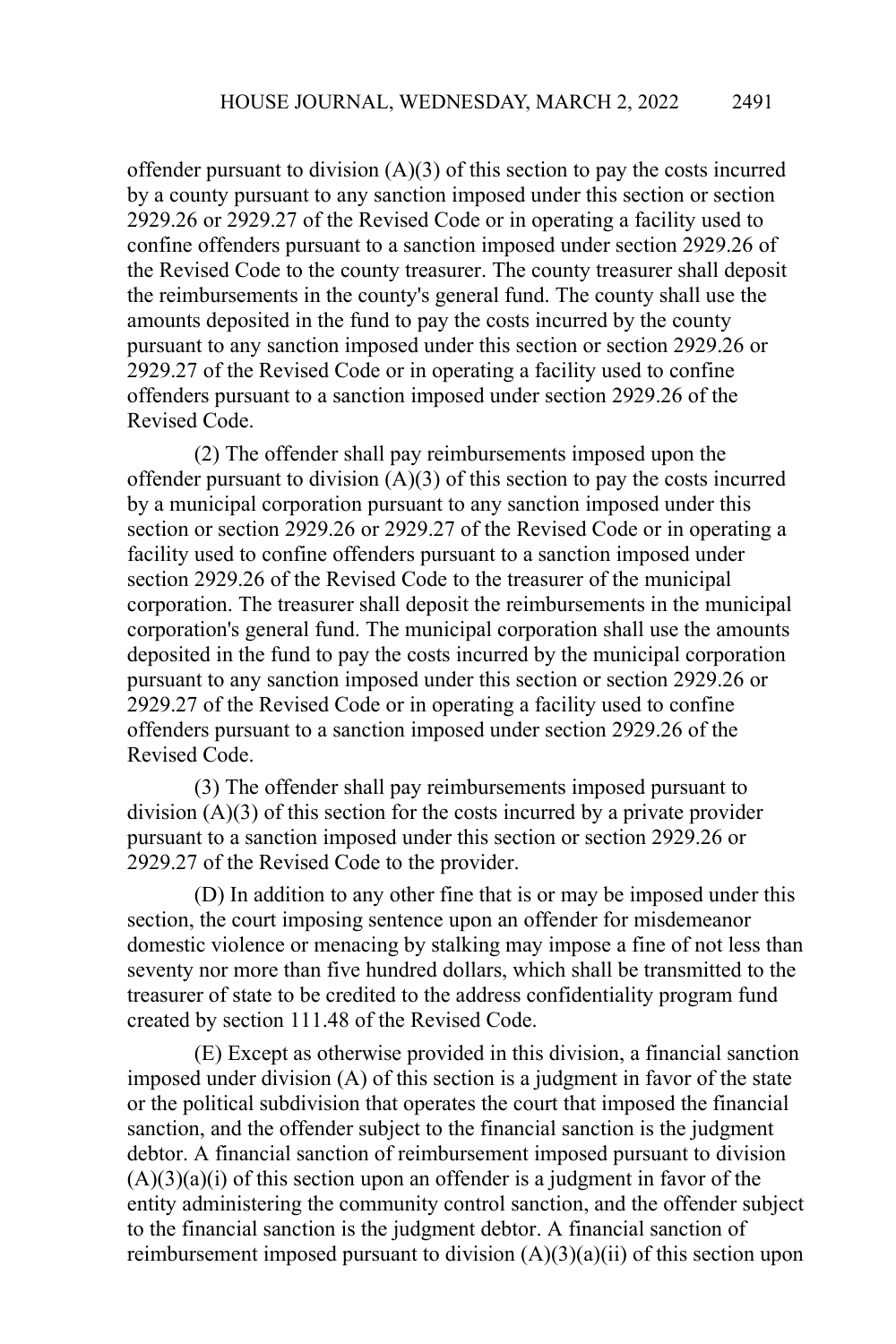offender pursuant to division (A)(3) of this section to pay the costs incurred by a county pursuant to any sanction imposed under this section or section 2929.26 or 2929.27 of the Revised Code or in operating a facility used to confine offenders pursuant to a sanction imposed under section 2929.26 of the Revised Code to the county treasurer. The county treasurer shall deposit the reimbursements in the county's general fund. The county shall use the amounts deposited in the fund to pay the costs incurred by the county pursuant to any sanction imposed under this section or section 2929.26 or 2929.27 of the Revised Code or in operating a facility used to confine offenders pursuant to a sanction imposed under section 2929.26 of the Revised Code.

(2) The offender shall pay reimbursements imposed upon the offender pursuant to division (A)(3) of this section to pay the costs incurred by a municipal corporation pursuant to any sanction imposed under this section or section 2929.26 or 2929.27 of the Revised Code or in operating a facility used to confine offenders pursuant to a sanction imposed under section 2929.26 of the Revised Code to the treasurer of the municipal corporation. The treasurer shall deposit the reimbursements in the municipal corporation's general fund. The municipal corporation shall use the amounts deposited in the fund to pay the costs incurred by the municipal corporation pursuant to any sanction imposed under this section or section 2929.26 or 2929.27 of the Revised Code or in operating a facility used to confine offenders pursuant to a sanction imposed under section 2929.26 of the Revised Code.

(3) The offender shall pay reimbursements imposed pursuant to division (A)(3) of this section for the costs incurred by a private provider pursuant to a sanction imposed under this section or section 2929.26 or 2929.27 of the Revised Code to the provider.

(D) In addition to any other fine that is or may be imposed under this section, the court imposing sentence upon an offender for misdemeanor domestic violence or menacing by stalking may impose a fine of not less than seventy nor more than five hundred dollars, which shall be transmitted to the treasurer of state to be credited to the address confidentiality program fund created by section 111.48 of the Revised Code.

(E) Except as otherwise provided in this division, a financial sanction imposed under division (A) of this section is a judgment in favor of the state or the political subdivision that operates the court that imposed the financial sanction, and the offender subject to the financial sanction is the judgment debtor. A financial sanction of reimbursement imposed pursuant to division (A)(3)(a)(i) of this section upon an offender is a judgment in favor of the entity administering the community control sanction, and the offender subject to the financial sanction is the judgment debtor. A financial sanction of reimbursement imposed pursuant to division (A)(3)(a)(ii) of this section upon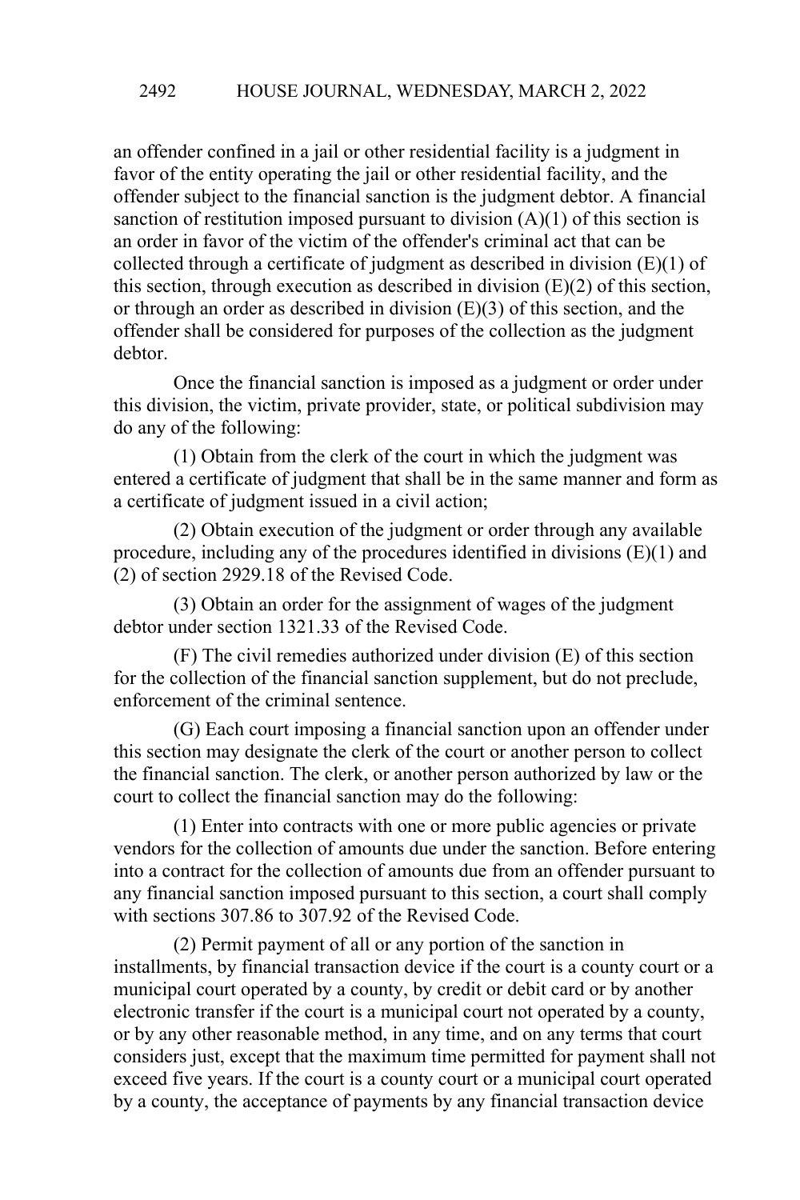an offender confined in a jail or other residential facility is a judgment in favor of the entity operating the jail or other residential facility, and the offender subject to the financial sanction is the judgment debtor. A financial sanction of restitution imposed pursuant to division (A)(1) of this section is an order in favor of the victim of the offender's criminal act that can be collected through a certificate of judgment as described in division (E)(1) of this section, through execution as described in division (E)(2) of this section, or through an order as described in division (E)(3) of this section, and the offender shall be considered for purposes of the collection as the judgment debtor.

Once the financial sanction is imposed as a judgment or order under this division, the victim, private provider, state, or political subdivision may do any of the following:

(1) Obtain from the clerk of the court in which the judgment was entered a certificate of judgment that shall be in the same manner and form as a certificate of judgment issued in a civil action;

(2) Obtain execution of the judgment or order through any available procedure, including any of the procedures identified in divisions (E)(1) and (2) of section 2929.18 of the Revised Code.

(3) Obtain an order for the assignment of wages of the judgment debtor under section 1321.33 of the Revised Code.

(F) The civil remedies authorized under division (E) of this section for the collection of the financial sanction supplement, but do not preclude, enforcement of the criminal sentence.

(G) Each court imposing a financial sanction upon an offender under this section may designate the clerk of the court or another person to collect the financial sanction. The clerk, or another person authorized by law or the court to collect the financial sanction may do the following:

(1) Enter into contracts with one or more public agencies or private vendors for the collection of amounts due under the sanction. Before entering into a contract for the collection of amounts due from an offender pursuant to any financial sanction imposed pursuant to this section, a court shall comply with sections 307.86 to 307.92 of the Revised Code.

(2) Permit payment of all or any portion of the sanction in installments, by financial transaction device if the court is a county court or a municipal court operated by a county, by credit or debit card or by another electronic transfer if the court is a municipal court not operated by a county, or by any other reasonable method, in any time, and on any terms that court considers just, except that the maximum time permitted for payment shall not exceed five years. If the court is a county court or a municipal court operated by a county, the acceptance of payments by any financial transaction device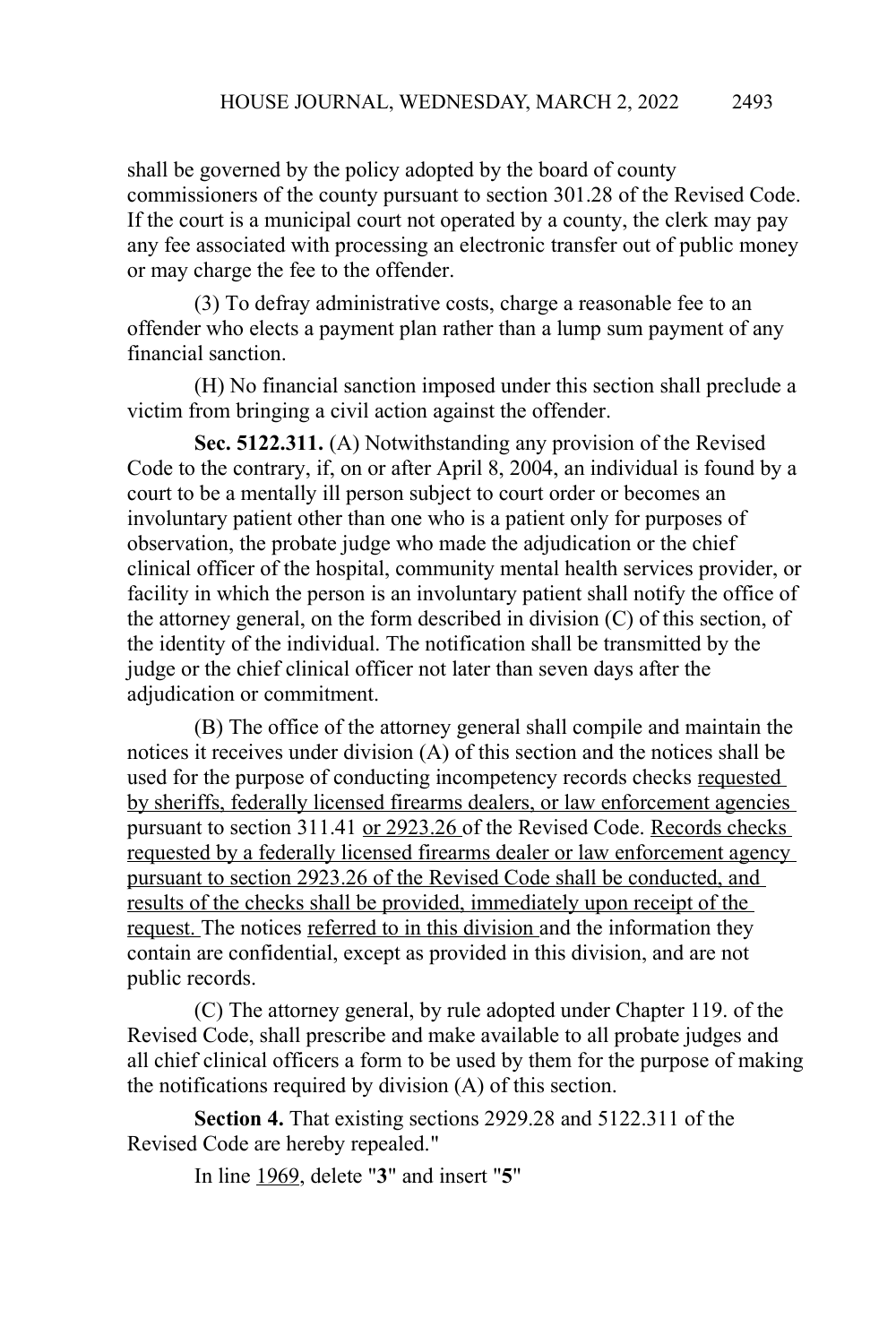shall be governed by the policy adopted by the board of county commissioners of the county pursuant to section 301.28 of the Revised Code. If the court is a municipal court not operated by a county, the clerk may pay any fee associated with processing an electronic transfer out of public money or may charge the fee to the offender.

(3) To defray administrative costs, charge a reasonable fee to an offender who elects a payment plan rather than a lump sum payment of any financial sanction.

(H) No financial sanction imposed under this section shall preclude a victim from bringing a civil action against the offender.

**Sec. 5122.311.** (A) Notwithstanding any provision of the Revised Code to the contrary, if, on or after April 8, 2004, an individual is found by a court to be a mentally ill person subject to court order or becomes an involuntary patient other than one who is a patient only for purposes of observation, the probate judge who made the adjudication or the chief clinical officer of the hospital, community mental health services provider, or facility in which the person is an involuntary patient shall notify the office of the attorney general, on the form described in division (C) of this section, of the identity of the individual. The notification shall be transmitted by the judge or the chief clinical officer not later than seven days after the adjudication or commitment.

(B) The office of the attorney general shall compile and maintain the notices it receives under division (A) of this section and the notices shall be used for the purpose of conducting incompetency records checks <u>requested by sheriffs, federally licensed firearms dealers, or law enforcement agencies</u> pursuant to section 311.41 <u>or 2923.26</u> of the Revised Code. <u>Records checks requested by a federally licensed firearms dealer or law enforcement agency pursuant to section 2923.26 of the Revised Code shall be conducted, and results of the checks shall be provided, immediately upon receipt of the request.</u> The notices <u>referred to in this division</u> and the information they contain are confidential, except as provided in this division, and are not public records.

(C) The attorney general, by rule adopted under Chapter 119. of the Revised Code, shall prescribe and make available to all probate judges and all chief clinical officers a form to be used by them for the purpose of making the notifications required by division (A) of this section.

**Section 4.** That existing sections 2929.28 and 5122.311 of the Revised Code are hereby repealed."

In line <u>1969</u>, delete "**3**" and insert "**5**"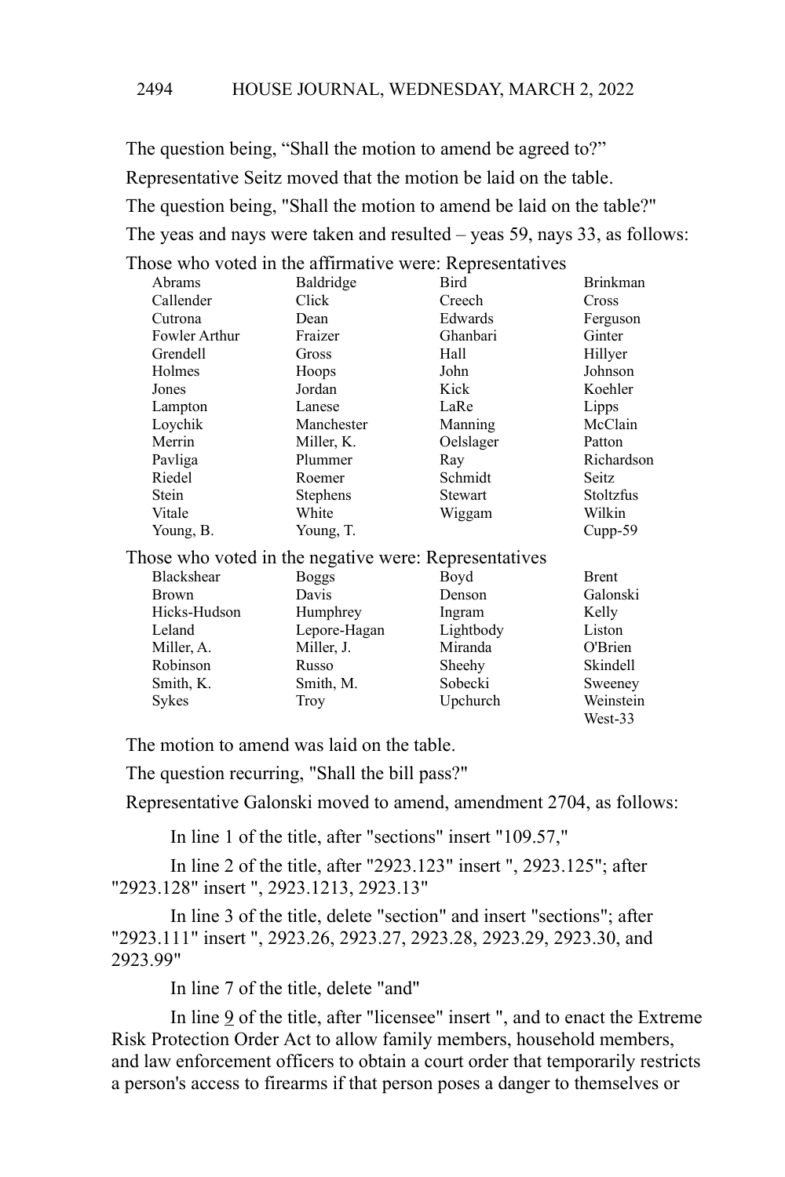The question being, "Shall the motion to amend be agreed to?"

Representative Seitz moved that the motion be laid on the table.

The question being, "Shall the motion to amend be laid on the table?"

The yeas and nays were taken and resulted – yeas 59, nays 33, as follows:

Those who voted in the affirmative were: Representatives

| | | | |
|---|---|---|---|
| Abrams | Baldridge | Bird | Brinkman |
| Callender | Click | Creech | Cross |
| Cutrona | Dean | Edwards | Ferguson |
| Fowler Arthur | Fraizer | Ghanbari | Ginter |
| Grendell | Gross | Hall | Hillyer |
| Holmes | Hoops | John | Johnson |
| Jones | Jordan | Kick | Koehler |
| Lampton | Lanese | LaRe | Lipps |
| Loychik | Manchester | Manning | McClain |
| Merrin | Miller, K. | Oelslager | Patton |
| Pavliga | Plummer | Ray | Richardson |
| Riedel | Roemer | Schmidt | Seitz |
| Stein | Stephens | Stewart | Stoltzfus |
| Vitale | White | Wiggam | Wilkin |
| Young, B. | Young, T. | | Cupp-59 |

Those who voted in the negative were: Representatives

| | | | |
|---|---|---|---|
| Blackshear | Boggs | Boyd | Brent |
| Brown | Davis | Denson | Galonski |
| Hicks-Hudson | Humphrey | Ingram | Kelly |
| Leland | Lepore-Hagan | Lightbody | Liston |
| Miller, A. | Miller, J. | Miranda | O'Brien |
| Robinson | Russo | Sheehy | Skindell |
| Smith, K. | Smith, M. | Sobecki | Sweeney |
| Sykes | Troy | Upchurch | Weinstein |
| | | | West-33 |

The motion to amend was laid on the table.

The question recurring, "Shall the bill pass?"

Representative Galonski moved to amend, amendment 2704, as follows:

In line 1 of the title, after "sections" insert "109.57,"

In line 2 of the title, after "2923.123" insert ", 2923.125"; after "2923.128" insert ", 2923.1213, 2923.13"

In line 3 of the title, delete "section" and insert "sections"; after "2923.111" insert ", 2923.26, 2923.27, 2923.28, 2923.29, 2923.30, and 2923.99"

In line 7 of the title, delete "and"

In line 9 of the title, after "licensee" insert ", and to enact the Extreme Risk Protection Order Act to allow family members, household members, and law enforcement officers to obtain a court order that temporarily restricts a person's access to firearms if that person poses a danger to themselves or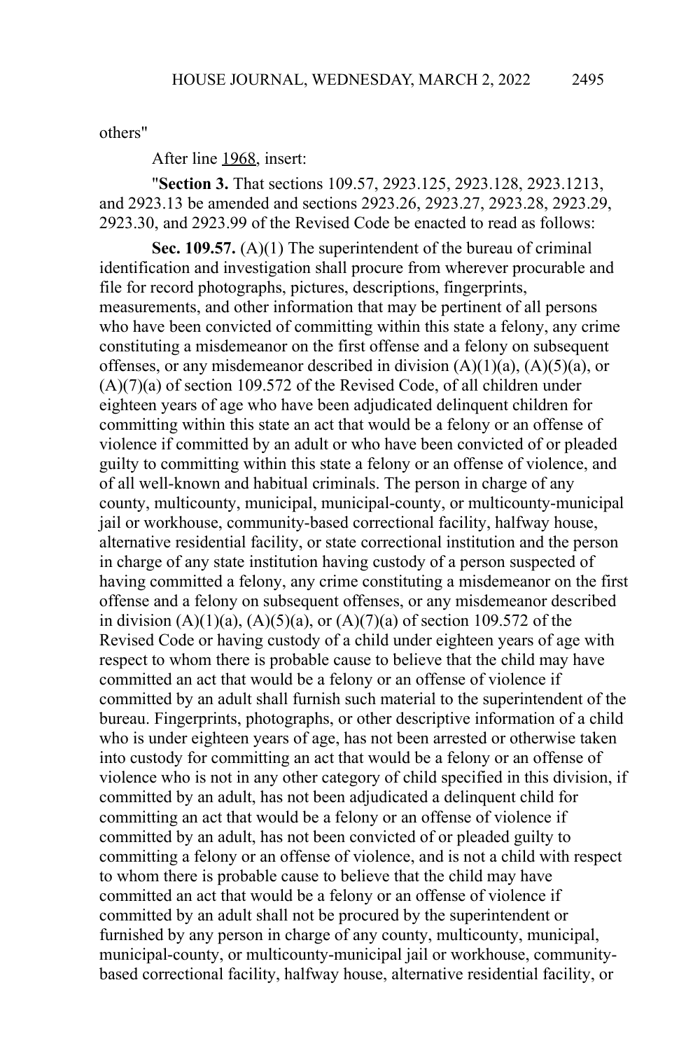others"

After line 1968, insert:

"**Section 3.** That sections 109.57, 2923.125, 2923.128, 2923.1213, and 2923.13 be amended and sections 2923.26, 2923.27, 2923.28, 2923.29, 2923.30, and 2923.99 of the Revised Code be enacted to read as follows:

**Sec. 109.57.** (A)(1) The superintendent of the bureau of criminal identification and investigation shall procure from wherever procurable and file for record photographs, pictures, descriptions, fingerprints, measurements, and other information that may be pertinent of all persons who have been convicted of committing within this state a felony, any crime constituting a misdemeanor on the first offense and a felony on subsequent offenses, or any misdemeanor described in division (A)(1)(a), (A)(5)(a), or (A)(7)(a) of section 109.572 of the Revised Code, of all children under eighteen years of age who have been adjudicated delinquent children for committing within this state an act that would be a felony or an offense of violence if committed by an adult or who have been convicted of or pleaded guilty to committing within this state a felony or an offense of violence, and of all well-known and habitual criminals. The person in charge of any county, multicounty, municipal, municipal-county, or multicounty-municipal jail or workhouse, community-based correctional facility, halfway house, alternative residential facility, or state correctional institution and the person in charge of any state institution having custody of a person suspected of having committed a felony, any crime constituting a misdemeanor on the first offense and a felony on subsequent offenses, or any misdemeanor described in division (A)(1)(a), (A)(5)(a), or (A)(7)(a) of section 109.572 of the Revised Code or having custody of a child under eighteen years of age with respect to whom there is probable cause to believe that the child may have committed an act that would be a felony or an offense of violence if committed by an adult shall furnish such material to the superintendent of the bureau. Fingerprints, photographs, or other descriptive information of a child who is under eighteen years of age, has not been arrested or otherwise taken into custody for committing an act that would be a felony or an offense of violence who is not in any other category of child specified in this division, if committed by an adult, has not been adjudicated a delinquent child for committing an act that would be a felony or an offense of violence if committed by an adult, has not been convicted of or pleaded guilty to committing a felony or an offense of violence, and is not a child with respect to whom there is probable cause to believe that the child may have committed an act that would be a felony or an offense of violence if committed by an adult shall not be procured by the superintendent or furnished by any person in charge of any county, multicounty, municipal, municipal-county, or multicounty-municipal jail or workhouse, community-based correctional facility, halfway house, alternative residential facility, or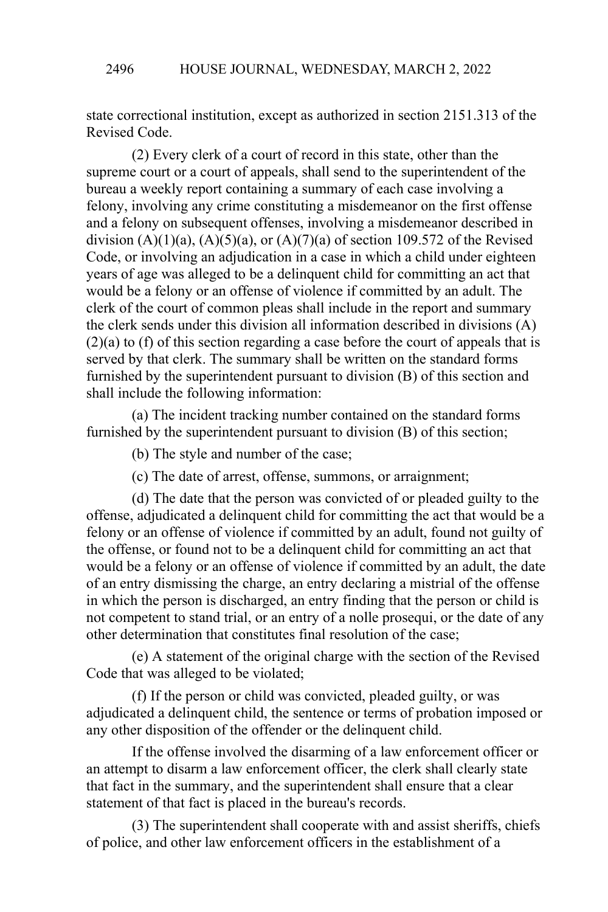state correctional institution, except as authorized in section 2151.313 of the Revised Code.

(2) Every clerk of a court of record in this state, other than the supreme court or a court of appeals, shall send to the superintendent of the bureau a weekly report containing a summary of each case involving a felony, involving any crime constituting a misdemeanor on the first offense and a felony on subsequent offenses, involving a misdemeanor described in division (A)(1)(a), (A)(5)(a), or (A)(7)(a) of section 109.572 of the Revised Code, or involving an adjudication in a case in which a child under eighteen years of age was alleged to be a delinquent child for committing an act that would be a felony or an offense of violence if committed by an adult. The clerk of the court of common pleas shall include in the report and summary the clerk sends under this division all information described in divisions (A)(2)(a) to (f) of this section regarding a case before the court of appeals that is served by that clerk. The summary shall be written on the standard forms furnished by the superintendent pursuant to division (B) of this section and shall include the following information:

(a) The incident tracking number contained on the standard forms furnished by the superintendent pursuant to division (B) of this section;

(b) The style and number of the case;

(c) The date of arrest, offense, summons, or arraignment;

(d) The date that the person was convicted of or pleaded guilty to the offense, adjudicated a delinquent child for committing the act that would be a felony or an offense of violence if committed by an adult, found not guilty of the offense, or found not to be a delinquent child for committing an act that would be a felony or an offense of violence if committed by an adult, the date of an entry dismissing the charge, an entry declaring a mistrial of the offense in which the person is discharged, an entry finding that the person or child is not competent to stand trial, or an entry of a nolle prosequi, or the date of any other determination that constitutes final resolution of the case;

(e) A statement of the original charge with the section of the Revised Code that was alleged to be violated;

(f) If the person or child was convicted, pleaded guilty, or was adjudicated a delinquent child, the sentence or terms of probation imposed or any other disposition of the offender or the delinquent child.

If the offense involved the disarming of a law enforcement officer or an attempt to disarm a law enforcement officer, the clerk shall clearly state that fact in the summary, and the superintendent shall ensure that a clear statement of that fact is placed in the bureau's records.

(3) The superintendent shall cooperate with and assist sheriffs, chiefs of police, and other law enforcement officers in the establishment of a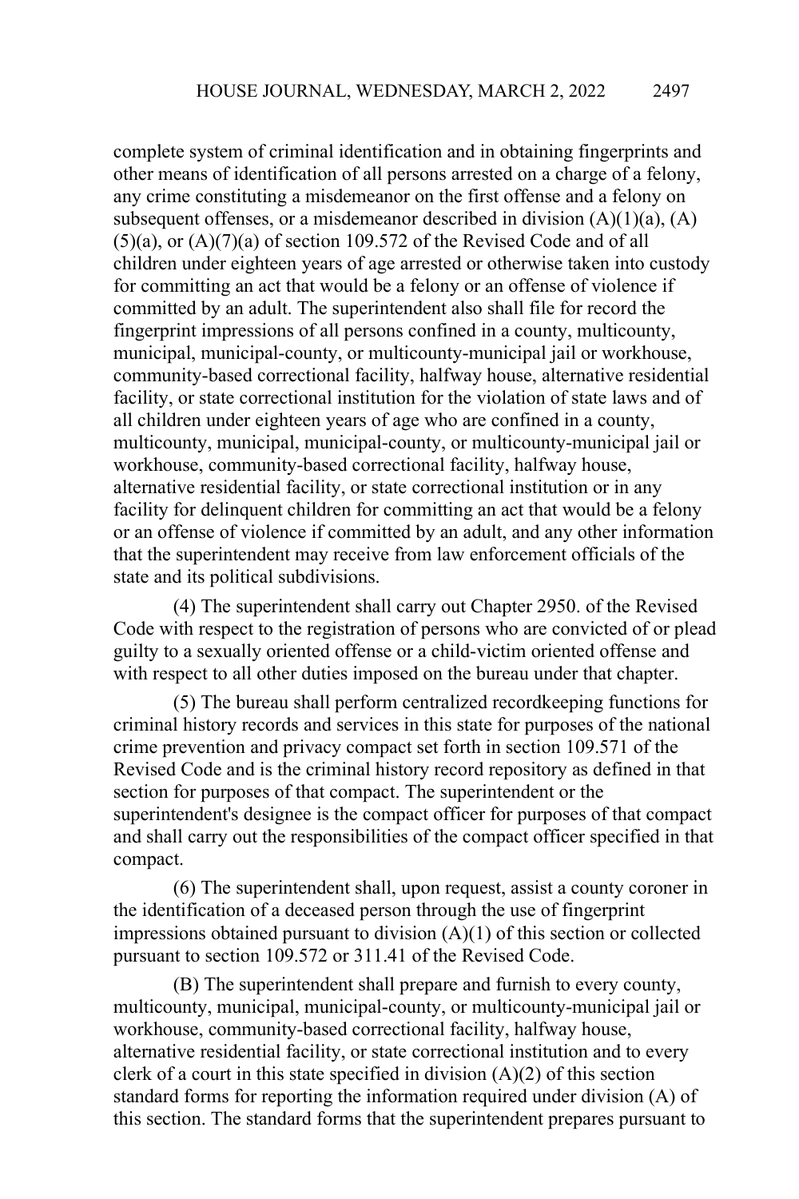complete system of criminal identification and in obtaining fingerprints and other means of identification of all persons arrested on a charge of a felony, any crime constituting a misdemeanor on the first offense and a felony on subsequent offenses, or a misdemeanor described in division (A)(1)(a), (A)(5)(a), or (A)(7)(a) of section 109.572 of the Revised Code and of all children under eighteen years of age arrested or otherwise taken into custody for committing an act that would be a felony or an offense of violence if committed by an adult. The superintendent also shall file for record the fingerprint impressions of all persons confined in a county, multicounty, municipal, municipal-county, or multicounty-municipal jail or workhouse, community-based correctional facility, halfway house, alternative residential facility, or state correctional institution for the violation of state laws and of all children under eighteen years of age who are confined in a county, multicounty, municipal, municipal-county, or multicounty-municipal jail or workhouse, community-based correctional facility, halfway house, alternative residential facility, or state correctional institution or in any facility for delinquent children for committing an act that would be a felony or an offense of violence if committed by an adult, and any other information that the superintendent may receive from law enforcement officials of the state and its political subdivisions.

(4) The superintendent shall carry out Chapter 2950. of the Revised Code with respect to the registration of persons who are convicted of or plead guilty to a sexually oriented offense or a child-victim oriented offense and with respect to all other duties imposed on the bureau under that chapter.

(5) The bureau shall perform centralized recordkeeping functions for criminal history records and services in this state for purposes of the national crime prevention and privacy compact set forth in section 109.571 of the Revised Code and is the criminal history record repository as defined in that section for purposes of that compact. The superintendent or the superintendent's designee is the compact officer for purposes of that compact and shall carry out the responsibilities of the compact officer specified in that compact.

(6) The superintendent shall, upon request, assist a county coroner in the identification of a deceased person through the use of fingerprint impressions obtained pursuant to division (A)(1) of this section or collected pursuant to section 109.572 or 311.41 of the Revised Code.

(B) The superintendent shall prepare and furnish to every county, multicounty, municipal, municipal-county, or multicounty-municipal jail or workhouse, community-based correctional facility, halfway house, alternative residential facility, or state correctional institution and to every clerk of a court in this state specified in division (A)(2) of this section standard forms for reporting the information required under division (A) of this section. The standard forms that the superintendent prepares pursuant to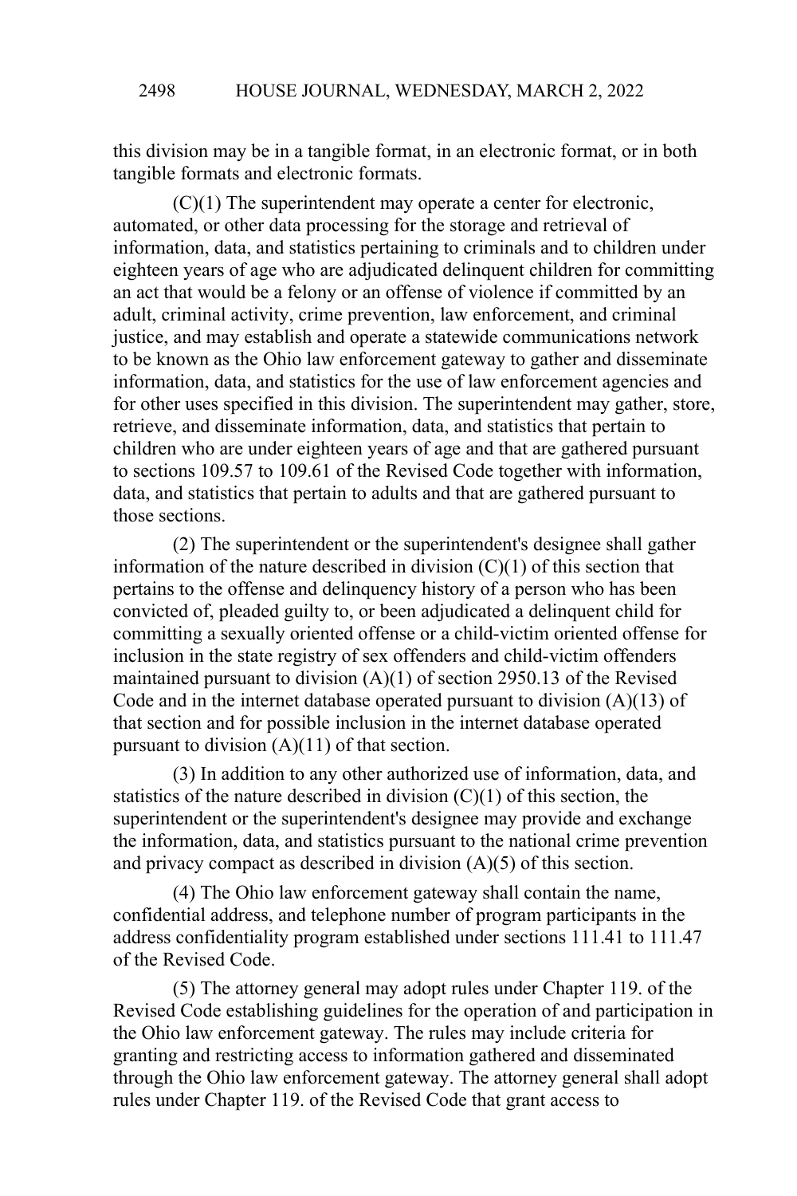this division may be in a tangible format, in an electronic format, or in both tangible formats and electronic formats.

(C)(1) The superintendent may operate a center for electronic, automated, or other data processing for the storage and retrieval of information, data, and statistics pertaining to criminals and to children under eighteen years of age who are adjudicated delinquent children for committing an act that would be a felony or an offense of violence if committed by an adult, criminal activity, crime prevention, law enforcement, and criminal justice, and may establish and operate a statewide communications network to be known as the Ohio law enforcement gateway to gather and disseminate information, data, and statistics for the use of law enforcement agencies and for other uses specified in this division. The superintendent may gather, store, retrieve, and disseminate information, data, and statistics that pertain to children who are under eighteen years of age and that are gathered pursuant to sections 109.57 to 109.61 of the Revised Code together with information, data, and statistics that pertain to adults and that are gathered pursuant to those sections.

(2) The superintendent or the superintendent's designee shall gather information of the nature described in division (C)(1) of this section that pertains to the offense and delinquency history of a person who has been convicted of, pleaded guilty to, or been adjudicated a delinquent child for committing a sexually oriented offense or a child-victim oriented offense for inclusion in the state registry of sex offenders and child-victim offenders maintained pursuant to division (A)(1) of section 2950.13 of the Revised Code and in the internet database operated pursuant to division (A)(13) of that section and for possible inclusion in the internet database operated pursuant to division (A)(11) of that section.

(3) In addition to any other authorized use of information, data, and statistics of the nature described in division (C)(1) of this section, the superintendent or the superintendent's designee may provide and exchange the information, data, and statistics pursuant to the national crime prevention and privacy compact as described in division (A)(5) of this section.

(4) The Ohio law enforcement gateway shall contain the name, confidential address, and telephone number of program participants in the address confidentiality program established under sections 111.41 to 111.47 of the Revised Code.

(5) The attorney general may adopt rules under Chapter 119. of the Revised Code establishing guidelines for the operation of and participation in the Ohio law enforcement gateway. The rules may include criteria for granting and restricting access to information gathered and disseminated through the Ohio law enforcement gateway. The attorney general shall adopt rules under Chapter 119. of the Revised Code that grant access to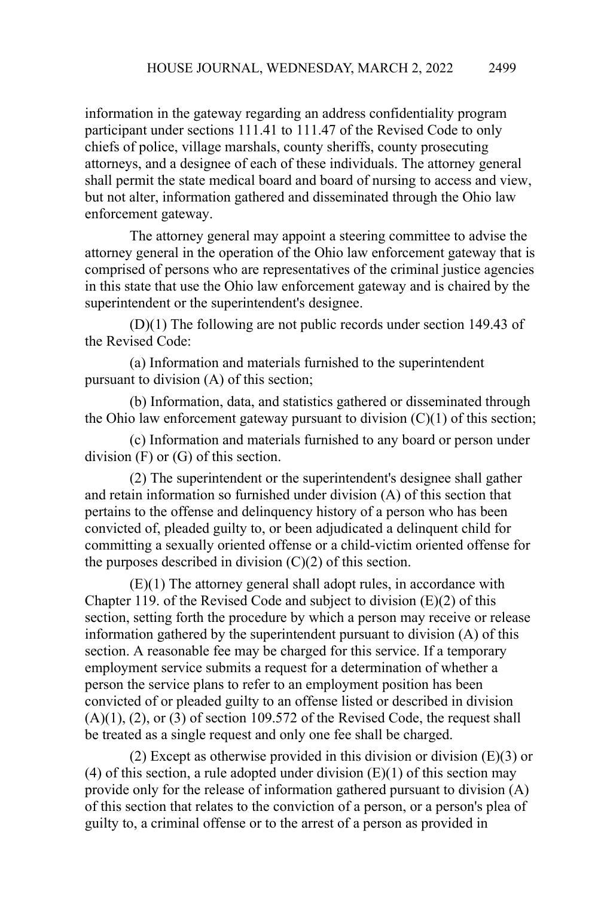information in the gateway regarding an address confidentiality program participant under sections 111.41 to 111.47 of the Revised Code to only chiefs of police, village marshals, county sheriffs, county prosecuting attorneys, and a designee of each of these individuals. The attorney general shall permit the state medical board and board of nursing to access and view, but not alter, information gathered and disseminated through the Ohio law enforcement gateway.

The attorney general may appoint a steering committee to advise the attorney general in the operation of the Ohio law enforcement gateway that is comprised of persons who are representatives of the criminal justice agencies in this state that use the Ohio law enforcement gateway and is chaired by the superintendent or the superintendent's designee.

(D)(1) The following are not public records under section 149.43 of the Revised Code:

(a) Information and materials furnished to the superintendent pursuant to division (A) of this section;

(b) Information, data, and statistics gathered or disseminated through the Ohio law enforcement gateway pursuant to division (C)(1) of this section;

(c) Information and materials furnished to any board or person under division (F) or (G) of this section.

(2) The superintendent or the superintendent's designee shall gather and retain information so furnished under division (A) of this section that pertains to the offense and delinquency history of a person who has been convicted of, pleaded guilty to, or been adjudicated a delinquent child for committing a sexually oriented offense or a child-victim oriented offense for the purposes described in division (C)(2) of this section.

(E)(1) The attorney general shall adopt rules, in accordance with Chapter 119. of the Revised Code and subject to division (E)(2) of this section, setting forth the procedure by which a person may receive or release information gathered by the superintendent pursuant to division (A) of this section. A reasonable fee may be charged for this service. If a temporary employment service submits a request for a determination of whether a person the service plans to refer to an employment position has been convicted of or pleaded guilty to an offense listed or described in division (A)(1), (2), or (3) of section 109.572 of the Revised Code, the request shall be treated as a single request and only one fee shall be charged.

(2) Except as otherwise provided in this division or division (E)(3) or (4) of this section, a rule adopted under division (E)(1) of this section may provide only for the release of information gathered pursuant to division (A) of this section that relates to the conviction of a person, or a person's plea of guilty to, a criminal offense or to the arrest of a person as provided in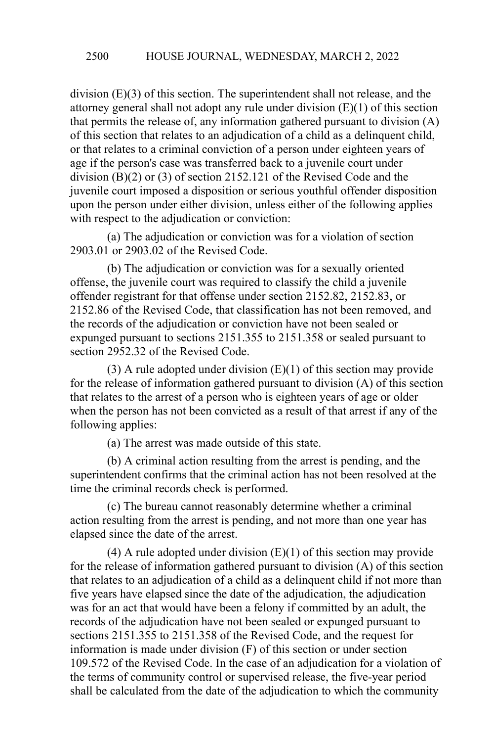division (E)(3) of this section. The superintendent shall not release, and the attorney general shall not adopt any rule under division (E)(1) of this section that permits the release of, any information gathered pursuant to division (A) of this section that relates to an adjudication of a child as a delinquent child, or that relates to a criminal conviction of a person under eighteen years of age if the person's case was transferred back to a juvenile court under division (B)(2) or (3) of section 2152.121 of the Revised Code and the juvenile court imposed a disposition or serious youthful offender disposition upon the person under either division, unless either of the following applies with respect to the adjudication or conviction:

(a) The adjudication or conviction was for a violation of section 2903.01 or 2903.02 of the Revised Code.

(b) The adjudication or conviction was for a sexually oriented offense, the juvenile court was required to classify the child a juvenile offender registrant for that offense under section 2152.82, 2152.83, or 2152.86 of the Revised Code, that classification has not been removed, and the records of the adjudication or conviction have not been sealed or expunged pursuant to sections 2151.355 to 2151.358 or sealed pursuant to section 2952.32 of the Revised Code.

(3) A rule adopted under division (E)(1) of this section may provide for the release of information gathered pursuant to division (A) of this section that relates to the arrest of a person who is eighteen years of age or older when the person has not been convicted as a result of that arrest if any of the following applies:

(a) The arrest was made outside of this state.

(b) A criminal action resulting from the arrest is pending, and the superintendent confirms that the criminal action has not been resolved at the time the criminal records check is performed.

(c) The bureau cannot reasonably determine whether a criminal action resulting from the arrest is pending, and not more than one year has elapsed since the date of the arrest.

(4) A rule adopted under division (E)(1) of this section may provide for the release of information gathered pursuant to division (A) of this section that relates to an adjudication of a child as a delinquent child if not more than five years have elapsed since the date of the adjudication, the adjudication was for an act that would have been a felony if committed by an adult, the records of the adjudication have not been sealed or expunged pursuant to sections 2151.355 to 2151.358 of the Revised Code, and the request for information is made under division (F) of this section or under section 109.572 of the Revised Code. In the case of an adjudication for a violation of the terms of community control or supervised release, the five-year period shall be calculated from the date of the adjudication to which the community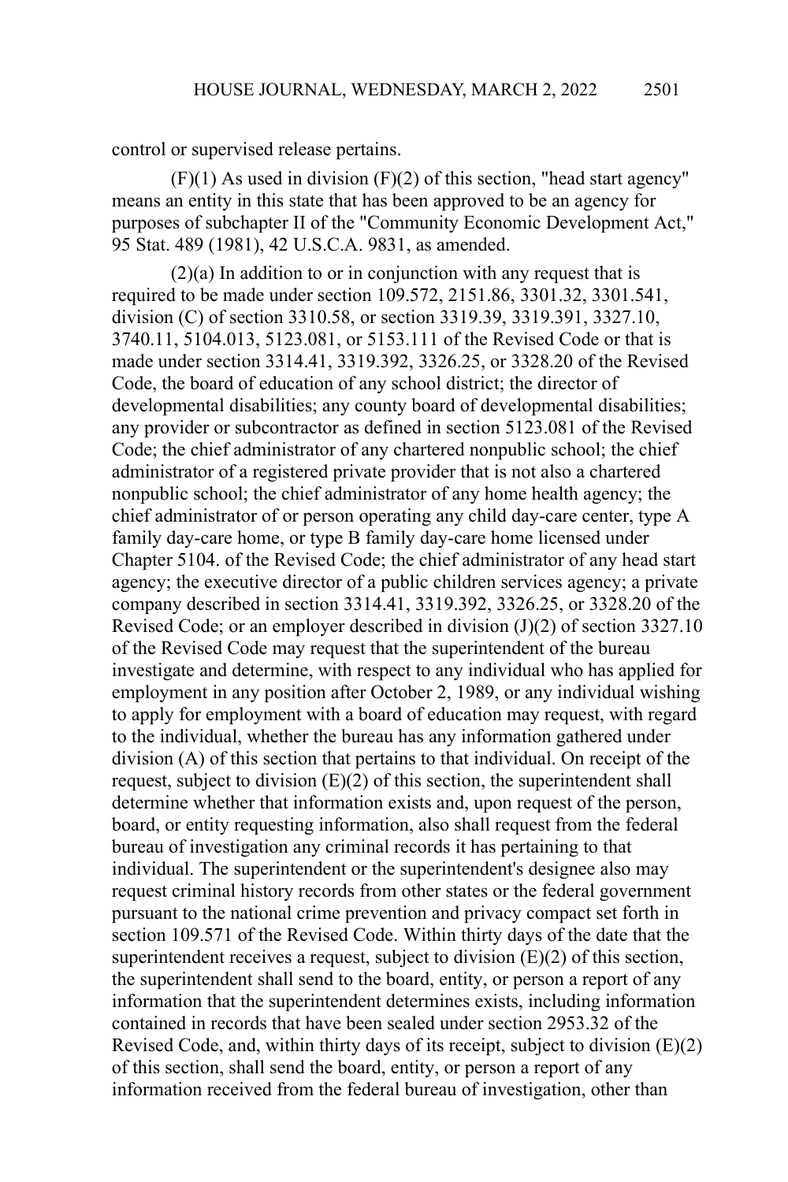control or supervised release pertains.

(F)(1) As used in division (F)(2) of this section, "head start agency" means an entity in this state that has been approved to be an agency for purposes of subchapter II of the "Community Economic Development Act," 95 Stat. 489 (1981), 42 U.S.C.A. 9831, as amended.

(2)(a) In addition to or in conjunction with any request that is required to be made under section 109.572, 2151.86, 3301.32, 3301.541, division (C) of section 3310.58, or section 3319.39, 3319.391, 3327.10, 3740.11, 5104.013, 5123.081, or 5153.111 of the Revised Code or that is made under section 3314.41, 3319.392, 3326.25, or 3328.20 of the Revised Code, the board of education of any school district; the director of developmental disabilities; any county board of developmental disabilities; any provider or subcontractor as defined in section 5123.081 of the Revised Code; the chief administrator of any chartered nonpublic school; the chief administrator of a registered private provider that is not also a chartered nonpublic school; the chief administrator of any home health agency; the chief administrator of or person operating any child day-care center, type A family day-care home, or type B family day-care home licensed under Chapter 5104. of the Revised Code; the chief administrator of any head start agency; the executive director of a public children services agency; a private company described in section 3314.41, 3319.392, 3326.25, or 3328.20 of the Revised Code; or an employer described in division (J)(2) of section 3327.10 of the Revised Code may request that the superintendent of the bureau investigate and determine, with respect to any individual who has applied for employment in any position after October 2, 1989, or any individual wishing to apply for employment with a board of education may request, with regard to the individual, whether the bureau has any information gathered under division (A) of this section that pertains to that individual. On receipt of the request, subject to division (E)(2) of this section, the superintendent shall determine whether that information exists and, upon request of the person, board, or entity requesting information, also shall request from the federal bureau of investigation any criminal records it has pertaining to that individual. The superintendent or the superintendent's designee also may request criminal history records from other states or the federal government pursuant to the national crime prevention and privacy compact set forth in section 109.571 of the Revised Code. Within thirty days of the date that the superintendent receives a request, subject to division (E)(2) of this section, the superintendent shall send to the board, entity, or person a report of any information that the superintendent determines exists, including information contained in records that have been sealed under section 2953.32 of the Revised Code, and, within thirty days of its receipt, subject to division (E)(2) of this section, shall send the board, entity, or person a report of any information received from the federal bureau of investigation, other than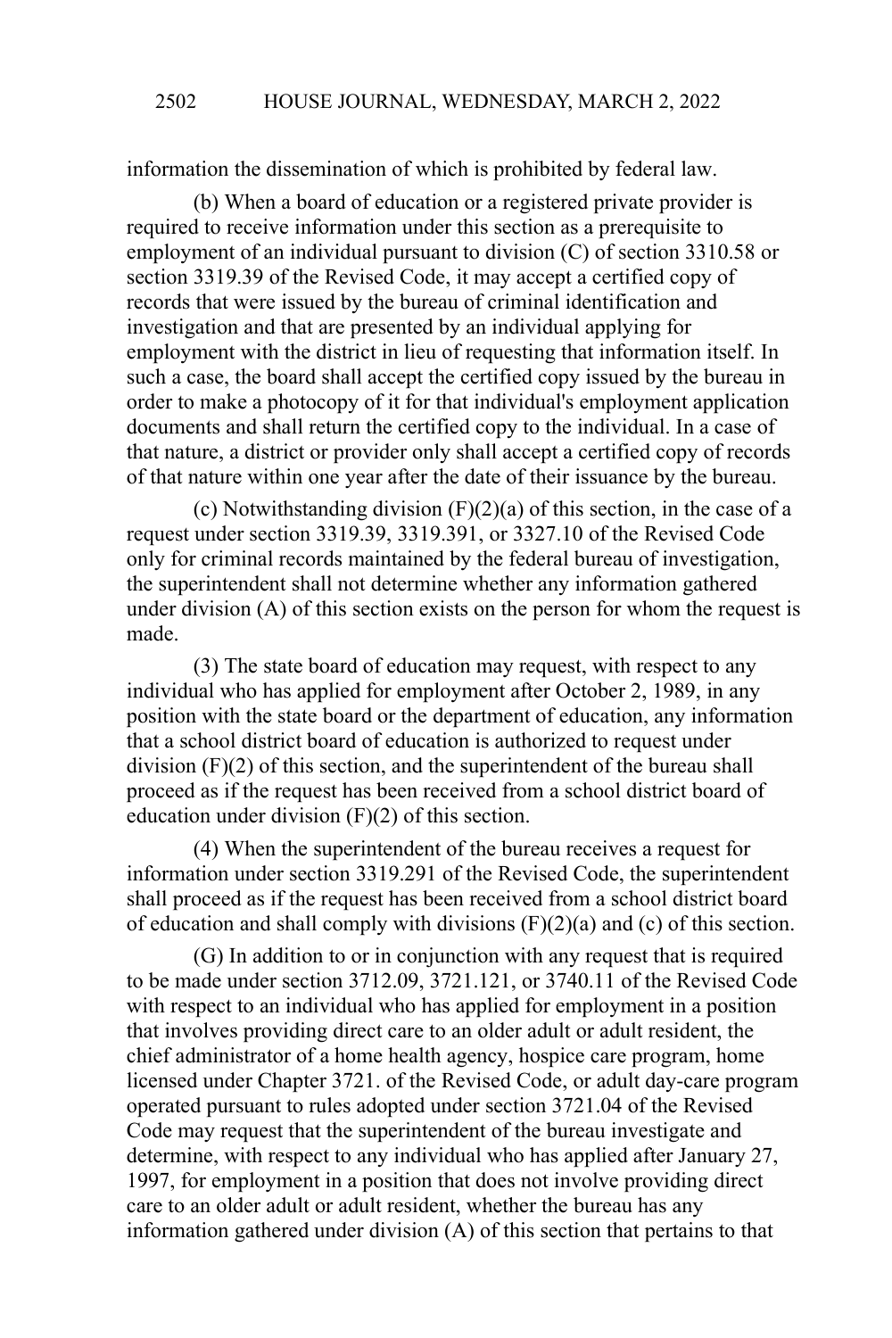information the dissemination of which is prohibited by federal law.

(b) When a board of education or a registered private provider is required to receive information under this section as a prerequisite to employment of an individual pursuant to division (C) of section 3310.58 or section 3319.39 of the Revised Code, it may accept a certified copy of records that were issued by the bureau of criminal identification and investigation and that are presented by an individual applying for employment with the district in lieu of requesting that information itself. In such a case, the board shall accept the certified copy issued by the bureau in order to make a photocopy of it for that individual's employment application documents and shall return the certified copy to the individual. In a case of that nature, a district or provider only shall accept a certified copy of records of that nature within one year after the date of their issuance by the bureau.

(c) Notwithstanding division (F)(2)(a) of this section, in the case of a request under section 3319.39, 3319.391, or 3327.10 of the Revised Code only for criminal records maintained by the federal bureau of investigation, the superintendent shall not determine whether any information gathered under division (A) of this section exists on the person for whom the request is made.

(3) The state board of education may request, with respect to any individual who has applied for employment after October 2, 1989, in any position with the state board or the department of education, any information that a school district board of education is authorized to request under division (F)(2) of this section, and the superintendent of the bureau shall proceed as if the request has been received from a school district board of education under division (F)(2) of this section.

(4) When the superintendent of the bureau receives a request for information under section 3319.291 of the Revised Code, the superintendent shall proceed as if the request has been received from a school district board of education and shall comply with divisions (F)(2)(a) and (c) of this section.

(G) In addition to or in conjunction with any request that is required to be made under section 3712.09, 3721.121, or 3740.11 of the Revised Code with respect to an individual who has applied for employment in a position that involves providing direct care to an older adult or adult resident, the chief administrator of a home health agency, hospice care program, home licensed under Chapter 3721. of the Revised Code, or adult day-care program operated pursuant to rules adopted under section 3721.04 of the Revised Code may request that the superintendent of the bureau investigate and determine, with respect to any individual who has applied after January 27, 1997, for employment in a position that does not involve providing direct care to an older adult or adult resident, whether the bureau has any information gathered under division (A) of this section that pertains to that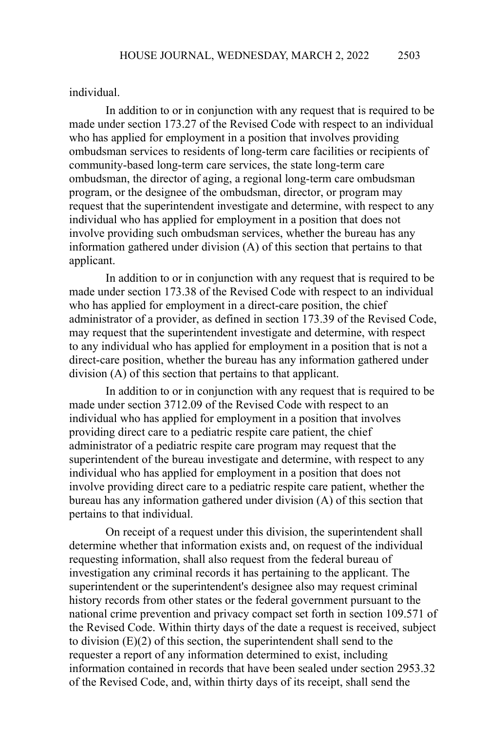individual.

In addition to or in conjunction with any request that is required to be made under section 173.27 of the Revised Code with respect to an individual who has applied for employment in a position that involves providing ombudsman services to residents of long-term care facilities or recipients of community-based long-term care services, the state long-term care ombudsman, the director of aging, a regional long-term care ombudsman program, or the designee of the ombudsman, director, or program may request that the superintendent investigate and determine, with respect to any individual who has applied for employment in a position that does not involve providing such ombudsman services, whether the bureau has any information gathered under division (A) of this section that pertains to that applicant.

In addition to or in conjunction with any request that is required to be made under section 173.38 of the Revised Code with respect to an individual who has applied for employment in a direct-care position, the chief administrator of a provider, as defined in section 173.39 of the Revised Code, may request that the superintendent investigate and determine, with respect to any individual who has applied for employment in a position that is not a direct-care position, whether the bureau has any information gathered under division (A) of this section that pertains to that applicant.

In addition to or in conjunction with any request that is required to be made under section 3712.09 of the Revised Code with respect to an individual who has applied for employment in a position that involves providing direct care to a pediatric respite care patient, the chief administrator of a pediatric respite care program may request that the superintendent of the bureau investigate and determine, with respect to any individual who has applied for employment in a position that does not involve providing direct care to a pediatric respite care patient, whether the bureau has any information gathered under division (A) of this section that pertains to that individual.

On receipt of a request under this division, the superintendent shall determine whether that information exists and, on request of the individual requesting information, shall also request from the federal bureau of investigation any criminal records it has pertaining to the applicant. The superintendent or the superintendent's designee also may request criminal history records from other states or the federal government pursuant to the national crime prevention and privacy compact set forth in section 109.571 of the Revised Code. Within thirty days of the date a request is received, subject to division (E)(2) of this section, the superintendent shall send to the requester a report of any information determined to exist, including information contained in records that have been sealed under section 2953.32 of the Revised Code, and, within thirty days of its receipt, shall send the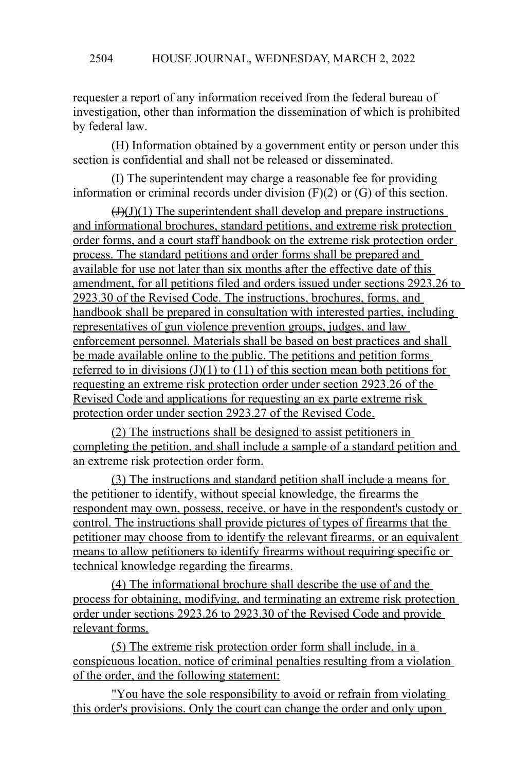requester a report of any information received from the federal bureau of investigation, other than information the dissemination of which is prohibited by federal law.

(H) Information obtained by a government entity or person under this section is confidential and shall not be released or disseminated.

(I) The superintendent may charge a reasonable fee for providing information or criminal records under division (F)(2) or (G) of this section.

~~(J)~~(J)(1) The superintendent shall develop and prepare instructions and informational brochures, standard petitions, and extreme risk protection order forms, and a court staff handbook on the extreme risk protection order process. The standard petitions and order forms shall be prepared and available for use not later than six months after the effective date of this amendment, for all petitions filed and orders issued under sections 2923.26 to 2923.30 of the Revised Code. The instructions, brochures, forms, and handbook shall be prepared in consultation with interested parties, including representatives of gun violence prevention groups, judges, and law enforcement personnel. Materials shall be based on best practices and shall be made available online to the public. The petitions and petition forms referred to in divisions (J)(1) to (11) of this section mean both petitions for requesting an extreme risk protection order under section 2923.26 of the Revised Code and applications for requesting an ex parte extreme risk protection order under section 2923.27 of the Revised Code.

(2) The instructions shall be designed to assist petitioners in completing the petition, and shall include a sample of a standard petition and an extreme risk protection order form.

(3) The instructions and standard petition shall include a means for the petitioner to identify, without special knowledge, the firearms the respondent may own, possess, receive, or have in the respondent's custody or control. The instructions shall provide pictures of types of firearms that the petitioner may choose from to identify the relevant firearms, or an equivalent means to allow petitioners to identify firearms without requiring specific or technical knowledge regarding the firearms.

(4) The informational brochure shall describe the use of and the process for obtaining, modifying, and terminating an extreme risk protection order under sections 2923.26 to 2923.30 of the Revised Code and provide relevant forms.

(5) The extreme risk protection order form shall include, in a conspicuous location, notice of criminal penalties resulting from a violation of the order, and the following statement:

"You have the sole responsibility to avoid or refrain from violating this order's provisions. Only the court can change the order and only upon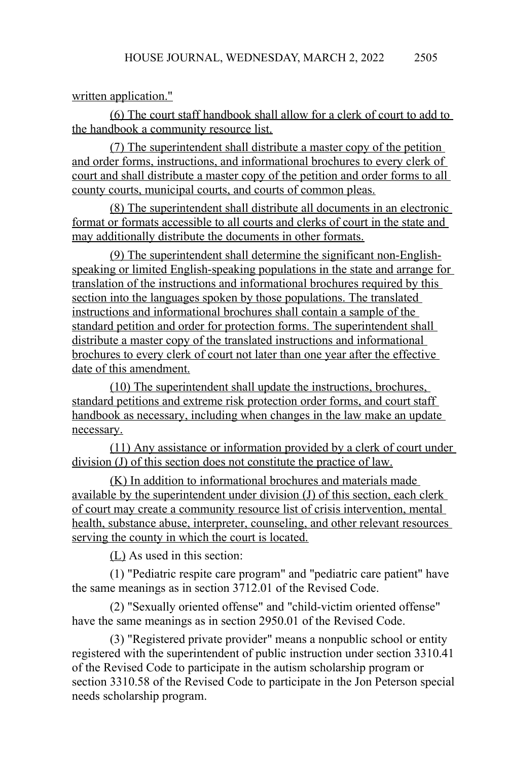written application."

(6) The court staff handbook shall allow for a clerk of court to add to the handbook a community resource list.

(7) The superintendent shall distribute a master copy of the petition and order forms, instructions, and informational brochures to every clerk of court and shall distribute a master copy of the petition and order forms to all county courts, municipal courts, and courts of common pleas.

(8) The superintendent shall distribute all documents in an electronic format or formats accessible to all courts and clerks of court in the state and may additionally distribute the documents in other formats.

(9) The superintendent shall determine the significant non-English-speaking or limited English-speaking populations in the state and arrange for translation of the instructions and informational brochures required by this section into the languages spoken by those populations. The translated instructions and informational brochures shall contain a sample of the standard petition and order for protection forms. The superintendent shall distribute a master copy of the translated instructions and informational brochures to every clerk of court not later than one year after the effective date of this amendment.

(10) The superintendent shall update the instructions, brochures, standard petitions and extreme risk protection order forms, and court staff handbook as necessary, including when changes in the law make an update necessary.

(11) Any assistance or information provided by a clerk of court under division (J) of this section does not constitute the practice of law.

(K) In addition to informational brochures and materials made available by the superintendent under division (J) of this section, each clerk of court may create a community resource list of crisis intervention, mental health, substance abuse, interpreter, counseling, and other relevant resources serving the county in which the court is located.

(L) As used in this section:

(1) "Pediatric respite care program" and "pediatric care patient" have the same meanings as in section 3712.01 of the Revised Code.

(2) "Sexually oriented offense" and "child-victim oriented offense" have the same meanings as in section 2950.01 of the Revised Code.

(3) "Registered private provider" means a nonpublic school or entity registered with the superintendent of public instruction under section 3310.41 of the Revised Code to participate in the autism scholarship program or section 3310.58 of the Revised Code to participate in the Jon Peterson special needs scholarship program.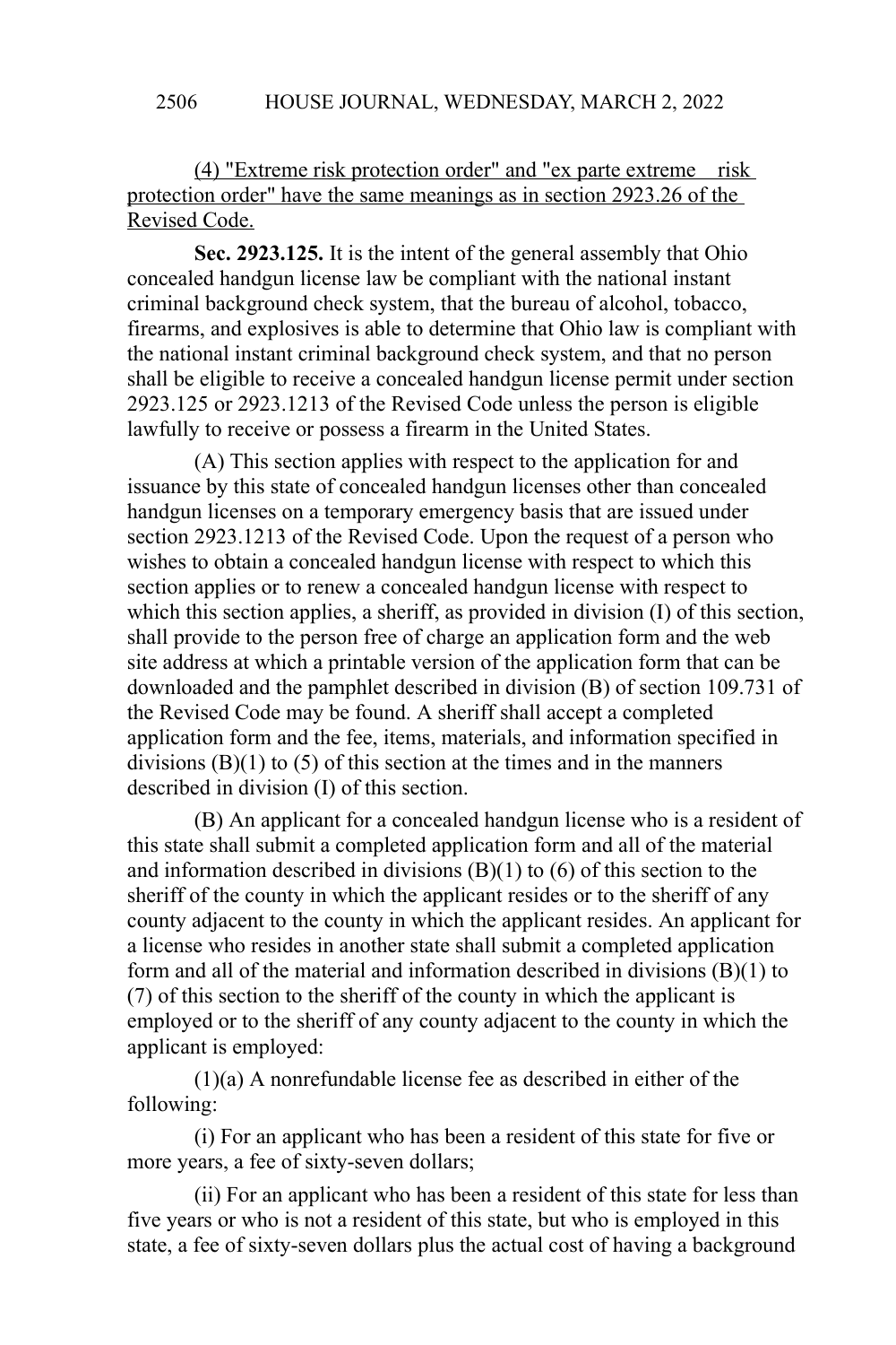(4) "Extreme risk protection order" and "ex parte extreme risk protection order" have the same meanings as in section 2923.26 of the Revised Code.

**Sec. 2923.125.** It is the intent of the general assembly that Ohio concealed handgun license law be compliant with the national instant criminal background check system, that the bureau of alcohol, tobacco, firearms, and explosives is able to determine that Ohio law is compliant with the national instant criminal background check system, and that no person shall be eligible to receive a concealed handgun license permit under section 2923.125 or 2923.1213 of the Revised Code unless the person is eligible lawfully to receive or possess a firearm in the United States.

(A) This section applies with respect to the application for and issuance by this state of concealed handgun licenses other than concealed handgun licenses on a temporary emergency basis that are issued under section 2923.1213 of the Revised Code. Upon the request of a person who wishes to obtain a concealed handgun license with respect to which this section applies or to renew a concealed handgun license with respect to which this section applies, a sheriff, as provided in division (I) of this section, shall provide to the person free of charge an application form and the web site address at which a printable version of the application form that can be downloaded and the pamphlet described in division (B) of section 109.731 of the Revised Code may be found. A sheriff shall accept a completed application form and the fee, items, materials, and information specified in divisions (B)(1) to (5) of this section at the times and in the manners described in division (I) of this section.

(B) An applicant for a concealed handgun license who is a resident of this state shall submit a completed application form and all of the material and information described in divisions (B)(1) to (6) of this section to the sheriff of the county in which the applicant resides or to the sheriff of any county adjacent to the county in which the applicant resides. An applicant for a license who resides in another state shall submit a completed application form and all of the material and information described in divisions (B)(1) to (7) of this section to the sheriff of the county in which the applicant is employed or to the sheriff of any county adjacent to the county in which the applicant is employed:

(1)(a) A nonrefundable license fee as described in either of the following:

(i) For an applicant who has been a resident of this state for five or more years, a fee of sixty-seven dollars;

(ii) For an applicant who has been a resident of this state for less than five years or who is not a resident of this state, but who is employed in this state, a fee of sixty-seven dollars plus the actual cost of having a background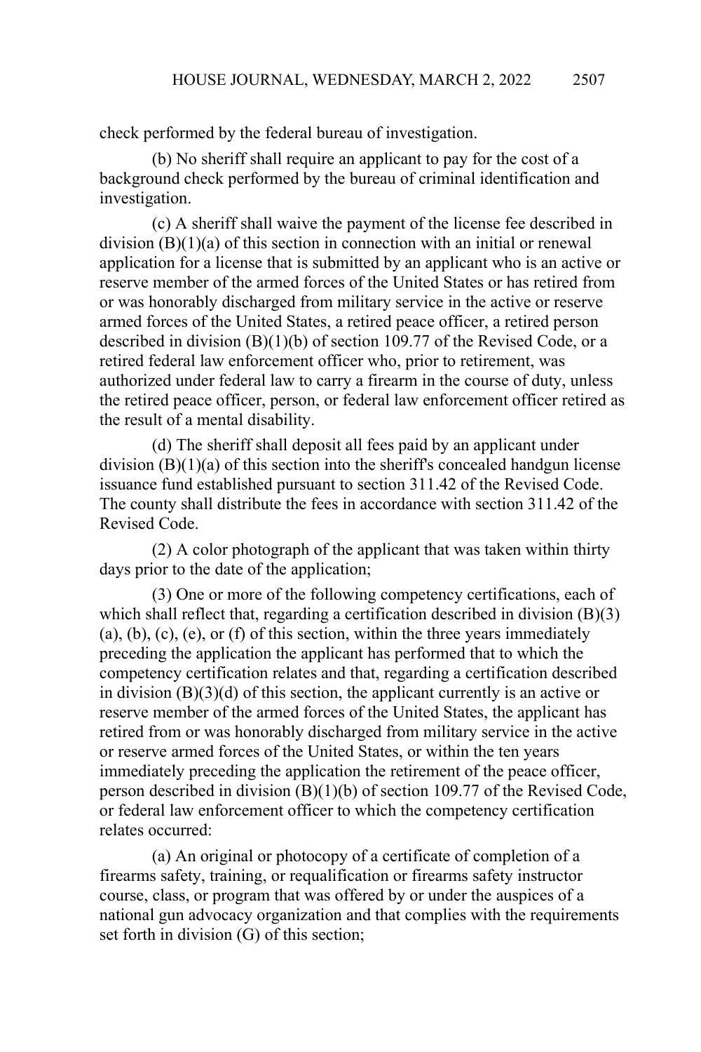check performed by the federal bureau of investigation.

(b) No sheriff shall require an applicant to pay for the cost of a background check performed by the bureau of criminal identification and investigation.

(c) A sheriff shall waive the payment of the license fee described in division (B)(1)(a) of this section in connection with an initial or renewal application for a license that is submitted by an applicant who is an active or reserve member of the armed forces of the United States or has retired from or was honorably discharged from military service in the active or reserve armed forces of the United States, a retired peace officer, a retired person described in division (B)(1)(b) of section 109.77 of the Revised Code, or a retired federal law enforcement officer who, prior to retirement, was authorized under federal law to carry a firearm in the course of duty, unless the retired peace officer, person, or federal law enforcement officer retired as the result of a mental disability.

(d) The sheriff shall deposit all fees paid by an applicant under division (B)(1)(a) of this section into the sheriff's concealed handgun license issuance fund established pursuant to section 311.42 of the Revised Code. The county shall distribute the fees in accordance with section 311.42 of the Revised Code.

(2) A color photograph of the applicant that was taken within thirty days prior to the date of the application;

(3) One or more of the following competency certifications, each of which shall reflect that, regarding a certification described in division (B)(3)(a), (b), (c), (e), or (f) of this section, within the three years immediately preceding the application the applicant has performed that to which the competency certification relates and that, regarding a certification described in division (B)(3)(d) of this section, the applicant currently is an active or reserve member of the armed forces of the United States, the applicant has retired from or was honorably discharged from military service in the active or reserve armed forces of the United States, or within the ten years immediately preceding the application the retirement of the peace officer, person described in division (B)(1)(b) of section 109.77 of the Revised Code, or federal law enforcement officer to which the competency certification relates occurred:

(a) An original or photocopy of a certificate of completion of a firearms safety, training, or requalification or firearms safety instructor course, class, or program that was offered by or under the auspices of a national gun advocacy organization and that complies with the requirements set forth in division (G) of this section;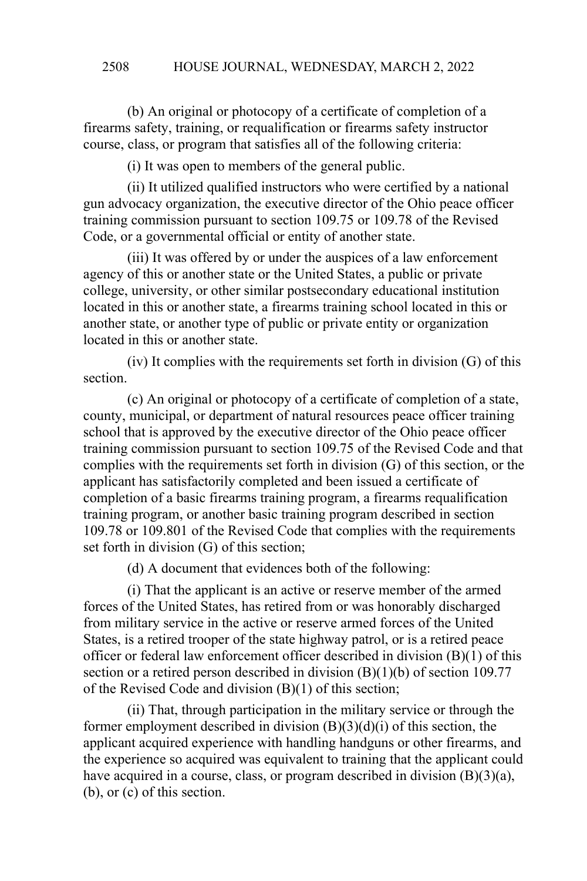(b) An original or photocopy of a certificate of completion of a firearms safety, training, or requalification or firearms safety instructor course, class, or program that satisfies all of the following criteria:

(i) It was open to members of the general public.

(ii) It utilized qualified instructors who were certified by a national gun advocacy organization, the executive director of the Ohio peace officer training commission pursuant to section 109.75 or 109.78 of the Revised Code, or a governmental official or entity of another state.

(iii) It was offered by or under the auspices of a law enforcement agency of this or another state or the United States, a public or private college, university, or other similar postsecondary educational institution located in this or another state, a firearms training school located in this or another state, or another type of public or private entity or organization located in this or another state.

(iv) It complies with the requirements set forth in division (G) of this section.

(c) An original or photocopy of a certificate of completion of a state, county, municipal, or department of natural resources peace officer training school that is approved by the executive director of the Ohio peace officer training commission pursuant to section 109.75 of the Revised Code and that complies with the requirements set forth in division (G) of this section, or the applicant has satisfactorily completed and been issued a certificate of completion of a basic firearms training program, a firearms requalification training program, or another basic training program described in section 109.78 or 109.801 of the Revised Code that complies with the requirements set forth in division (G) of this section;

(d) A document that evidences both of the following:

(i) That the applicant is an active or reserve member of the armed forces of the United States, has retired from or was honorably discharged from military service in the active or reserve armed forces of the United States, is a retired trooper of the state highway patrol, or is a retired peace officer or federal law enforcement officer described in division (B)(1) of this section or a retired person described in division (B)(1)(b) of section 109.77 of the Revised Code and division (B)(1) of this section;

(ii) That, through participation in the military service or through the former employment described in division (B)(3)(d)(i) of this section, the applicant acquired experience with handling handguns or other firearms, and the experience so acquired was equivalent to training that the applicant could have acquired in a course, class, or program described in division (B)(3)(a), (b), or (c) of this section.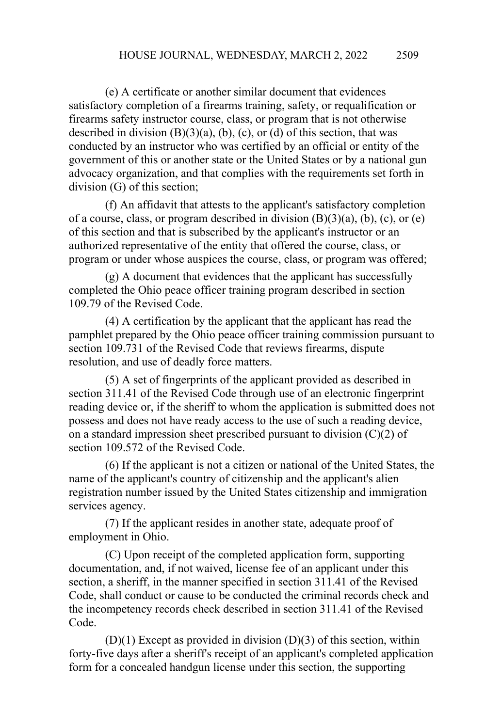(e) A certificate or another similar document that evidences satisfactory completion of a firearms training, safety, or requalification or firearms safety instructor course, class, or program that is not otherwise described in division (B)(3)(a), (b), (c), or (d) of this section, that was conducted by an instructor who was certified by an official or entity of the government of this or another state or the United States or by a national gun advocacy organization, and that complies with the requirements set forth in division (G) of this section;

(f) An affidavit that attests to the applicant's satisfactory completion of a course, class, or program described in division (B)(3)(a), (b), (c), or (e) of this section and that is subscribed by the applicant's instructor or an authorized representative of the entity that offered the course, class, or program or under whose auspices the course, class, or program was offered;

(g) A document that evidences that the applicant has successfully completed the Ohio peace officer training program described in section 109.79 of the Revised Code.

(4) A certification by the applicant that the applicant has read the pamphlet prepared by the Ohio peace officer training commission pursuant to section 109.731 of the Revised Code that reviews firearms, dispute resolution, and use of deadly force matters.

(5) A set of fingerprints of the applicant provided as described in section 311.41 of the Revised Code through use of an electronic fingerprint reading device or, if the sheriff to whom the application is submitted does not possess and does not have ready access to the use of such a reading device, on a standard impression sheet prescribed pursuant to division (C)(2) of section 109.572 of the Revised Code.

(6) If the applicant is not a citizen or national of the United States, the name of the applicant's country of citizenship and the applicant's alien registration number issued by the United States citizenship and immigration services agency.

(7) If the applicant resides in another state, adequate proof of employment in Ohio.

(C) Upon receipt of the completed application form, supporting documentation, and, if not waived, license fee of an applicant under this section, a sheriff, in the manner specified in section 311.41 of the Revised Code, shall conduct or cause to be conducted the criminal records check and the incompetency records check described in section 311.41 of the Revised Code.

(D)(1) Except as provided in division (D)(3) of this section, within forty-five days after a sheriff's receipt of an applicant's completed application form for a concealed handgun license under this section, the supporting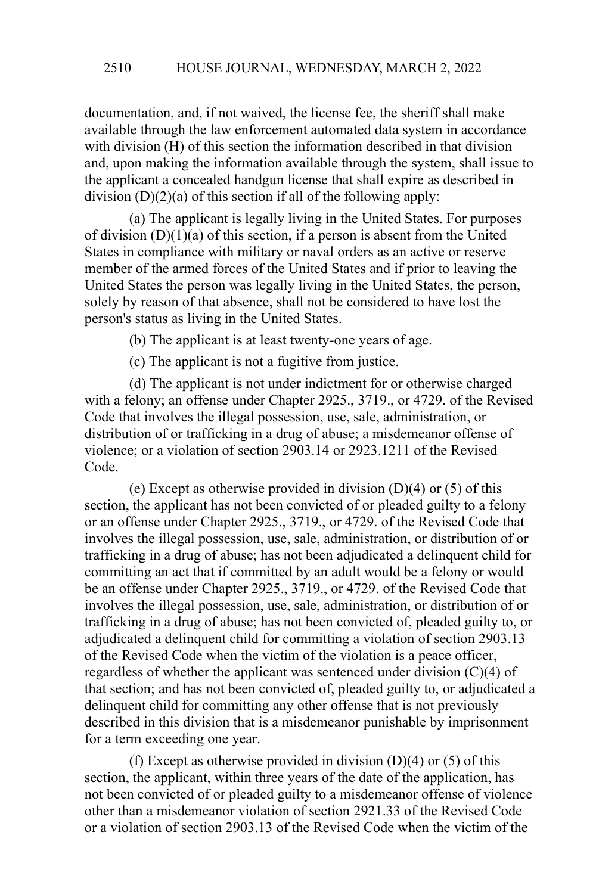documentation, and, if not waived, the license fee, the sheriff shall make available through the law enforcement automated data system in accordance with division (H) of this section the information described in that division and, upon making the information available through the system, shall issue to the applicant a concealed handgun license that shall expire as described in division (D)(2)(a) of this section if all of the following apply:

(a) The applicant is legally living in the United States. For purposes of division (D)(1)(a) of this section, if a person is absent from the United States in compliance with military or naval orders as an active or reserve member of the armed forces of the United States and if prior to leaving the United States the person was legally living in the United States, the person, solely by reason of that absence, shall not be considered to have lost the person's status as living in the United States.

(b) The applicant is at least twenty-one years of age.

(c) The applicant is not a fugitive from justice.

(d) The applicant is not under indictment for or otherwise charged with a felony; an offense under Chapter 2925., 3719., or 4729. of the Revised Code that involves the illegal possession, use, sale, administration, or distribution of or trafficking in a drug of abuse; a misdemeanor offense of violence; or a violation of section 2903.14 or 2923.1211 of the Revised Code.

(e) Except as otherwise provided in division (D)(4) or (5) of this section, the applicant has not been convicted of or pleaded guilty to a felony or an offense under Chapter 2925., 3719., or 4729. of the Revised Code that involves the illegal possession, use, sale, administration, or distribution of or trafficking in a drug of abuse; has not been adjudicated a delinquent child for committing an act that if committed by an adult would be a felony or would be an offense under Chapter 2925., 3719., or 4729. of the Revised Code that involves the illegal possession, use, sale, administration, or distribution of or trafficking in a drug of abuse; has not been convicted of, pleaded guilty to, or adjudicated a delinquent child for committing a violation of section 2903.13 of the Revised Code when the victim of the violation is a peace officer, regardless of whether the applicant was sentenced under division (C)(4) of that section; and has not been convicted of, pleaded guilty to, or adjudicated a delinquent child for committing any other offense that is not previously described in this division that is a misdemeanor punishable by imprisonment for a term exceeding one year.

(f) Except as otherwise provided in division (D)(4) or (5) of this section, the applicant, within three years of the date of the application, has not been convicted of or pleaded guilty to a misdemeanor offense of violence other than a misdemeanor violation of section 2921.33 of the Revised Code or a violation of section 2903.13 of the Revised Code when the victim of the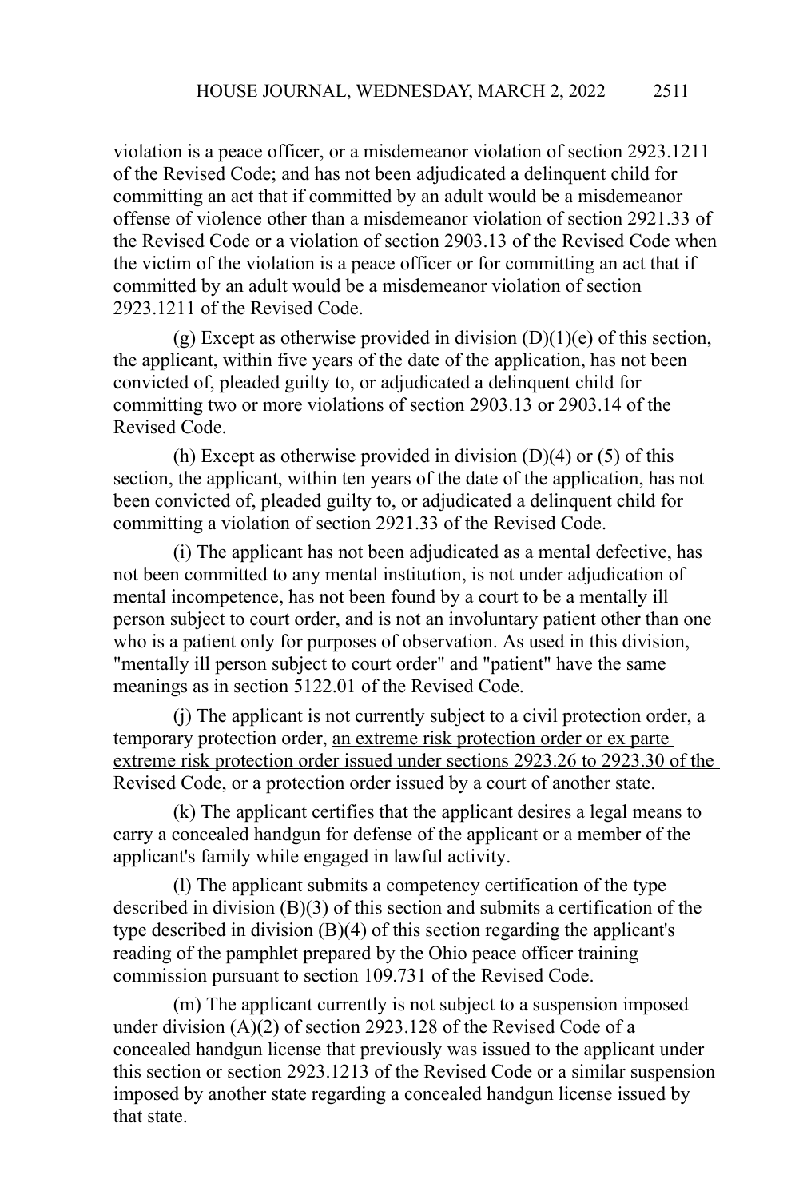violation is a peace officer, or a misdemeanor violation of section 2923.1211 of the Revised Code; and has not been adjudicated a delinquent child for committing an act that if committed by an adult would be a misdemeanor offense of violence other than a misdemeanor violation of section 2921.33 of the Revised Code or a violation of section 2903.13 of the Revised Code when the victim of the violation is a peace officer or for committing an act that if committed by an adult would be a misdemeanor violation of section 2923.1211 of the Revised Code.

(g) Except as otherwise provided in division (D)(1)(e) of this section, the applicant, within five years of the date of the application, has not been convicted of, pleaded guilty to, or adjudicated a delinquent child for committing two or more violations of section 2903.13 or 2903.14 of the Revised Code.

(h) Except as otherwise provided in division (D)(4) or (5) of this section, the applicant, within ten years of the date of the application, has not been convicted of, pleaded guilty to, or adjudicated a delinquent child for committing a violation of section 2921.33 of the Revised Code.

(i) The applicant has not been adjudicated as a mental defective, has not been committed to any mental institution, is not under adjudication of mental incompetence, has not been found by a court to be a mentally ill person subject to court order, and is not an involuntary patient other than one who is a patient only for purposes of observation. As used in this division, "mentally ill person subject to court order" and "patient" have the same meanings as in section 5122.01 of the Revised Code.

(j) The applicant is not currently subject to a civil protection order, a temporary protection order, <u>an extreme risk protection order or ex parte extreme risk protection order issued under sections 2923.26 to 2923.30 of the Revised Code,</u> or a protection order issued by a court of another state.

(k) The applicant certifies that the applicant desires a legal means to carry a concealed handgun for defense of the applicant or a member of the applicant's family while engaged in lawful activity.

(l) The applicant submits a competency certification of the type described in division (B)(3) of this section and submits a certification of the type described in division (B)(4) of this section regarding the applicant's reading of the pamphlet prepared by the Ohio peace officer training commission pursuant to section 109.731 of the Revised Code.

(m) The applicant currently is not subject to a suspension imposed under division (A)(2) of section 2923.128 of the Revised Code of a concealed handgun license that previously was issued to the applicant under this section or section 2923.1213 of the Revised Code or a similar suspension imposed by another state regarding a concealed handgun license issued by that state.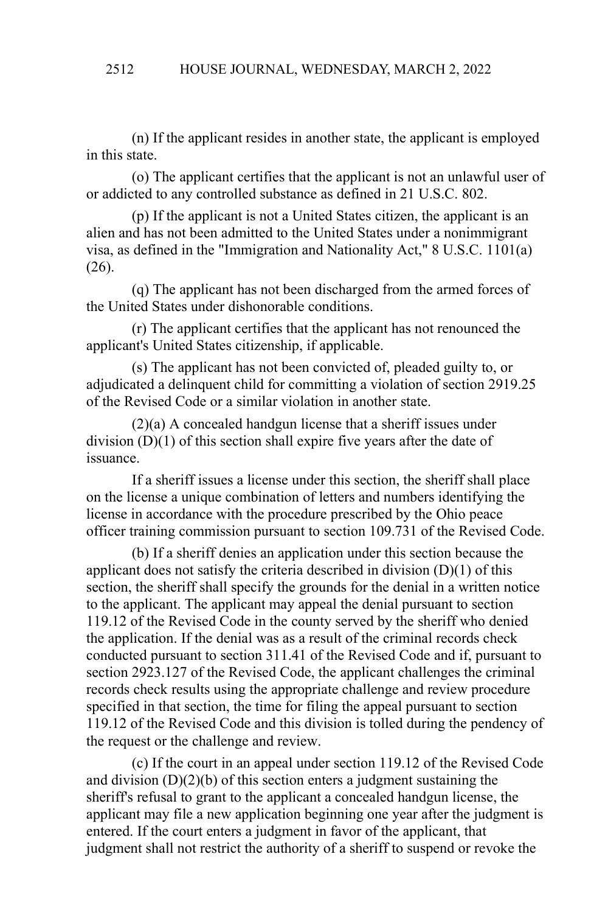(n) If the applicant resides in another state, the applicant is employed in this state.

(o) The applicant certifies that the applicant is not an unlawful user of or addicted to any controlled substance as defined in 21 U.S.C. 802.

(p) If the applicant is not a United States citizen, the applicant is an alien and has not been admitted to the United States under a nonimmigrant visa, as defined in the "Immigration and Nationality Act," 8 U.S.C. 1101(a)(26).

(q) The applicant has not been discharged from the armed forces of the United States under dishonorable conditions.

(r) The applicant certifies that the applicant has not renounced the applicant's United States citizenship, if applicable.

(s) The applicant has not been convicted of, pleaded guilty to, or adjudicated a delinquent child for committing a violation of section 2919.25 of the Revised Code or a similar violation in another state.

(2)(a) A concealed handgun license that a sheriff issues under division (D)(1) of this section shall expire five years after the date of issuance.

If a sheriff issues a license under this section, the sheriff shall place on the license a unique combination of letters and numbers identifying the license in accordance with the procedure prescribed by the Ohio peace officer training commission pursuant to section 109.731 of the Revised Code.

(b) If a sheriff denies an application under this section because the applicant does not satisfy the criteria described in division (D)(1) of this section, the sheriff shall specify the grounds for the denial in a written notice to the applicant. The applicant may appeal the denial pursuant to section 119.12 of the Revised Code in the county served by the sheriff who denied the application. If the denial was as a result of the criminal records check conducted pursuant to section 311.41 of the Revised Code and if, pursuant to section 2923.127 of the Revised Code, the applicant challenges the criminal records check results using the appropriate challenge and review procedure specified in that section, the time for filing the appeal pursuant to section 119.12 of the Revised Code and this division is tolled during the pendency of the request or the challenge and review.

(c) If the court in an appeal under section 119.12 of the Revised Code and division (D)(2)(b) of this section enters a judgment sustaining the sheriff's refusal to grant to the applicant a concealed handgun license, the applicant may file a new application beginning one year after the judgment is entered. If the court enters a judgment in favor of the applicant, that judgment shall not restrict the authority of a sheriff to suspend or revoke the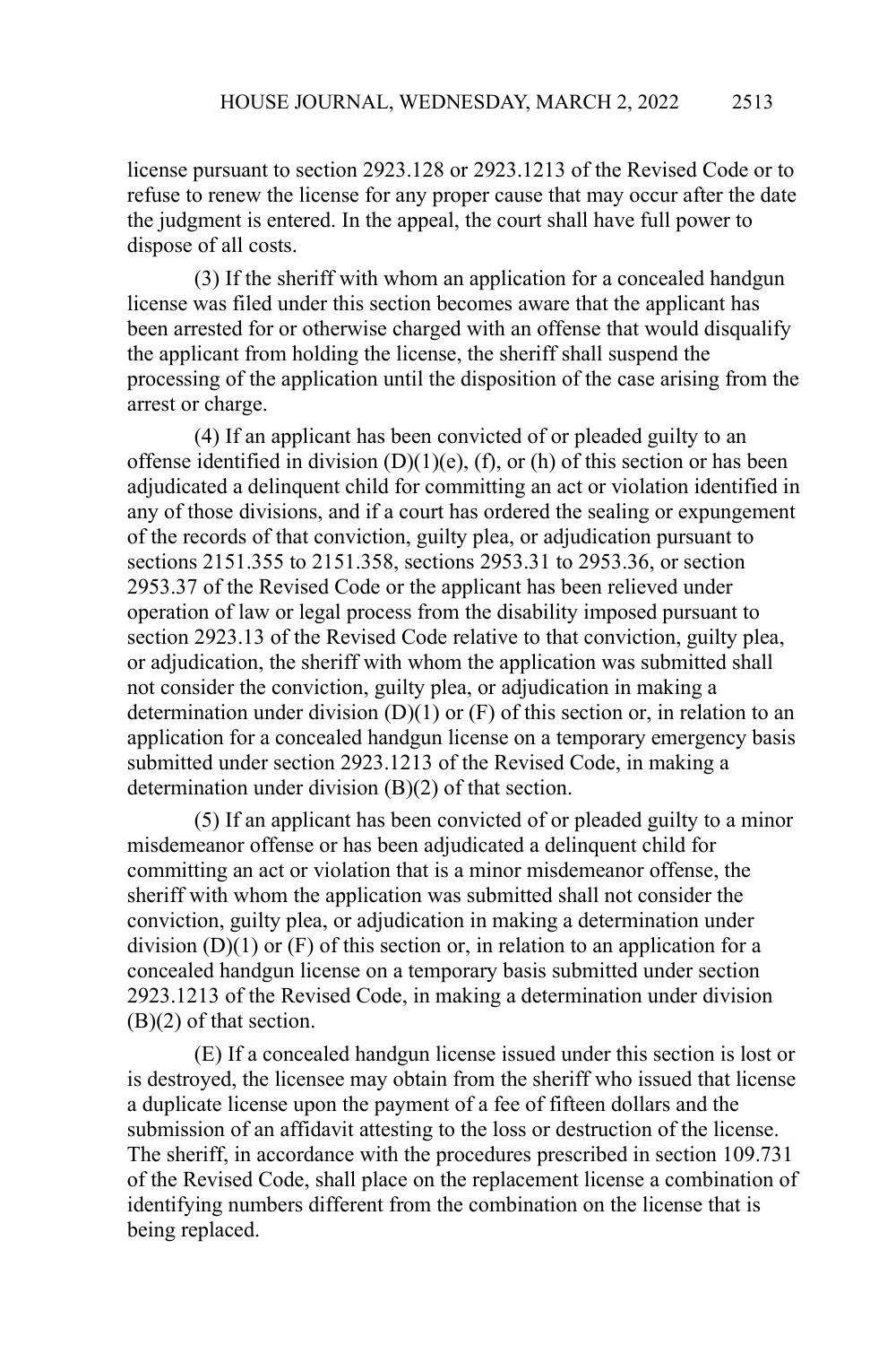license pursuant to section 2923.128 or 2923.1213 of the Revised Code or to refuse to renew the license for any proper cause that may occur after the date the judgment is entered. In the appeal, the court shall have full power to dispose of all costs.

(3) If the sheriff with whom an application for a concealed handgun license was filed under this section becomes aware that the applicant has been arrested for or otherwise charged with an offense that would disqualify the applicant from holding the license, the sheriff shall suspend the processing of the application until the disposition of the case arising from the arrest or charge.

(4) If an applicant has been convicted of or pleaded guilty to an offense identified in division (D)(1)(e), (f), or (h) of this section or has been adjudicated a delinquent child for committing an act or violation identified in any of those divisions, and if a court has ordered the sealing or expungement of the records of that conviction, guilty plea, or adjudication pursuant to sections 2151.355 to 2151.358, sections 2953.31 to 2953.36, or section 2953.37 of the Revised Code or the applicant has been relieved under operation of law or legal process from the disability imposed pursuant to section 2923.13 of the Revised Code relative to that conviction, guilty plea, or adjudication, the sheriff with whom the application was submitted shall not consider the conviction, guilty plea, or adjudication in making a determination under division (D)(1) or (F) of this section or, in relation to an application for a concealed handgun license on a temporary emergency basis submitted under section 2923.1213 of the Revised Code, in making a determination under division (B)(2) of that section.

(5) If an applicant has been convicted of or pleaded guilty to a minor misdemeanor offense or has been adjudicated a delinquent child for committing an act or violation that is a minor misdemeanor offense, the sheriff with whom the application was submitted shall not consider the conviction, guilty plea, or adjudication in making a determination under division (D)(1) or (F) of this section or, in relation to an application for a concealed handgun license on a temporary basis submitted under section 2923.1213 of the Revised Code, in making a determination under division (B)(2) of that section.

(E) If a concealed handgun license issued under this section is lost or is destroyed, the licensee may obtain from the sheriff who issued that license a duplicate license upon the payment of a fee of fifteen dollars and the submission of an affidavit attesting to the loss or destruction of the license. The sheriff, in accordance with the procedures prescribed in section 109.731 of the Revised Code, shall place on the replacement license a combination of identifying numbers different from the combination on the license that is being replaced.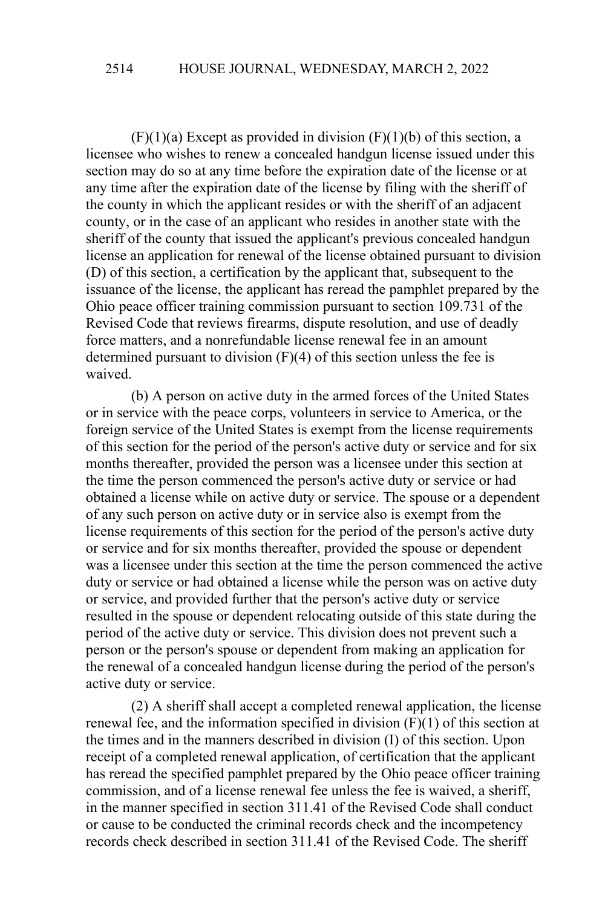(F)(1)(a) Except as provided in division (F)(1)(b) of this section, a licensee who wishes to renew a concealed handgun license issued under this section may do so at any time before the expiration date of the license or at any time after the expiration date of the license by filing with the sheriff of the county in which the applicant resides or with the sheriff of an adjacent county, or in the case of an applicant who resides in another state with the sheriff of the county that issued the applicant's previous concealed handgun license an application for renewal of the license obtained pursuant to division (D) of this section, a certification by the applicant that, subsequent to the issuance of the license, the applicant has reread the pamphlet prepared by the Ohio peace officer training commission pursuant to section 109.731 of the Revised Code that reviews firearms, dispute resolution, and use of deadly force matters, and a nonrefundable license renewal fee in an amount determined pursuant to division (F)(4) of this section unless the fee is waived.

(b) A person on active duty in the armed forces of the United States or in service with the peace corps, volunteers in service to America, or the foreign service of the United States is exempt from the license requirements of this section for the period of the person's active duty or service and for six months thereafter, provided the person was a licensee under this section at the time the person commenced the person's active duty or service or had obtained a license while on active duty or service. The spouse or a dependent of any such person on active duty or in service also is exempt from the license requirements of this section for the period of the person's active duty or service and for six months thereafter, provided the spouse or dependent was a licensee under this section at the time the person commenced the active duty or service or had obtained a license while the person was on active duty or service, and provided further that the person's active duty or service resulted in the spouse or dependent relocating outside of this state during the period of the active duty or service. This division does not prevent such a person or the person's spouse or dependent from making an application for the renewal of a concealed handgun license during the period of the person's active duty or service.

(2) A sheriff shall accept a completed renewal application, the license renewal fee, and the information specified in division (F)(1) of this section at the times and in the manners described in division (I) of this section. Upon receipt of a completed renewal application, of certification that the applicant has reread the specified pamphlet prepared by the Ohio peace officer training commission, and of a license renewal fee unless the fee is waived, a sheriff, in the manner specified in section 311.41 of the Revised Code shall conduct or cause to be conducted the criminal records check and the incompetency records check described in section 311.41 of the Revised Code. The sheriff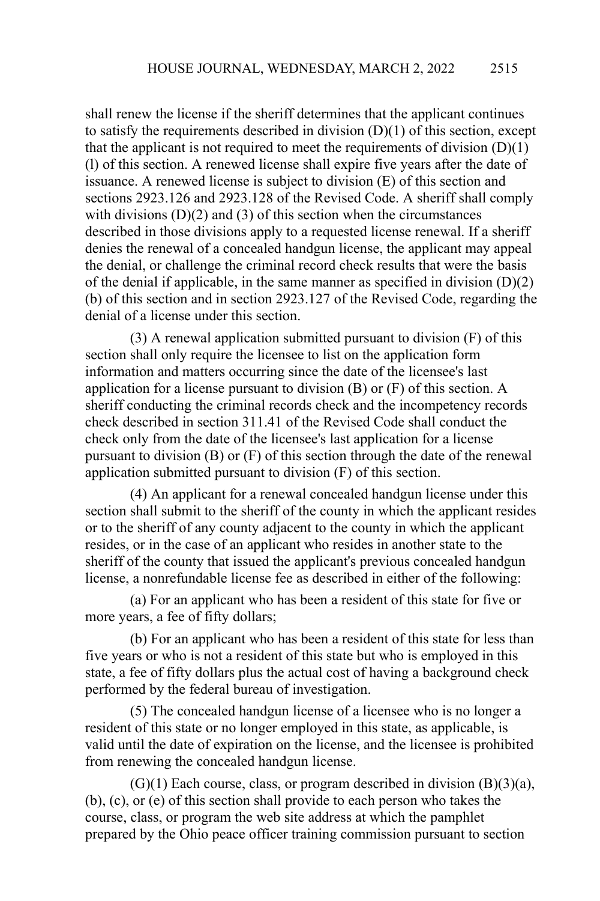shall renew the license if the sheriff determines that the applicant continues to satisfy the requirements described in division (D)(1) of this section, except that the applicant is not required to meet the requirements of division (D)(1)(l) of this section. A renewed license shall expire five years after the date of issuance. A renewed license is subject to division (E) of this section and sections 2923.126 and 2923.128 of the Revised Code. A sheriff shall comply with divisions (D)(2) and (3) of this section when the circumstances described in those divisions apply to a requested license renewal. If a sheriff denies the renewal of a concealed handgun license, the applicant may appeal the denial, or challenge the criminal record check results that were the basis of the denial if applicable, in the same manner as specified in division (D)(2)(b) of this section and in section 2923.127 of the Revised Code, regarding the denial of a license under this section.

(3) A renewal application submitted pursuant to division (F) of this section shall only require the licensee to list on the application form information and matters occurring since the date of the licensee's last application for a license pursuant to division (B) or (F) of this section. A sheriff conducting the criminal records check and the incompetency records check described in section 311.41 of the Revised Code shall conduct the check only from the date of the licensee's last application for a license pursuant to division (B) or (F) of this section through the date of the renewal application submitted pursuant to division (F) of this section.

(4) An applicant for a renewal concealed handgun license under this section shall submit to the sheriff of the county in which the applicant resides or to the sheriff of any county adjacent to the county in which the applicant resides, or in the case of an applicant who resides in another state to the sheriff of the county that issued the applicant's previous concealed handgun license, a nonrefundable license fee as described in either of the following:

(a) For an applicant who has been a resident of this state for five or more years, a fee of fifty dollars;

(b) For an applicant who has been a resident of this state for less than five years or who is not a resident of this state but who is employed in this state, a fee of fifty dollars plus the actual cost of having a background check performed by the federal bureau of investigation.

(5) The concealed handgun license of a licensee who is no longer a resident of this state or no longer employed in this state, as applicable, is valid until the date of expiration on the license, and the licensee is prohibited from renewing the concealed handgun license.

(G)(1) Each course, class, or program described in division (B)(3)(a), (b), (c), or (e) of this section shall provide to each person who takes the course, class, or program the web site address at which the pamphlet prepared by the Ohio peace officer training commission pursuant to section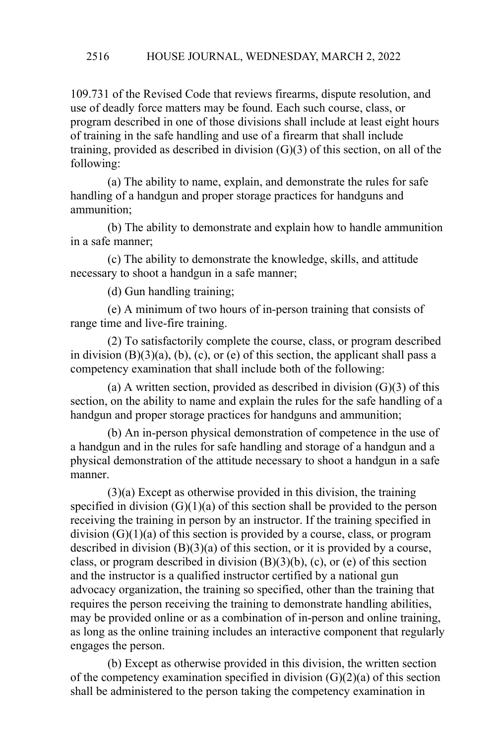109.731 of the Revised Code that reviews firearms, dispute resolution, and use of deadly force matters may be found. Each such course, class, or program described in one of those divisions shall include at least eight hours of training in the safe handling and use of a firearm that shall include training, provided as described in division (G)(3) of this section, on all of the following:

(a) The ability to name, explain, and demonstrate the rules for safe handling of a handgun and proper storage practices for handguns and ammunition;

(b) The ability to demonstrate and explain how to handle ammunition in a safe manner;

(c) The ability to demonstrate the knowledge, skills, and attitude necessary to shoot a handgun in a safe manner;

(d) Gun handling training;

(e) A minimum of two hours of in-person training that consists of range time and live-fire training.

(2) To satisfactorily complete the course, class, or program described in division (B)(3)(a), (b), (c), or (e) of this section, the applicant shall pass a competency examination that shall include both of the following:

(a) A written section, provided as described in division (G)(3) of this section, on the ability to name and explain the rules for the safe handling of a handgun and proper storage practices for handguns and ammunition;

(b) An in-person physical demonstration of competence in the use of a handgun and in the rules for safe handling and storage of a handgun and a physical demonstration of the attitude necessary to shoot a handgun in a safe manner.

(3)(a) Except as otherwise provided in this division, the training specified in division (G)(1)(a) of this section shall be provided to the person receiving the training in person by an instructor. If the training specified in division (G)(1)(a) of this section is provided by a course, class, or program described in division (B)(3)(a) of this section, or it is provided by a course, class, or program described in division (B)(3)(b), (c), or (e) of this section and the instructor is a qualified instructor certified by a national gun advocacy organization, the training so specified, other than the training that requires the person receiving the training to demonstrate handling abilities, may be provided online or as a combination of in-person and online training, as long as the online training includes an interactive component that regularly engages the person.

(b) Except as otherwise provided in this division, the written section of the competency examination specified in division (G)(2)(a) of this section shall be administered to the person taking the competency examination in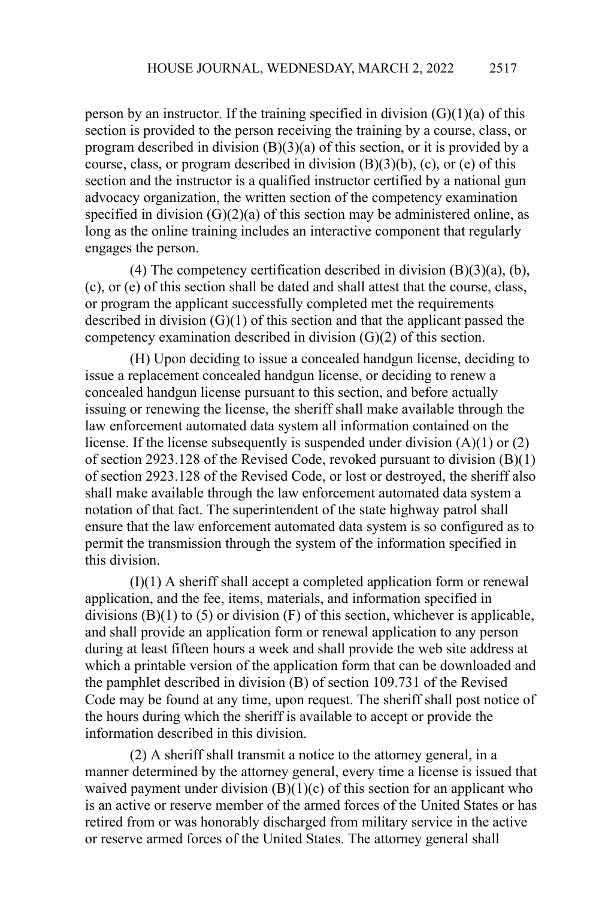person by an instructor. If the training specified in division (G)(1)(a) of this section is provided to the person receiving the training by a course, class, or program described in division (B)(3)(a) of this section, or it is provided by a course, class, or program described in division (B)(3)(b), (c), or (e) of this section and the instructor is a qualified instructor certified by a national gun advocacy organization, the written section of the competency examination specified in division (G)(2)(a) of this section may be administered online, as long as the online training includes an interactive component that regularly engages the person.

(4) The competency certification described in division (B)(3)(a), (b), (c), or (e) of this section shall be dated and shall attest that the course, class, or program the applicant successfully completed met the requirements described in division (G)(1) of this section and that the applicant passed the competency examination described in division (G)(2) of this section.

(H) Upon deciding to issue a concealed handgun license, deciding to issue a replacement concealed handgun license, or deciding to renew a concealed handgun license pursuant to this section, and before actually issuing or renewing the license, the sheriff shall make available through the law enforcement automated data system all information contained on the license. If the license subsequently is suspended under division (A)(1) or (2) of section 2923.128 of the Revised Code, revoked pursuant to division (B)(1) of section 2923.128 of the Revised Code, or lost or destroyed, the sheriff also shall make available through the law enforcement automated data system a notation of that fact. The superintendent of the state highway patrol shall ensure that the law enforcement automated data system is so configured as to permit the transmission through the system of the information specified in this division.

(I)(1) A sheriff shall accept a completed application form or renewal application, and the fee, items, materials, and information specified in divisions (B)(1) to (5) or division (F) of this section, whichever is applicable, and shall provide an application form or renewal application to any person during at least fifteen hours a week and shall provide the web site address at which a printable version of the application form that can be downloaded and the pamphlet described in division (B) of section 109.731 of the Revised Code may be found at any time, upon request. The sheriff shall post notice of the hours during which the sheriff is available to accept or provide the information described in this division.

(2) A sheriff shall transmit a notice to the attorney general, in a manner determined by the attorney general, every time a license is issued that waived payment under division (B)(1)(c) of this section for an applicant who is an active or reserve member of the armed forces of the United States or has retired from or was honorably discharged from military service in the active or reserve armed forces of the United States. The attorney general shall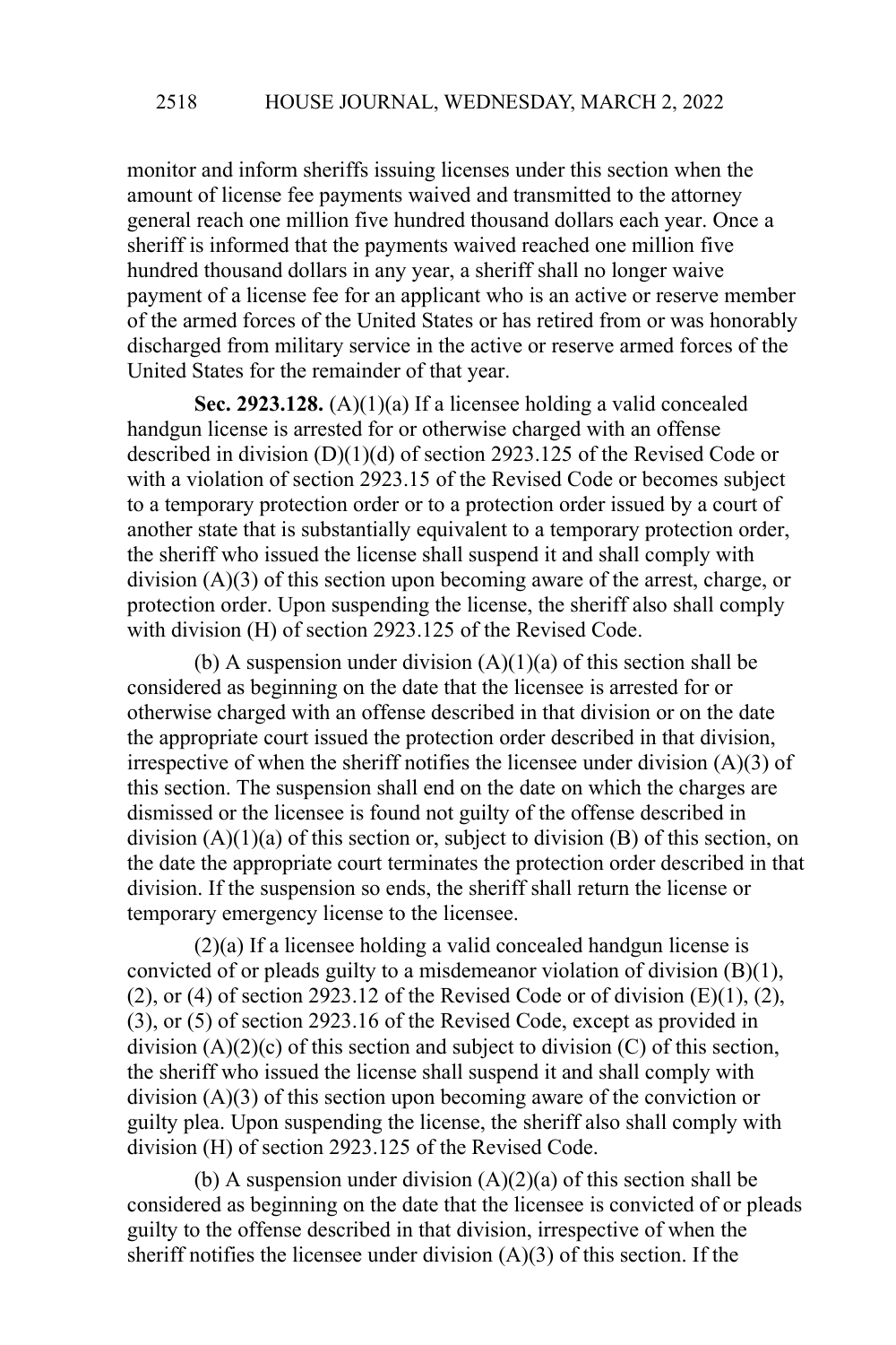monitor and inform sheriffs issuing licenses under this section when the amount of license fee payments waived and transmitted to the attorney general reach one million five hundred thousand dollars each year. Once a sheriff is informed that the payments waived reached one million five hundred thousand dollars in any year, a sheriff shall no longer waive payment of a license fee for an applicant who is an active or reserve member of the armed forces of the United States or has retired from or was honorably discharged from military service in the active or reserve armed forces of the United States for the remainder of that year.

**Sec. 2923.128.** (A)(1)(a) If a licensee holding a valid concealed handgun license is arrested for or otherwise charged with an offense described in division (D)(1)(d) of section 2923.125 of the Revised Code or with a violation of section 2923.15 of the Revised Code or becomes subject to a temporary protection order or to a protection order issued by a court of another state that is substantially equivalent to a temporary protection order, the sheriff who issued the license shall suspend it and shall comply with division (A)(3) of this section upon becoming aware of the arrest, charge, or protection order. Upon suspending the license, the sheriff also shall comply with division (H) of section 2923.125 of the Revised Code.

(b) A suspension under division (A)(1)(a) of this section shall be considered as beginning on the date that the licensee is arrested for or otherwise charged with an offense described in that division or on the date the appropriate court issued the protection order described in that division, irrespective of when the sheriff notifies the licensee under division (A)(3) of this section. The suspension shall end on the date on which the charges are dismissed or the licensee is found not guilty of the offense described in division (A)(1)(a) of this section or, subject to division (B) of this section, on the date the appropriate court terminates the protection order described in that division. If the suspension so ends, the sheriff shall return the license or temporary emergency license to the licensee.

(2)(a) If a licensee holding a valid concealed handgun license is convicted of or pleads guilty to a misdemeanor violation of division (B)(1), (2), or (4) of section 2923.12 of the Revised Code or of division (E)(1), (2), (3), or (5) of section 2923.16 of the Revised Code, except as provided in division (A)(2)(c) of this section and subject to division (C) of this section, the sheriff who issued the license shall suspend it and shall comply with division (A)(3) of this section upon becoming aware of the conviction or guilty plea. Upon suspending the license, the sheriff also shall comply with division (H) of section 2923.125 of the Revised Code.

(b) A suspension under division (A)(2)(a) of this section shall be considered as beginning on the date that the licensee is convicted of or pleads guilty to the offense described in that division, irrespective of when the sheriff notifies the licensee under division (A)(3) of this section. If the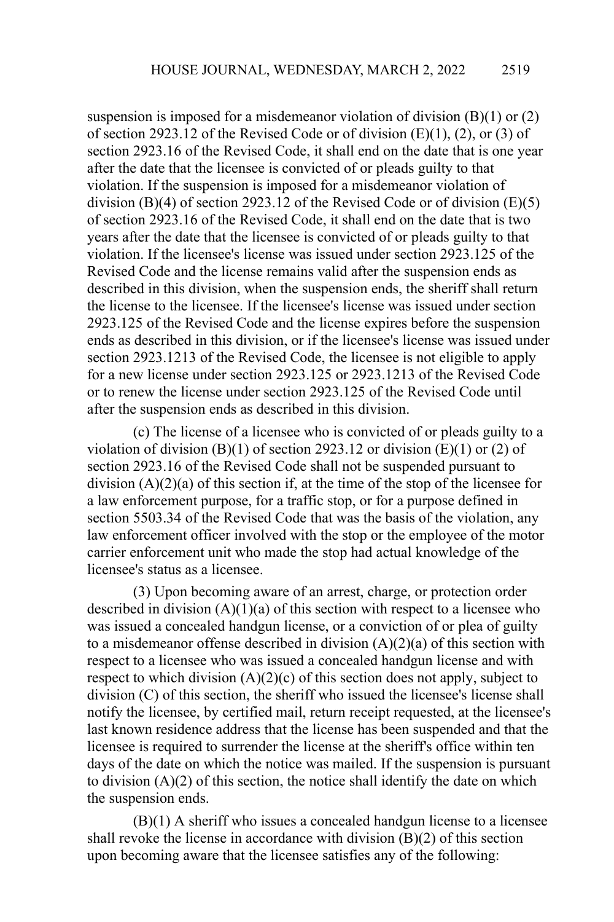suspension is imposed for a misdemeanor violation of division (B)(1) or (2) of section 2923.12 of the Revised Code or of division (E)(1), (2), or (3) of section 2923.16 of the Revised Code, it shall end on the date that is one year after the date that the licensee is convicted of or pleads guilty to that violation. If the suspension is imposed for a misdemeanor violation of division (B)(4) of section 2923.12 of the Revised Code or of division (E)(5) of section 2923.16 of the Revised Code, it shall end on the date that is two years after the date that the licensee is convicted of or pleads guilty to that violation. If the licensee's license was issued under section 2923.125 of the Revised Code and the license remains valid after the suspension ends as described in this division, when the suspension ends, the sheriff shall return the license to the licensee. If the licensee's license was issued under section 2923.125 of the Revised Code and the license expires before the suspension ends as described in this division, or if the licensee's license was issued under section 2923.1213 of the Revised Code, the licensee is not eligible to apply for a new license under section 2923.125 or 2923.1213 of the Revised Code or to renew the license under section 2923.125 of the Revised Code until after the suspension ends as described in this division.

(c) The license of a licensee who is convicted of or pleads guilty to a violation of division (B)(1) of section 2923.12 or division (E)(1) or (2) of section 2923.16 of the Revised Code shall not be suspended pursuant to division (A)(2)(a) of this section if, at the time of the stop of the licensee for a law enforcement purpose, for a traffic stop, or for a purpose defined in section 5503.34 of the Revised Code that was the basis of the violation, any law enforcement officer involved with the stop or the employee of the motor carrier enforcement unit who made the stop had actual knowledge of the licensee's status as a licensee.

(3) Upon becoming aware of an arrest, charge, or protection order described in division (A)(1)(a) of this section with respect to a licensee who was issued a concealed handgun license, or a conviction of or plea of guilty to a misdemeanor offense described in division (A)(2)(a) of this section with respect to a licensee who was issued a concealed handgun license and with respect to which division (A)(2)(c) of this section does not apply, subject to division (C) of this section, the sheriff who issued the licensee's license shall notify the licensee, by certified mail, return receipt requested, at the licensee's last known residence address that the license has been suspended and that the licensee is required to surrender the license at the sheriff's office within ten days of the date on which the notice was mailed. If the suspension is pursuant to division (A)(2) of this section, the notice shall identify the date on which the suspension ends.

(B)(1) A sheriff who issues a concealed handgun license to a licensee shall revoke the license in accordance with division (B)(2) of this section upon becoming aware that the licensee satisfies any of the following: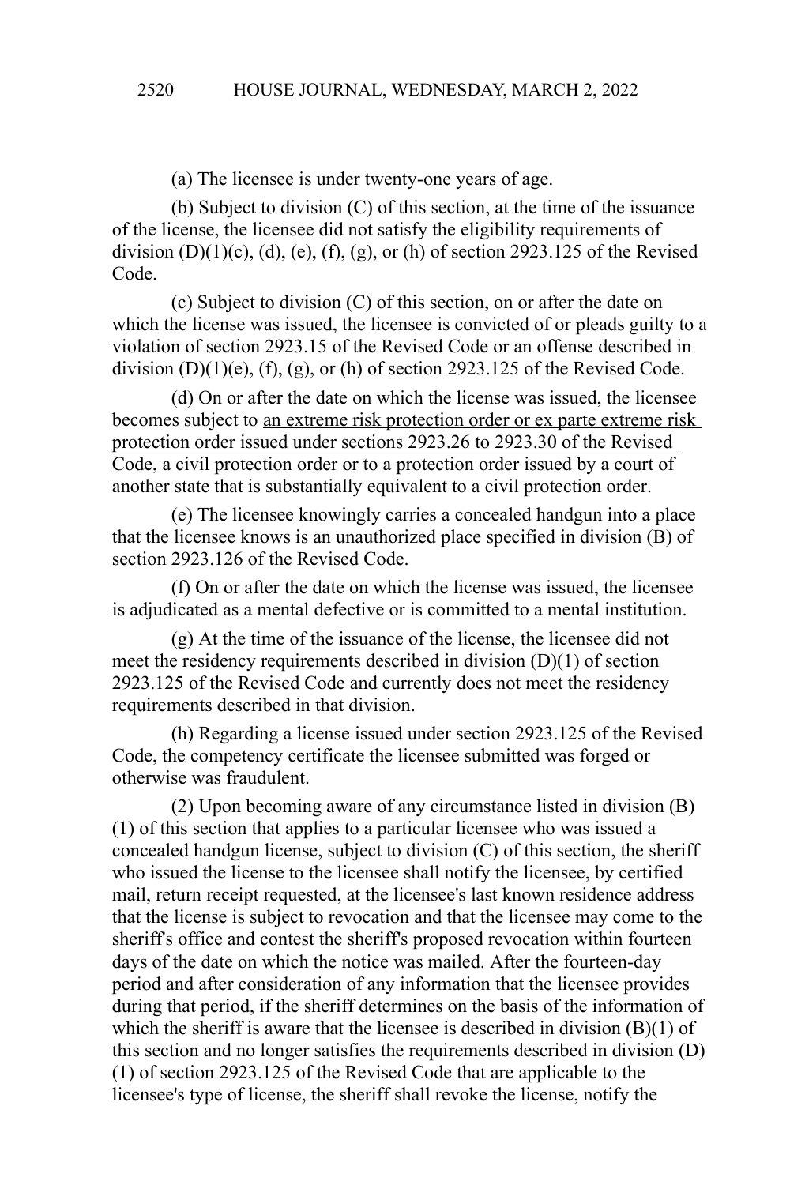(a) The licensee is under twenty-one years of age.

(b) Subject to division (C) of this section, at the time of the issuance of the license, the licensee did not satisfy the eligibility requirements of division (D)(1)(c), (d), (e), (f), (g), or (h) of section 2923.125 of the Revised Code.

(c) Subject to division (C) of this section, on or after the date on which the license was issued, the licensee is convicted of or pleads guilty to a violation of section 2923.15 of the Revised Code or an offense described in division (D)(1)(e), (f), (g), or (h) of section 2923.125 of the Revised Code.

(d) On or after the date on which the license was issued, the licensee becomes subject to <u>an extreme risk protection order or ex parte extreme risk protection order issued under sections 2923.26 to 2923.30 of the Revised Code,</u> a civil protection order or to a protection order issued by a court of another state that is substantially equivalent to a civil protection order.

(e) The licensee knowingly carries a concealed handgun into a place that the licensee knows is an unauthorized place specified in division (B) of section 2923.126 of the Revised Code.

(f) On or after the date on which the license was issued, the licensee is adjudicated as a mental defective or is committed to a mental institution.

(g) At the time of the issuance of the license, the licensee did not meet the residency requirements described in division (D)(1) of section 2923.125 of the Revised Code and currently does not meet the residency requirements described in that division.

(h) Regarding a license issued under section 2923.125 of the Revised Code, the competency certificate the licensee submitted was forged or otherwise was fraudulent.

(2) Upon becoming aware of any circumstance listed in division (B)(1) of this section that applies to a particular licensee who was issued a concealed handgun license, subject to division (C) of this section, the sheriff who issued the license to the licensee shall notify the licensee, by certified mail, return receipt requested, at the licensee's last known residence address that the license is subject to revocation and that the licensee may come to the sheriff's office and contest the sheriff's proposed revocation within fourteen days of the date on which the notice was mailed. After the fourteen-day period and after consideration of any information that the licensee provides during that period, if the sheriff determines on the basis of the information of which the sheriff is aware that the licensee is described in division (B)(1) of this section and no longer satisfies the requirements described in division (D)(1) of section 2923.125 of the Revised Code that are applicable to the licensee's type of license, the sheriff shall revoke the license, notify the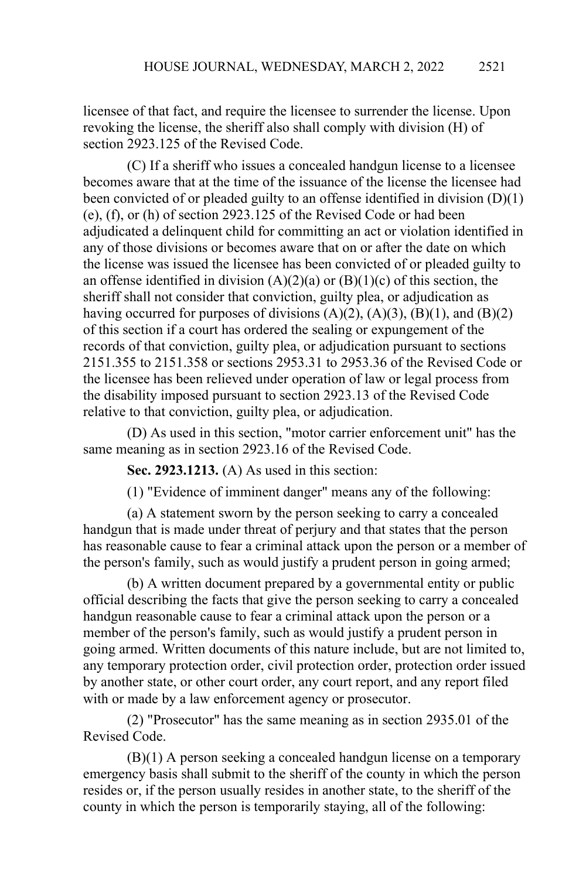licensee of that fact, and require the licensee to surrender the license. Upon revoking the license, the sheriff also shall comply with division (H) of section 2923.125 of the Revised Code.

(C) If a sheriff who issues a concealed handgun license to a licensee becomes aware that at the time of the issuance of the license the licensee had been convicted of or pleaded guilty to an offense identified in division (D)(1)(e), (f), or (h) of section 2923.125 of the Revised Code or had been adjudicated a delinquent child for committing an act or violation identified in any of those divisions or becomes aware that on or after the date on which the license was issued the licensee has been convicted of or pleaded guilty to an offense identified in division (A)(2)(a) or (B)(1)(c) of this section, the sheriff shall not consider that conviction, guilty plea, or adjudication as having occurred for purposes of divisions (A)(2), (A)(3), (B)(1), and (B)(2) of this section if a court has ordered the sealing or expungement of the records of that conviction, guilty plea, or adjudication pursuant to sections 2151.355 to 2151.358 or sections 2953.31 to 2953.36 of the Revised Code or the licensee has been relieved under operation of law or legal process from the disability imposed pursuant to section 2923.13 of the Revised Code relative to that conviction, guilty plea, or adjudication.

(D) As used in this section, "motor carrier enforcement unit" has the same meaning as in section 2923.16 of the Revised Code.

**Sec. 2923.1213.** (A) As used in this section:

(1) "Evidence of imminent danger" means any of the following:

(a) A statement sworn by the person seeking to carry a concealed handgun that is made under threat of perjury and that states that the person has reasonable cause to fear a criminal attack upon the person or a member of the person's family, such as would justify a prudent person in going armed;

(b) A written document prepared by a governmental entity or public official describing the facts that give the person seeking to carry a concealed handgun reasonable cause to fear a criminal attack upon the person or a member of the person's family, such as would justify a prudent person in going armed. Written documents of this nature include, but are not limited to, any temporary protection order, civil protection order, protection order issued by another state, or other court order, any court report, and any report filed with or made by a law enforcement agency or prosecutor.

(2) "Prosecutor" has the same meaning as in section 2935.01 of the Revised Code.

(B)(1) A person seeking a concealed handgun license on a temporary emergency basis shall submit to the sheriff of the county in which the person resides or, if the person usually resides in another state, to the sheriff of the county in which the person is temporarily staying, all of the following: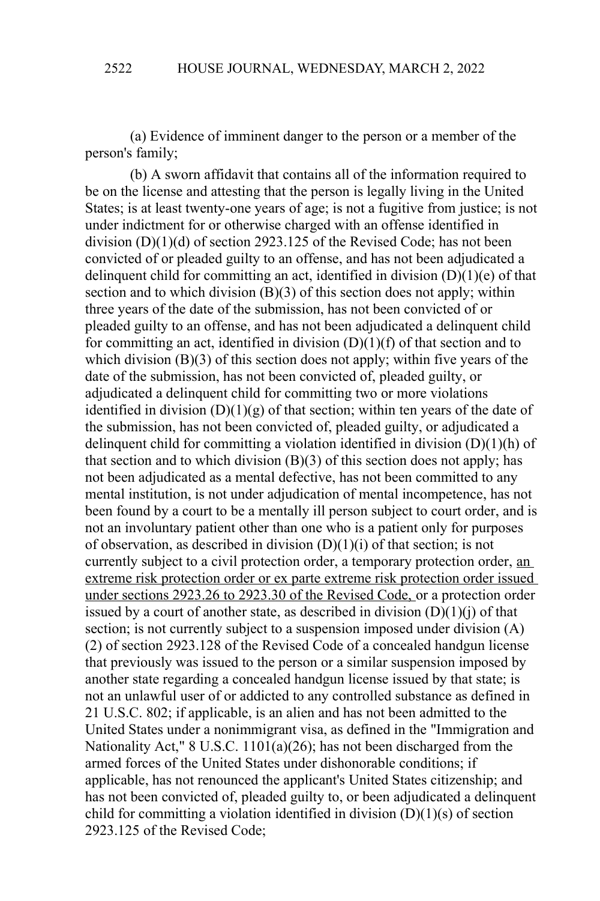(a) Evidence of imminent danger to the person or a member of the person's family;

(b) A sworn affidavit that contains all of the information required to be on the license and attesting that the person is legally living in the United States; is at least twenty-one years of age; is not a fugitive from justice; is not under indictment for or otherwise charged with an offense identified in division (D)(1)(d) of section 2923.125 of the Revised Code; has not been convicted of or pleaded guilty to an offense, and has not been adjudicated a delinquent child for committing an act, identified in division (D)(1)(e) of that section and to which division (B)(3) of this section does not apply; within three years of the date of the submission, has not been convicted of or pleaded guilty to an offense, and has not been adjudicated a delinquent child for committing an act, identified in division (D)(1)(f) of that section and to which division (B)(3) of this section does not apply; within five years of the date of the submission, has not been convicted of, pleaded guilty, or adjudicated a delinquent child for committing two or more violations identified in division (D)(1)(g) of that section; within ten years of the date of the submission, has not been convicted of, pleaded guilty, or adjudicated a delinquent child for committing a violation identified in division (D)(1)(h) of that section and to which division (B)(3) of this section does not apply; has not been adjudicated as a mental defective, has not been committed to any mental institution, is not under adjudication of mental incompetence, has not been found by a court to be a mentally ill person subject to court order, and is not an involuntary patient other than one who is a patient only for purposes of observation, as described in division (D)(1)(i) of that section; is not currently subject to a civil protection order, a temporary protection order, <u>an extreme risk protection order or ex parte extreme risk protection order issued under sections 2923.26 to 2923.30 of the Revised Code,</u> or a protection order issued by a court of another state, as described in division (D)(1)(j) of that section; is not currently subject to a suspension imposed under division (A)(2) of section 2923.128 of the Revised Code of a concealed handgun license that previously was issued to the person or a similar suspension imposed by another state regarding a concealed handgun license issued by that state; is not an unlawful user of or addicted to any controlled substance as defined in 21 U.S.C. 802; if applicable, is an alien and has not been admitted to the United States under a nonimmigrant visa, as defined in the "Immigration and Nationality Act," 8 U.S.C. 1101(a)(26); has not been discharged from the armed forces of the United States under dishonorable conditions; if applicable, has not renounced the applicant's United States citizenship; and has not been convicted of, pleaded guilty to, or been adjudicated a delinquent child for committing a violation identified in division (D)(1)(s) of section 2923.125 of the Revised Code;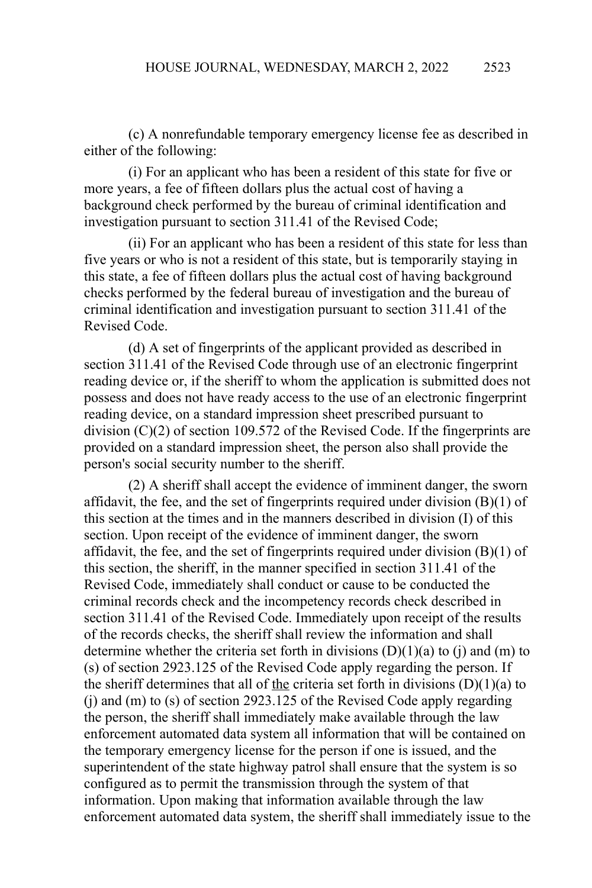(c) A nonrefundable temporary emergency license fee as described in either of the following:

(i) For an applicant who has been a resident of this state for five or more years, a fee of fifteen dollars plus the actual cost of having a background check performed by the bureau of criminal identification and investigation pursuant to section 311.41 of the Revised Code;

(ii) For an applicant who has been a resident of this state for less than five years or who is not a resident of this state, but is temporarily staying in this state, a fee of fifteen dollars plus the actual cost of having background checks performed by the federal bureau of investigation and the bureau of criminal identification and investigation pursuant to section 311.41 of the Revised Code.

(d) A set of fingerprints of the applicant provided as described in section 311.41 of the Revised Code through use of an electronic fingerprint reading device or, if the sheriff to whom the application is submitted does not possess and does not have ready access to the use of an electronic fingerprint reading device, on a standard impression sheet prescribed pursuant to division (C)(2) of section 109.572 of the Revised Code. If the fingerprints are provided on a standard impression sheet, the person also shall provide the person's social security number to the sheriff.

(2) A sheriff shall accept the evidence of imminent danger, the sworn affidavit, the fee, and the set of fingerprints required under division (B)(1) of this section at the times and in the manners described in division (I) of this section. Upon receipt of the evidence of imminent danger, the sworn affidavit, the fee, and the set of fingerprints required under division (B)(1) of this section, the sheriff, in the manner specified in section 311.41 of the Revised Code, immediately shall conduct or cause to be conducted the criminal records check and the incompetency records check described in section 311.41 of the Revised Code. Immediately upon receipt of the results of the records checks, the sheriff shall review the information and shall determine whether the criteria set forth in divisions (D)(1)(a) to (j) and (m) to (s) of section 2923.125 of the Revised Code apply regarding the person. If the sheriff determines that all of the criteria set forth in divisions (D)(1)(a) to (j) and (m) to (s) of section 2923.125 of the Revised Code apply regarding the person, the sheriff shall immediately make available through the law enforcement automated data system all information that will be contained on the temporary emergency license for the person if one is issued, and the superintendent of the state highway patrol shall ensure that the system is so configured as to permit the transmission through the system of that information. Upon making that information available through the law enforcement automated data system, the sheriff shall immediately issue to the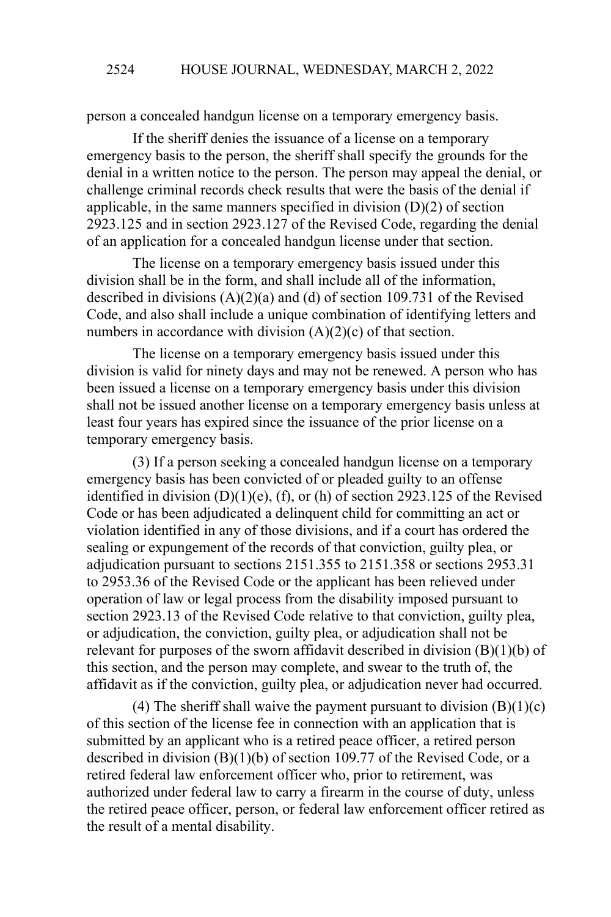person a concealed handgun license on a temporary emergency basis.

If the sheriff denies the issuance of a license on a temporary emergency basis to the person, the sheriff shall specify the grounds for the denial in a written notice to the person. The person may appeal the denial, or challenge criminal records check results that were the basis of the denial if applicable, in the same manners specified in division (D)(2) of section 2923.125 and in section 2923.127 of the Revised Code, regarding the denial of an application for a concealed handgun license under that section.

The license on a temporary emergency basis issued under this division shall be in the form, and shall include all of the information, described in divisions (A)(2)(a) and (d) of section 109.731 of the Revised Code, and also shall include a unique combination of identifying letters and numbers in accordance with division (A)(2)(c) of that section.

The license on a temporary emergency basis issued under this division is valid for ninety days and may not be renewed. A person who has been issued a license on a temporary emergency basis under this division shall not be issued another license on a temporary emergency basis unless at least four years has expired since the issuance of the prior license on a temporary emergency basis.

(3) If a person seeking a concealed handgun license on a temporary emergency basis has been convicted of or pleaded guilty to an offense identified in division (D)(1)(e), (f), or (h) of section 2923.125 of the Revised Code or has been adjudicated a delinquent child for committing an act or violation identified in any of those divisions, and if a court has ordered the sealing or expungement of the records of that conviction, guilty plea, or adjudication pursuant to sections 2151.355 to 2151.358 or sections 2953.31 to 2953.36 of the Revised Code or the applicant has been relieved under operation of law or legal process from the disability imposed pursuant to section 2923.13 of the Revised Code relative to that conviction, guilty plea, or adjudication, the conviction, guilty plea, or adjudication shall not be relevant for purposes of the sworn affidavit described in division (B)(1)(b) of this section, and the person may complete, and swear to the truth of, the affidavit as if the conviction, guilty plea, or adjudication never had occurred.

(4) The sheriff shall waive the payment pursuant to division (B)(1)(c) of this section of the license fee in connection with an application that is submitted by an applicant who is a retired peace officer, a retired person described in division (B)(1)(b) of section 109.77 of the Revised Code, or a retired federal law enforcement officer who, prior to retirement, was authorized under federal law to carry a firearm in the course of duty, unless the retired peace officer, person, or federal law enforcement officer retired as the result of a mental disability.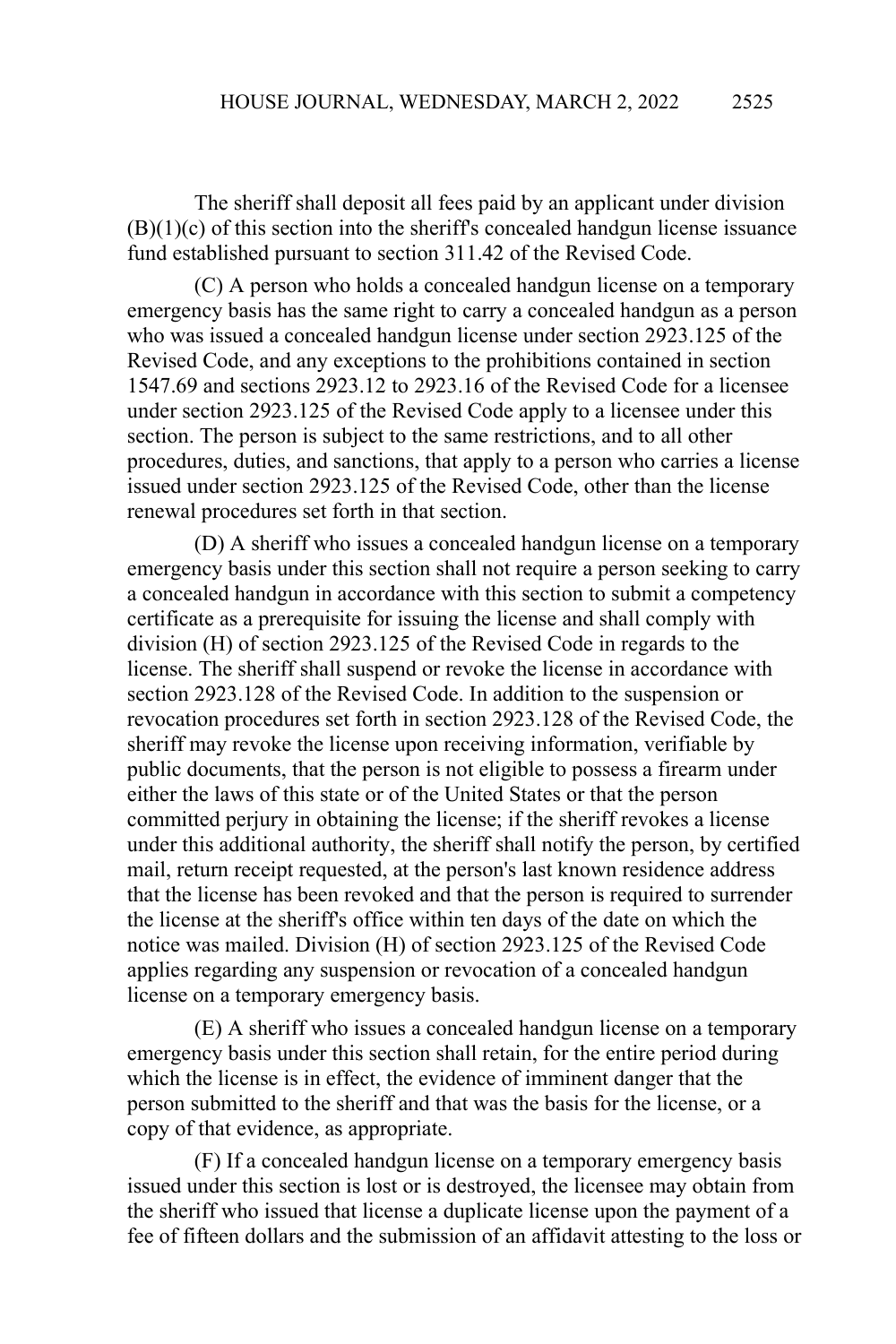The sheriff shall deposit all fees paid by an applicant under division (B)(1)(c) of this section into the sheriff's concealed handgun license issuance fund established pursuant to section 311.42 of the Revised Code.

(C) A person who holds a concealed handgun license on a temporary emergency basis has the same right to carry a concealed handgun as a person who was issued a concealed handgun license under section 2923.125 of the Revised Code, and any exceptions to the prohibitions contained in section 1547.69 and sections 2923.12 to 2923.16 of the Revised Code for a licensee under section 2923.125 of the Revised Code apply to a licensee under this section. The person is subject to the same restrictions, and to all other procedures, duties, and sanctions, that apply to a person who carries a license issued under section 2923.125 of the Revised Code, other than the license renewal procedures set forth in that section.

(D) A sheriff who issues a concealed handgun license on a temporary emergency basis under this section shall not require a person seeking to carry a concealed handgun in accordance with this section to submit a competency certificate as a prerequisite for issuing the license and shall comply with division (H) of section 2923.125 of the Revised Code in regards to the license. The sheriff shall suspend or revoke the license in accordance with section 2923.128 of the Revised Code. In addition to the suspension or revocation procedures set forth in section 2923.128 of the Revised Code, the sheriff may revoke the license upon receiving information, verifiable by public documents, that the person is not eligible to possess a firearm under either the laws of this state or of the United States or that the person committed perjury in obtaining the license; if the sheriff revokes a license under this additional authority, the sheriff shall notify the person, by certified mail, return receipt requested, at the person's last known residence address that the license has been revoked and that the person is required to surrender the license at the sheriff's office within ten days of the date on which the notice was mailed. Division (H) of section 2923.125 of the Revised Code applies regarding any suspension or revocation of a concealed handgun license on a temporary emergency basis.

(E) A sheriff who issues a concealed handgun license on a temporary emergency basis under this section shall retain, for the entire period during which the license is in effect, the evidence of imminent danger that the person submitted to the sheriff and that was the basis for the license, or a copy of that evidence, as appropriate.

(F) If a concealed handgun license on a temporary emergency basis issued under this section is lost or is destroyed, the licensee may obtain from the sheriff who issued that license a duplicate license upon the payment of a fee of fifteen dollars and the submission of an affidavit attesting to the loss or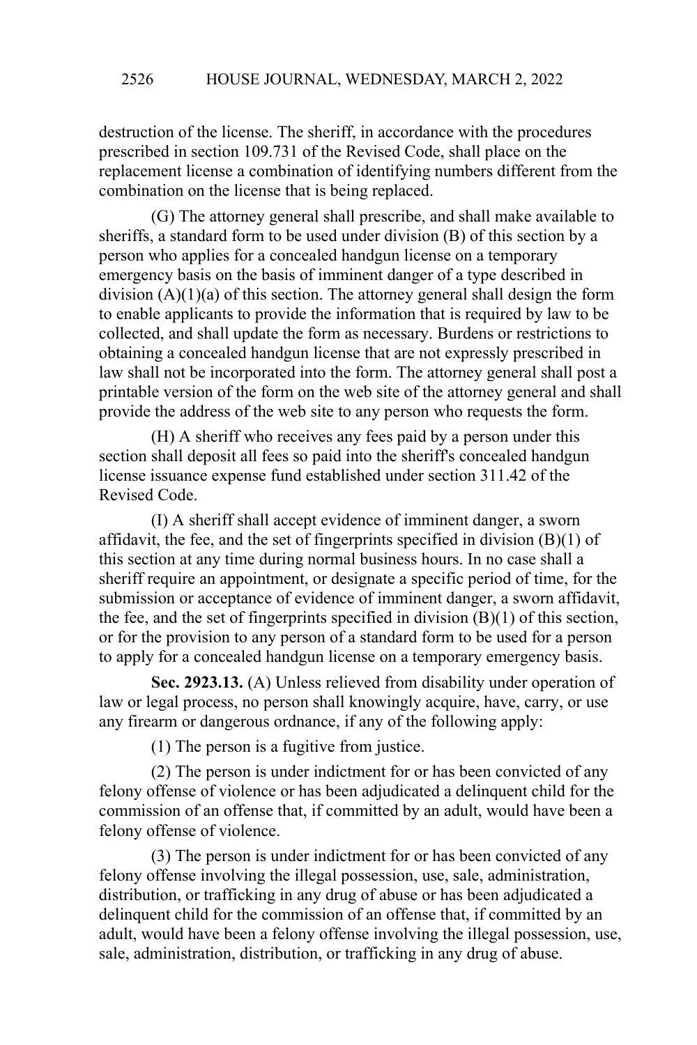destruction of the license. The sheriff, in accordance with the procedures prescribed in section 109.731 of the Revised Code, shall place on the replacement license a combination of identifying numbers different from the combination on the license that is being replaced.

(G) The attorney general shall prescribe, and shall make available to sheriffs, a standard form to be used under division (B) of this section by a person who applies for a concealed handgun license on a temporary emergency basis on the basis of imminent danger of a type described in division (A)(1)(a) of this section. The attorney general shall design the form to enable applicants to provide the information that is required by law to be collected, and shall update the form as necessary. Burdens or restrictions to obtaining a concealed handgun license that are not expressly prescribed in law shall not be incorporated into the form. The attorney general shall post a printable version of the form on the web site of the attorney general and shall provide the address of the web site to any person who requests the form.

(H) A sheriff who receives any fees paid by a person under this section shall deposit all fees so paid into the sheriff's concealed handgun license issuance expense fund established under section 311.42 of the Revised Code.

(I) A sheriff shall accept evidence of imminent danger, a sworn affidavit, the fee, and the set of fingerprints specified in division (B)(1) of this section at any time during normal business hours. In no case shall a sheriff require an appointment, or designate a specific period of time, for the submission or acceptance of evidence of imminent danger, a sworn affidavit, the fee, and the set of fingerprints specified in division (B)(1) of this section, or for the provision to any person of a standard form to be used for a person to apply for a concealed handgun license on a temporary emergency basis.

**Sec. 2923.13.** (A) Unless relieved from disability under operation of law or legal process, no person shall knowingly acquire, have, carry, or use any firearm or dangerous ordnance, if any of the following apply:

(1) The person is a fugitive from justice.

(2) The person is under indictment for or has been convicted of any felony offense of violence or has been adjudicated a delinquent child for the commission of an offense that, if committed by an adult, would have been a felony offense of violence.

(3) The person is under indictment for or has been convicted of any felony offense involving the illegal possession, use, sale, administration, distribution, or trafficking in any drug of abuse or has been adjudicated a delinquent child for the commission of an offense that, if committed by an adult, would have been a felony offense involving the illegal possession, use, sale, administration, distribution, or trafficking in any drug of abuse.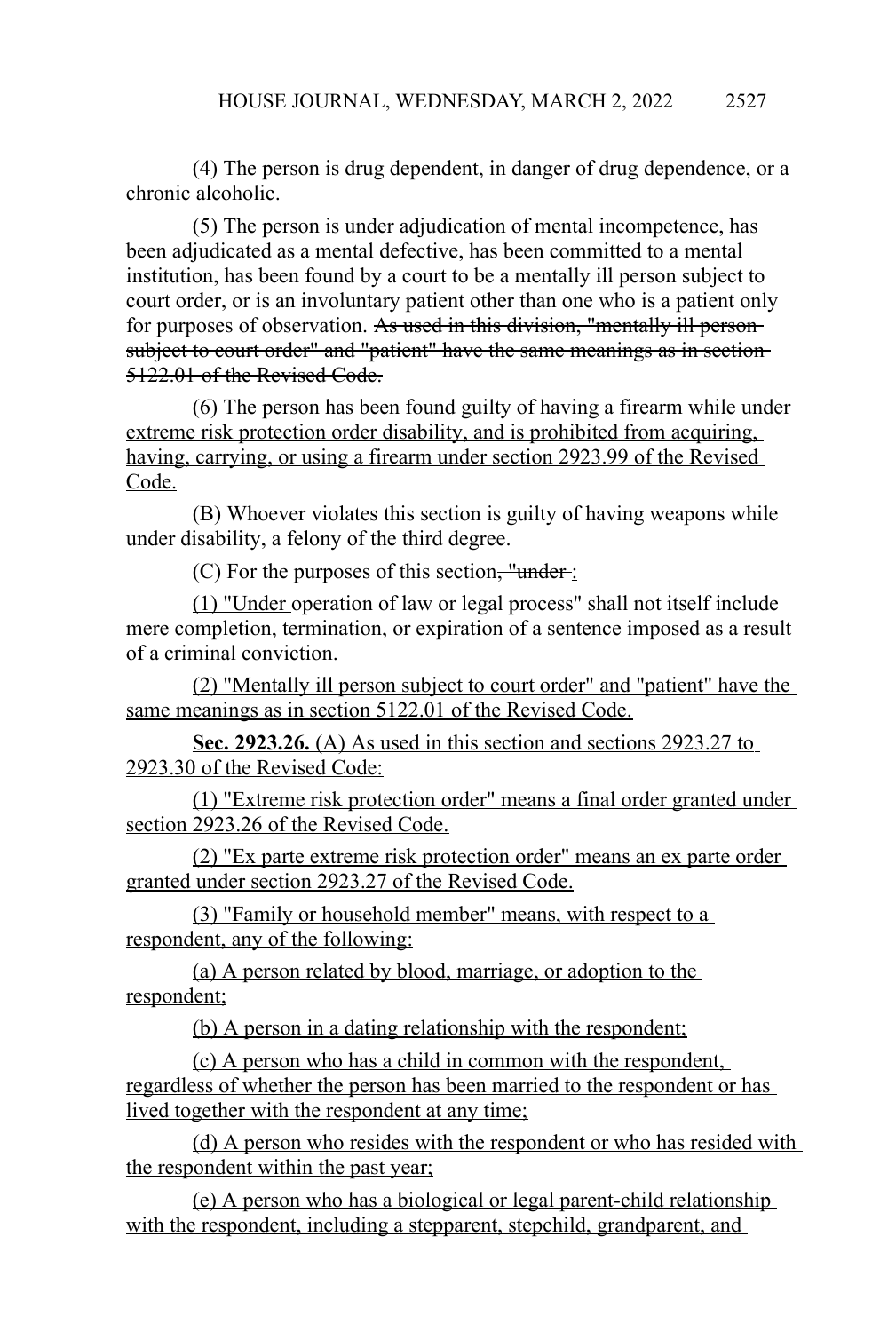(4) The person is drug dependent, in danger of drug dependence, or a chronic alcoholic.

(5) The person is under adjudication of mental incompetence, has been adjudicated as a mental defective, has been committed to a mental institution, has been found by a court to be a mentally ill person subject to court order, or is an involuntary patient other than one who is a patient only for purposes of observation. ~~As used in this division, "mentally ill person subject to court order" and "patient" have the same meanings as in section 5122.01 of the Revised Code.~~

<u>(6) The person has been found guilty of having a firearm while under extreme risk protection order disability, and is prohibited from acquiring, having, carrying, or using a firearm under section 2923.99 of the Revised Code.</u>

(B) Whoever violates this section is guilty of having weapons while under disability, a felony of the third degree.

(C) For the purposes of this section~~, "under~~ <u>:</u>

<u>(1) "Under</u> operation of law or legal process" shall not itself include mere completion, termination, or expiration of a sentence imposed as a result of a criminal conviction.

<u>(2) "Mentally ill person subject to court order" and "patient" have the same meanings as in section 5122.01 of the Revised Code.</u>

<u>**Sec. 2923.26.** (A) As used in this section and sections 2923.27 to 2923.30 of the Revised Code:</u>

<u>(1) "Extreme risk protection order" means a final order granted under section 2923.26 of the Revised Code.</u>

<u>(2) "Ex parte extreme risk protection order" means an ex parte order granted under section 2923.27 of the Revised Code.</u>

<u>(3) "Family or household member" means, with respect to a respondent, any of the following:</u>

<u>(a) A person related by blood, marriage, or adoption to the respondent;</u>

<u>(b) A person in a dating relationship with the respondent;</u>

<u>(c) A person who has a child in common with the respondent, regardless of whether the person has been married to the respondent or has lived together with the respondent at any time;</u>

<u>(d) A person who resides with the respondent or who has resided with the respondent within the past year;</u>

<u>(e) A person who has a biological or legal parent-child relationship with the respondent, including a stepparent, stepchild, grandparent, and</u>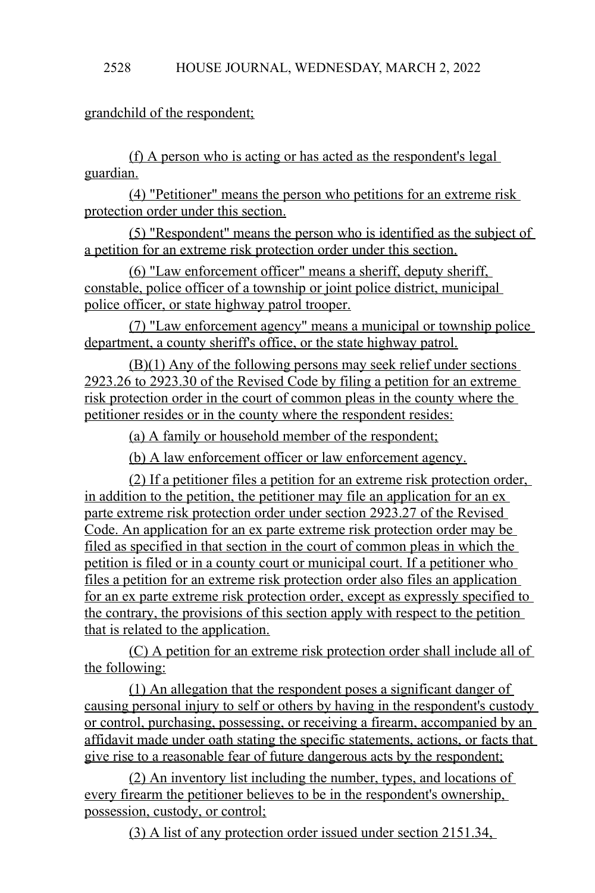grandchild of the respondent;

(f) A person who is acting or has acted as the respondent's legal guardian.

(4) "Petitioner" means the person who petitions for an extreme risk protection order under this section.

(5) "Respondent" means the person who is identified as the subject of a petition for an extreme risk protection order under this section.

(6) "Law enforcement officer" means a sheriff, deputy sheriff, constable, police officer of a township or joint police district, municipal police officer, or state highway patrol trooper.

(7) "Law enforcement agency" means a municipal or township police department, a county sheriff's office, or the state highway patrol.

(B)(1) Any of the following persons may seek relief under sections 2923.26 to 2923.30 of the Revised Code by filing a petition for an extreme risk protection order in the court of common pleas in the county where the petitioner resides or in the county where the respondent resides:

(a) A family or household member of the respondent;

(b) A law enforcement officer or law enforcement agency.

(2) If a petitioner files a petition for an extreme risk protection order, in addition to the petition, the petitioner may file an application for an ex parte extreme risk protection order under section 2923.27 of the Revised Code. An application for an ex parte extreme risk protection order may be filed as specified in that section in the court of common pleas in which the petition is filed or in a county court or municipal court. If a petitioner who files a petition for an extreme risk protection order also files an application for an ex parte extreme risk protection order, except as expressly specified to the contrary, the provisions of this section apply with respect to the petition that is related to the application.

(C) A petition for an extreme risk protection order shall include all of the following:

(1) An allegation that the respondent poses a significant danger of causing personal injury to self or others by having in the respondent's custody or control, purchasing, possessing, or receiving a firearm, accompanied by an affidavit made under oath stating the specific statements, actions, or facts that give rise to a reasonable fear of future dangerous acts by the respondent;

(2) An inventory list including the number, types, and locations of every firearm the petitioner believes to be in the respondent's ownership, possession, custody, or control;

(3) A list of any protection order issued under section 2151.34,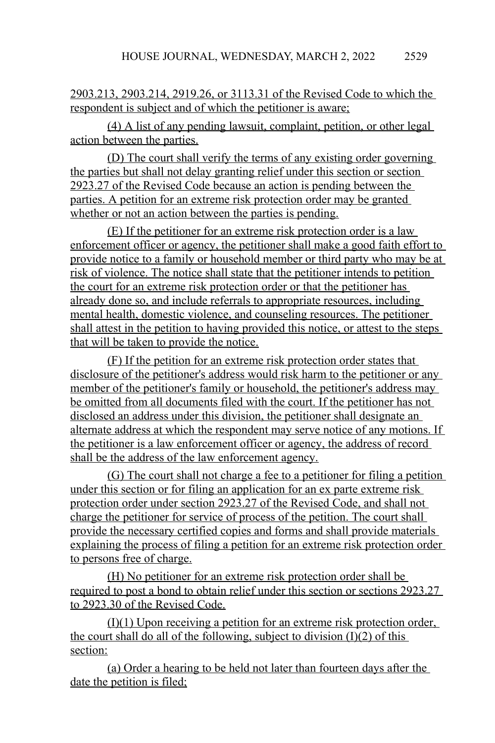2903.213, 2903.214, 2919.26, or 3113.31 of the Revised Code to which the respondent is subject and of which the petitioner is aware;

(4) A list of any pending lawsuit, complaint, petition, or other legal action between the parties.

(D) The court shall verify the terms of any existing order governing the parties but shall not delay granting relief under this section or section 2923.27 of the Revised Code because an action is pending between the parties. A petition for an extreme risk protection order may be granted whether or not an action between the parties is pending.

(E) If the petitioner for an extreme risk protection order is a law enforcement officer or agency, the petitioner shall make a good faith effort to provide notice to a family or household member or third party who may be at risk of violence. The notice shall state that the petitioner intends to petition the court for an extreme risk protection order or that the petitioner has already done so, and include referrals to appropriate resources, including mental health, domestic violence, and counseling resources. The petitioner shall attest in the petition to having provided this notice, or attest to the steps that will be taken to provide the notice.

(F) If the petition for an extreme risk protection order states that disclosure of the petitioner's address would risk harm to the petitioner or any member of the petitioner's family or household, the petitioner's address may be omitted from all documents filed with the court. If the petitioner has not disclosed an address under this division, the petitioner shall designate an alternate address at which the respondent may serve notice of any motions. If the petitioner is a law enforcement officer or agency, the address of record shall be the address of the law enforcement agency.

(G) The court shall not charge a fee to a petitioner for filing a petition under this section or for filing an application for an ex parte extreme risk protection order under section 2923.27 of the Revised Code, and shall not charge the petitioner for service of process of the petition. The court shall provide the necessary certified copies and forms and shall provide materials explaining the process of filing a petition for an extreme risk protection order to persons free of charge.

(H) No petitioner for an extreme risk protection order shall be required to post a bond to obtain relief under this section or sections 2923.27 to 2923.30 of the Revised Code.

(I)(1) Upon receiving a petition for an extreme risk protection order, the court shall do all of the following, subject to division (I)(2) of this section:

(a) Order a hearing to be held not later than fourteen days after the date the petition is filed;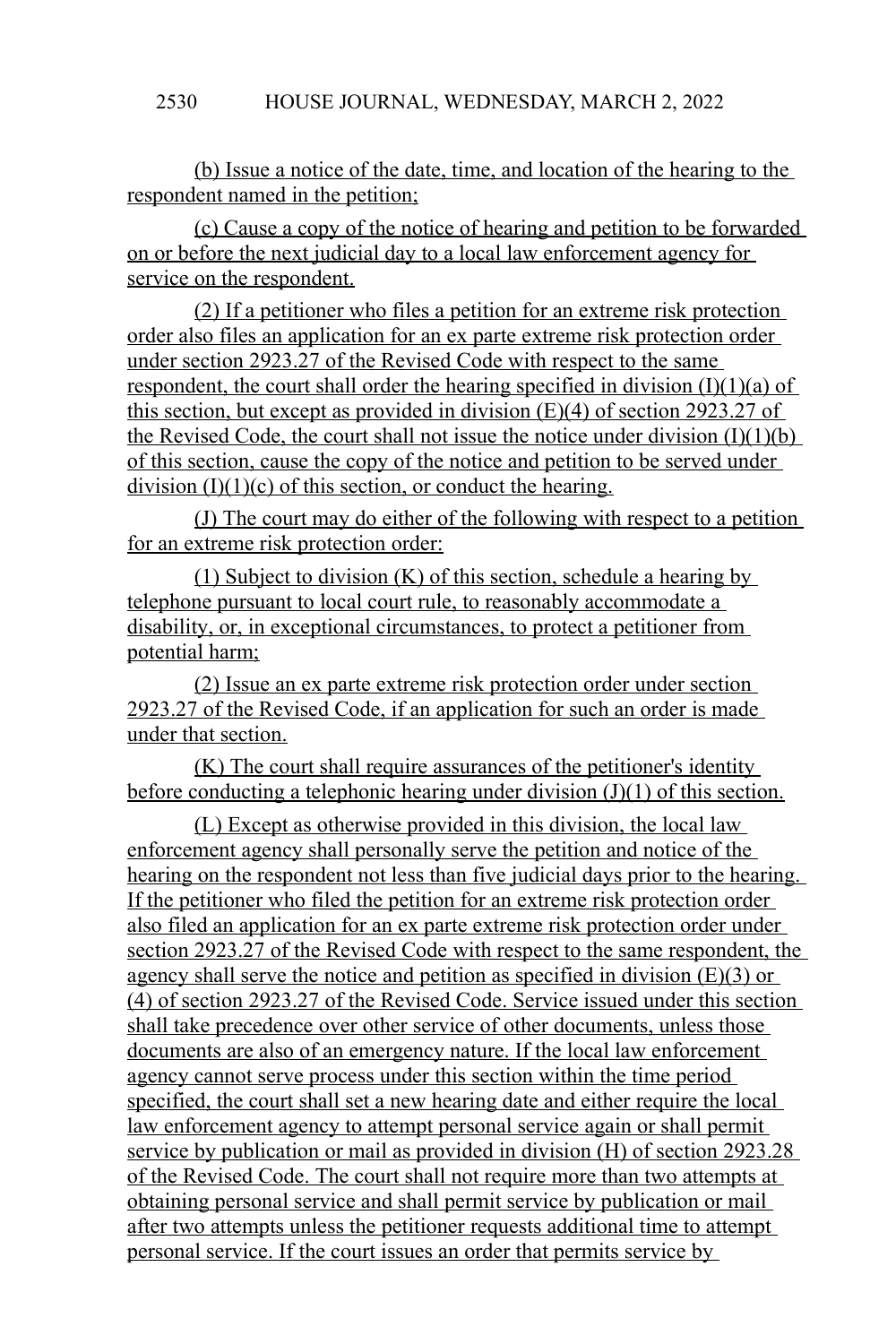(b) Issue a notice of the date, time, and location of the hearing to the respondent named in the petition;

(c) Cause a copy of the notice of hearing and petition to be forwarded on or before the next judicial day to a local law enforcement agency for service on the respondent.

(2) If a petitioner who files a petition for an extreme risk protection order also files an application for an ex parte extreme risk protection order under section 2923.27 of the Revised Code with respect to the same respondent, the court shall order the hearing specified in division (I)(1)(a) of this section, but except as provided in division (E)(4) of section 2923.27 of the Revised Code, the court shall not issue the notice under division (I)(1)(b) of this section, cause the copy of the notice and petition to be served under division (I)(1)(c) of this section, or conduct the hearing.

(J) The court may do either of the following with respect to a petition for an extreme risk protection order:

(1) Subject to division (K) of this section, schedule a hearing by telephone pursuant to local court rule, to reasonably accommodate a disability, or, in exceptional circumstances, to protect a petitioner from potential harm;

(2) Issue an ex parte extreme risk protection order under section 2923.27 of the Revised Code, if an application for such an order is made under that section.

(K) The court shall require assurances of the petitioner's identity before conducting a telephonic hearing under division (J)(1) of this section.

(L) Except as otherwise provided in this division, the local law enforcement agency shall personally serve the petition and notice of the hearing on the respondent not less than five judicial days prior to the hearing. If the petitioner who filed the petition for an extreme risk protection order also filed an application for an ex parte extreme risk protection order under section 2923.27 of the Revised Code with respect to the same respondent, the agency shall serve the notice and petition as specified in division (E)(3) or (4) of section 2923.27 of the Revised Code. Service issued under this section shall take precedence over other service of other documents, unless those documents are also of an emergency nature. If the local law enforcement agency cannot serve process under this section within the time period specified, the court shall set a new hearing date and either require the local law enforcement agency to attempt personal service again or shall permit service by publication or mail as provided in division (H) of section 2923.28 of the Revised Code. The court shall not require more than two attempts at obtaining personal service and shall permit service by publication or mail after two attempts unless the petitioner requests additional time to attempt personal service. If the court issues an order that permits service by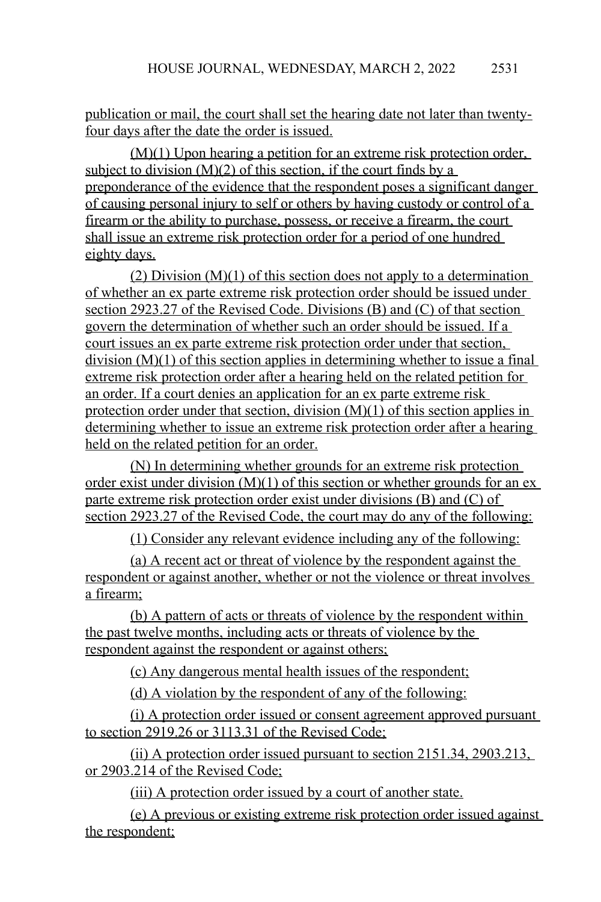publication or mail, the court shall set the hearing date not later than twenty-four days after the date the order is issued.

(M)(1) Upon hearing a petition for an extreme risk protection order, subject to division (M)(2) of this section, if the court finds by a preponderance of the evidence that the respondent poses a significant danger of causing personal injury to self or others by having custody or control of a firearm or the ability to purchase, possess, or receive a firearm, the court shall issue an extreme risk protection order for a period of one hundred eighty days.

(2) Division (M)(1) of this section does not apply to a determination of whether an ex parte extreme risk protection order should be issued under section 2923.27 of the Revised Code. Divisions (B) and (C) of that section govern the determination of whether such an order should be issued. If a court issues an ex parte extreme risk protection order under that section, division (M)(1) of this section applies in determining whether to issue a final extreme risk protection order after a hearing held on the related petition for an order. If a court denies an application for an ex parte extreme risk protection order under that section, division (M)(1) of this section applies in determining whether to issue an extreme risk protection order after a hearing held on the related petition for an order.

(N) In determining whether grounds for an extreme risk protection order exist under division (M)(1) of this section or whether grounds for an ex parte extreme risk protection order exist under divisions (B) and (C) of section 2923.27 of the Revised Code, the court may do any of the following:

(1) Consider any relevant evidence including any of the following:

(a) A recent act or threat of violence by the respondent against the respondent or against another, whether or not the violence or threat involves a firearm;

(b) A pattern of acts or threats of violence by the respondent within the past twelve months, including acts or threats of violence by the respondent against the respondent or against others;

(c) Any dangerous mental health issues of the respondent;

(d) A violation by the respondent of any of the following:

(i) A protection order issued or consent agreement approved pursuant to section 2919.26 or 3113.31 of the Revised Code;

(ii) A protection order issued pursuant to section 2151.34, 2903.213, or 2903.214 of the Revised Code;

(iii) A protection order issued by a court of another state.

(e) A previous or existing extreme risk protection order issued against the respondent;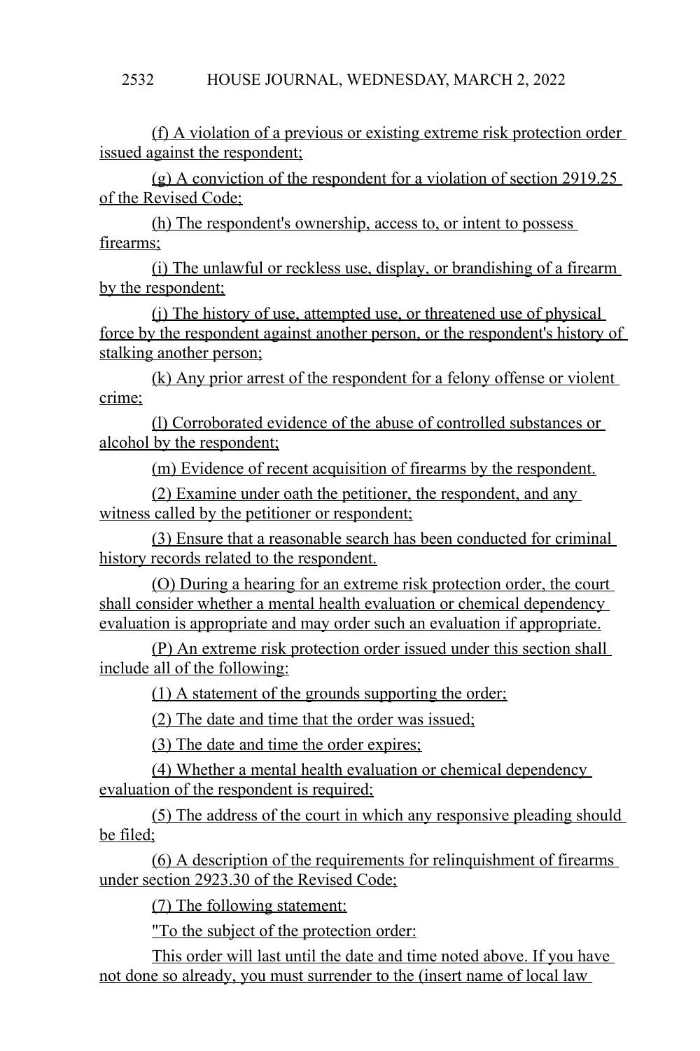(f) A violation of a previous or existing extreme risk protection order issued against the respondent;

(g) A conviction of the respondent for a violation of section 2919.25 of the Revised Code;

(h) The respondent's ownership, access to, or intent to possess firearms;

(i) The unlawful or reckless use, display, or brandishing of a firearm by the respondent;

(j) The history of use, attempted use, or threatened use of physical force by the respondent against another person, or the respondent's history of stalking another person;

(k) Any prior arrest of the respondent for a felony offense or violent crime;

(l) Corroborated evidence of the abuse of controlled substances or alcohol by the respondent;

(m) Evidence of recent acquisition of firearms by the respondent.

(2) Examine under oath the petitioner, the respondent, and any witness called by the petitioner or respondent;

(3) Ensure that a reasonable search has been conducted for criminal history records related to the respondent.

(O) During a hearing for an extreme risk protection order, the court shall consider whether a mental health evaluation or chemical dependency evaluation is appropriate and may order such an evaluation if appropriate.

(P) An extreme risk protection order issued under this section shall include all of the following:

(1) A statement of the grounds supporting the order;

(2) The date and time that the order was issued;

(3) The date and time the order expires;

(4) Whether a mental health evaluation or chemical dependency evaluation of the respondent is required;

(5) The address of the court in which any responsive pleading should be filed;

(6) A description of the requirements for relinquishment of firearms under section 2923.30 of the Revised Code;

(7) The following statement:

"To the subject of the protection order:

This order will last until the date and time noted above. If you have not done so already, you must surrender to the (insert name of local law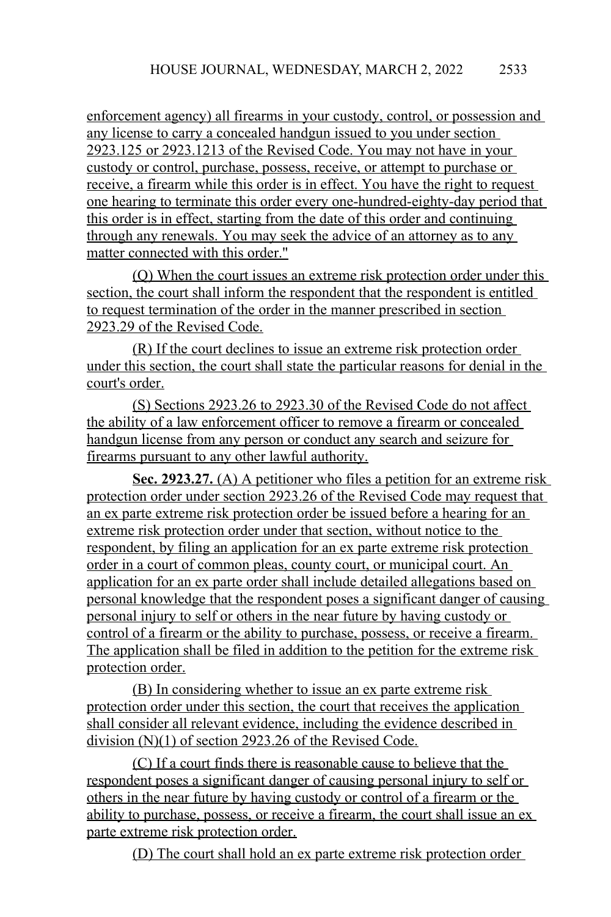enforcement agency) all firearms in your custody, control, or possession and any license to carry a concealed handgun issued to you under section 2923.125 or 2923.1213 of the Revised Code. You may not have in your custody or control, purchase, possess, receive, or attempt to purchase or receive, a firearm while this order is in effect. You have the right to request one hearing to terminate this order every one-hundred-eighty-day period that this order is in effect, starting from the date of this order and continuing through any renewals. You may seek the advice of an attorney as to any matter connected with this order."

(Q) When the court issues an extreme risk protection order under this section, the court shall inform the respondent that the respondent is entitled to request termination of the order in the manner prescribed in section 2923.29 of the Revised Code.

(R) If the court declines to issue an extreme risk protection order under this section, the court shall state the particular reasons for denial in the court's order.

(S) Sections 2923.26 to 2923.30 of the Revised Code do not affect the ability of a law enforcement officer to remove a firearm or concealed handgun license from any person or conduct any search and seizure for firearms pursuant to any other lawful authority.

**Sec. 2923.27.** (A) A petitioner who files a petition for an extreme risk protection order under section 2923.26 of the Revised Code may request that an ex parte extreme risk protection order be issued before a hearing for an extreme risk protection order under that section, without notice to the respondent, by filing an application for an ex parte extreme risk protection order in a court of common pleas, county court, or municipal court. An application for an ex parte order shall include detailed allegations based on personal knowledge that the respondent poses a significant danger of causing personal injury to self or others in the near future by having custody or control of a firearm or the ability to purchase, possess, or receive a firearm. The application shall be filed in addition to the petition for the extreme risk protection order.

(B) In considering whether to issue an ex parte extreme risk protection order under this section, the court that receives the application shall consider all relevant evidence, including the evidence described in division (N)(1) of section 2923.26 of the Revised Code.

(C) If a court finds there is reasonable cause to believe that the respondent poses a significant danger of causing personal injury to self or others in the near future by having custody or control of a firearm or the ability to purchase, possess, or receive a firearm, the court shall issue an ex parte extreme risk protection order.

(D) The court shall hold an ex parte extreme risk protection order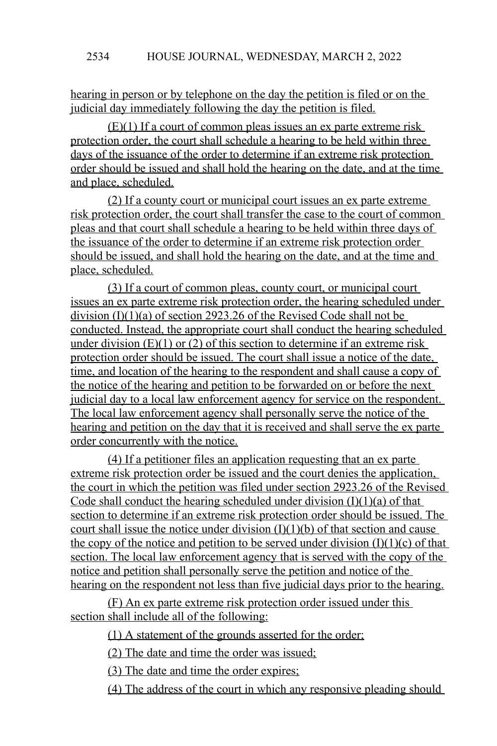hearing in person or by telephone on the day the petition is filed or on the judicial day immediately following the day the petition is filed.

(E)(1) If a court of common pleas issues an ex parte extreme risk protection order, the court shall schedule a hearing to be held within three days of the issuance of the order to determine if an extreme risk protection order should be issued and shall hold the hearing on the date, and at the time and place, scheduled.

(2) If a county court or municipal court issues an ex parte extreme risk protection order, the court shall transfer the case to the court of common pleas and that court shall schedule a hearing to be held within three days of the issuance of the order to determine if an extreme risk protection order should be issued, and shall hold the hearing on the date, and at the time and place, scheduled.

(3) If a court of common pleas, county court, or municipal court issues an ex parte extreme risk protection order, the hearing scheduled under division (I)(1)(a) of section 2923.26 of the Revised Code shall not be conducted. Instead, the appropriate court shall conduct the hearing scheduled under division (E)(1) or (2) of this section to determine if an extreme risk protection order should be issued. The court shall issue a notice of the date, time, and location of the hearing to the respondent and shall cause a copy of the notice of the hearing and petition to be forwarded on or before the next judicial day to a local law enforcement agency for service on the respondent. The local law enforcement agency shall personally serve the notice of the hearing and petition on the day that it is received and shall serve the ex parte order concurrently with the notice.

(4) If a petitioner files an application requesting that an ex parte extreme risk protection order be issued and the court denies the application, the court in which the petition was filed under section 2923.26 of the Revised Code shall conduct the hearing scheduled under division (I)(1)(a) of that section to determine if an extreme risk protection order should be issued. The court shall issue the notice under division (I)(1)(b) of that section and cause the copy of the notice and petition to be served under division (I)(1)(c) of that section. The local law enforcement agency that is served with the copy of the notice and petition shall personally serve the petition and notice of the hearing on the respondent not less than five judicial days prior to the hearing.

(F) An ex parte extreme risk protection order issued under this section shall include all of the following:

(1) A statement of the grounds asserted for the order;

(2) The date and time the order was issued;

(3) The date and time the order expires;

(4) The address of the court in which any responsive pleading should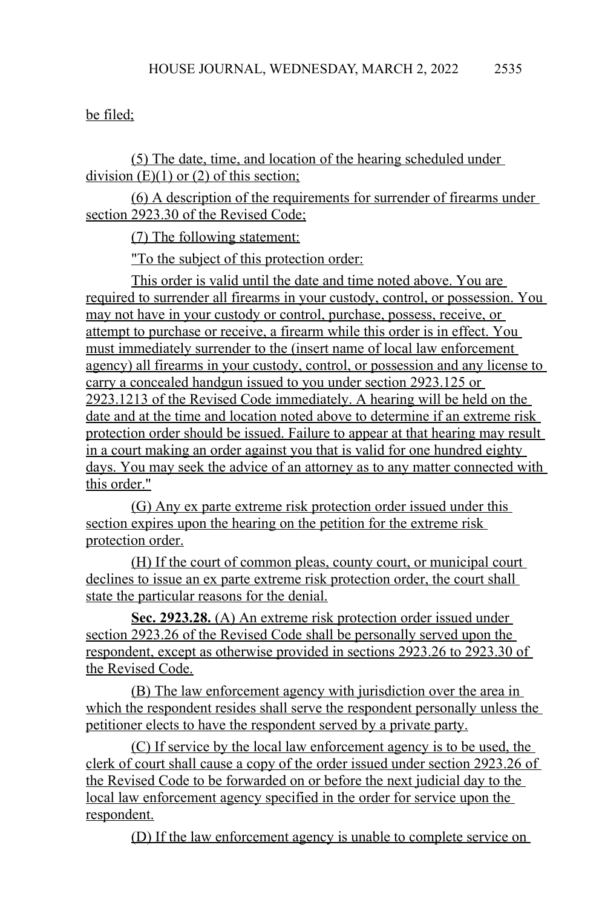be filed;

(5) The date, time, and location of the hearing scheduled under division (E)(1) or (2) of this section;

(6) A description of the requirements for surrender of firearms under section 2923.30 of the Revised Code;

(7) The following statement:

"To the subject of this protection order:

This order is valid until the date and time noted above. You are required to surrender all firearms in your custody, control, or possession. You may not have in your custody or control, purchase, possess, receive, or attempt to purchase or receive, a firearm while this order is in effect. You must immediately surrender to the (insert name of local law enforcement agency) all firearms in your custody, control, or possession and any license to carry a concealed handgun issued to you under section 2923.125 or 2923.1213 of the Revised Code immediately. A hearing will be held on the date and at the time and location noted above to determine if an extreme risk protection order should be issued. Failure to appear at that hearing may result in a court making an order against you that is valid for one hundred eighty days. You may seek the advice of an attorney as to any matter connected with this order."

(G) Any ex parte extreme risk protection order issued under this section expires upon the hearing on the petition for the extreme risk protection order.

(H) If the court of common pleas, county court, or municipal court declines to issue an ex parte extreme risk protection order, the court shall state the particular reasons for the denial.

**Sec. 2923.28.** (A) An extreme risk protection order issued under section 2923.26 of the Revised Code shall be personally served upon the respondent, except as otherwise provided in sections 2923.26 to 2923.30 of the Revised Code.

(B) The law enforcement agency with jurisdiction over the area in which the respondent resides shall serve the respondent personally unless the petitioner elects to have the respondent served by a private party.

(C) If service by the local law enforcement agency is to be used, the clerk of court shall cause a copy of the order issued under section 2923.26 of the Revised Code to be forwarded on or before the next judicial day to the local law enforcement agency specified in the order for service upon the respondent.

(D) If the law enforcement agency is unable to complete service on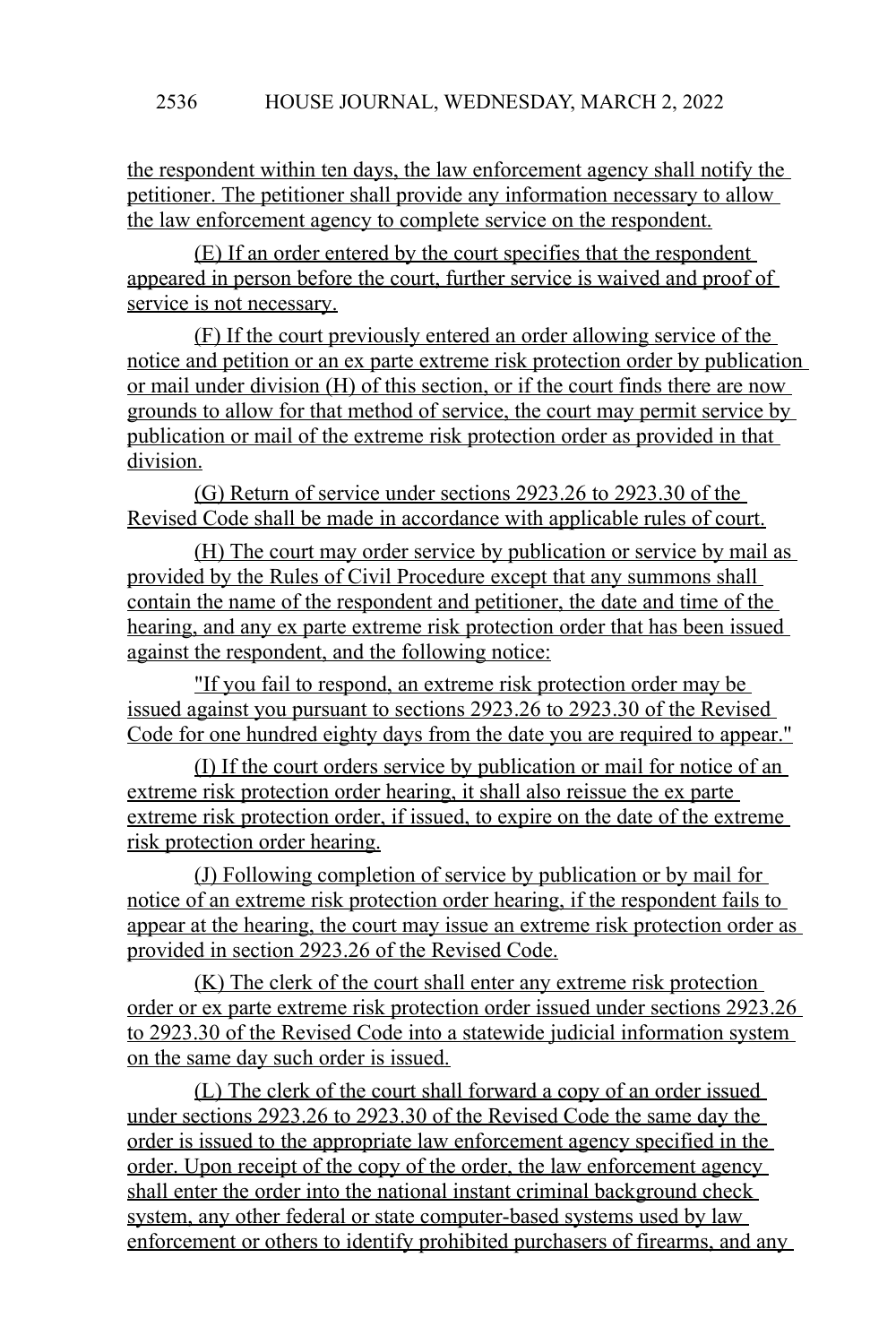the respondent within ten days, the law enforcement agency shall notify the petitioner. The petitioner shall provide any information necessary to allow the law enforcement agency to complete service on the respondent.

(E) If an order entered by the court specifies that the respondent appeared in person before the court, further service is waived and proof of service is not necessary.

(F) If the court previously entered an order allowing service of the notice and petition or an ex parte extreme risk protection order by publication or mail under division (H) of this section, or if the court finds there are now grounds to allow for that method of service, the court may permit service by publication or mail of the extreme risk protection order as provided in that division.

(G) Return of service under sections 2923.26 to 2923.30 of the Revised Code shall be made in accordance with applicable rules of court.

(H) The court may order service by publication or service by mail as provided by the Rules of Civil Procedure except that any summons shall contain the name of the respondent and petitioner, the date and time of the hearing, and any ex parte extreme risk protection order that has been issued against the respondent, and the following notice:

"If you fail to respond, an extreme risk protection order may be issued against you pursuant to sections 2923.26 to 2923.30 of the Revised Code for one hundred eighty days from the date you are required to appear."

(I) If the court orders service by publication or mail for notice of an extreme risk protection order hearing, it shall also reissue the ex parte extreme risk protection order, if issued, to expire on the date of the extreme risk protection order hearing.

(J) Following completion of service by publication or by mail for notice of an extreme risk protection order hearing, if the respondent fails to appear at the hearing, the court may issue an extreme risk protection order as provided in section 2923.26 of the Revised Code.

(K) The clerk of the court shall enter any extreme risk protection order or ex parte extreme risk protection order issued under sections 2923.26 to 2923.30 of the Revised Code into a statewide judicial information system on the same day such order is issued.

(L) The clerk of the court shall forward a copy of an order issued under sections 2923.26 to 2923.30 of the Revised Code the same day the order is issued to the appropriate law enforcement agency specified in the order. Upon receipt of the copy of the order, the law enforcement agency shall enter the order into the national instant criminal background check system, any other federal or state computer-based systems used by law enforcement or others to identify prohibited purchasers of firearms, and any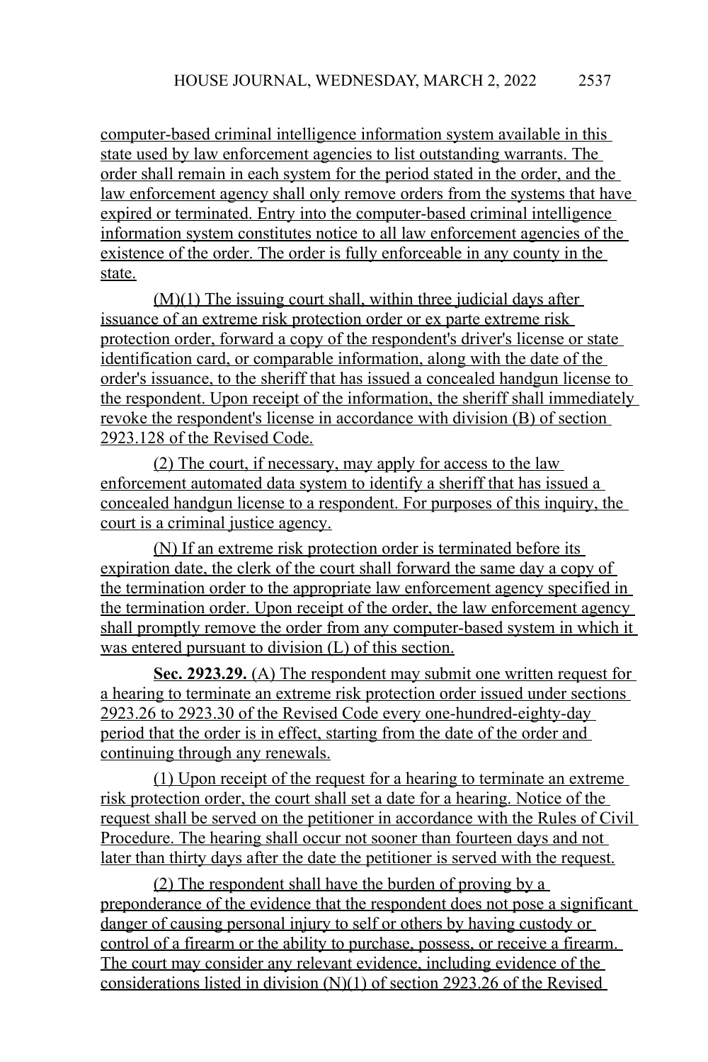computer-based criminal intelligence information system available in this state used by law enforcement agencies to list outstanding warrants. The order shall remain in each system for the period stated in the order, and the law enforcement agency shall only remove orders from the systems that have expired or terminated. Entry into the computer-based criminal intelligence information system constitutes notice to all law enforcement agencies of the existence of the order. The order is fully enforceable in any county in the state.

(M)(1) The issuing court shall, within three judicial days after issuance of an extreme risk protection order or ex parte extreme risk protection order, forward a copy of the respondent's driver's license or state identification card, or comparable information, along with the date of the order's issuance, to the sheriff that has issued a concealed handgun license to the respondent. Upon receipt of the information, the sheriff shall immediately revoke the respondent's license in accordance with division (B) of section 2923.128 of the Revised Code.

(2) The court, if necessary, may apply for access to the law enforcement automated data system to identify a sheriff that has issued a concealed handgun license to a respondent. For purposes of this inquiry, the court is a criminal justice agency.

(N) If an extreme risk protection order is terminated before its expiration date, the clerk of the court shall forward the same day a copy of the termination order to the appropriate law enforcement agency specified in the termination order. Upon receipt of the order, the law enforcement agency shall promptly remove the order from any computer-based system in which it was entered pursuant to division (L) of this section.

**Sec. 2923.29.** (A) The respondent may submit one written request for a hearing to terminate an extreme risk protection order issued under sections 2923.26 to 2923.30 of the Revised Code every one-hundred-eighty-day period that the order is in effect, starting from the date of the order and continuing through any renewals.

(1) Upon receipt of the request for a hearing to terminate an extreme risk protection order, the court shall set a date for a hearing. Notice of the request shall be served on the petitioner in accordance with the Rules of Civil Procedure. The hearing shall occur not sooner than fourteen days and not later than thirty days after the date the petitioner is served with the request.

(2) The respondent shall have the burden of proving by a preponderance of the evidence that the respondent does not pose a significant danger of causing personal injury to self or others by having custody or control of a firearm or the ability to purchase, possess, or receive a firearm. The court may consider any relevant evidence, including evidence of the considerations listed in division (N)(1) of section 2923.26 of the Revised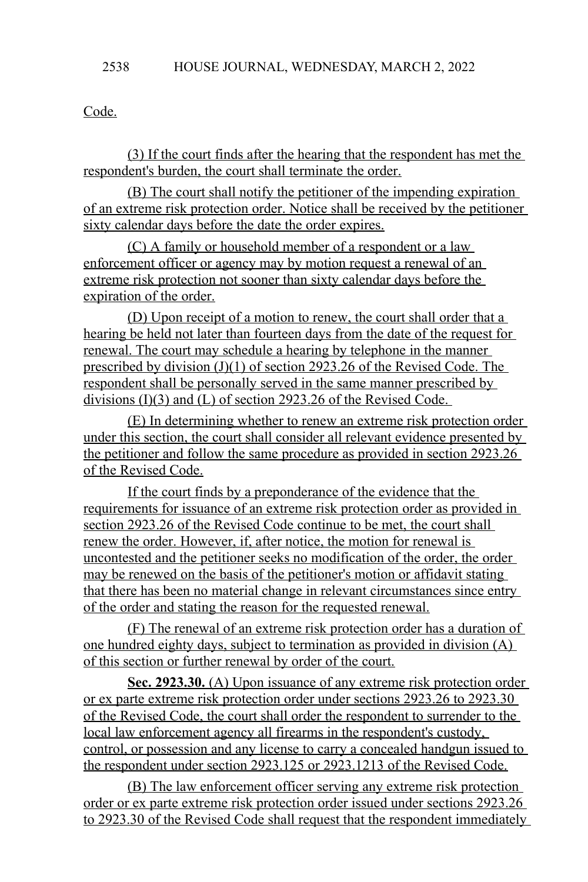Code.

(3) If the court finds after the hearing that the respondent has met the respondent's burden, the court shall terminate the order.

(B) The court shall notify the petitioner of the impending expiration of an extreme risk protection order. Notice shall be received by the petitioner sixty calendar days before the date the order expires.

(C) A family or household member of a respondent or a law enforcement officer or agency may by motion request a renewal of an extreme risk protection not sooner than sixty calendar days before the expiration of the order.

(D) Upon receipt of a motion to renew, the court shall order that a hearing be held not later than fourteen days from the date of the request for renewal. The court may schedule a hearing by telephone in the manner prescribed by division (J)(1) of section 2923.26 of the Revised Code. The respondent shall be personally served in the same manner prescribed by divisions (I)(3) and (L) of section 2923.26 of the Revised Code.

(E) In determining whether to renew an extreme risk protection order under this section, the court shall consider all relevant evidence presented by the petitioner and follow the same procedure as provided in section 2923.26 of the Revised Code.

If the court finds by a preponderance of the evidence that the requirements for issuance of an extreme risk protection order as provided in section 2923.26 of the Revised Code continue to be met, the court shall renew the order. However, if, after notice, the motion for renewal is uncontested and the petitioner seeks no modification of the order, the order may be renewed on the basis of the petitioner's motion or affidavit stating that there has been no material change in relevant circumstances since entry of the order and stating the reason for the requested renewal.

(F) The renewal of an extreme risk protection order has a duration of one hundred eighty days, subject to termination as provided in division (A) of this section or further renewal by order of the court.

**Sec. 2923.30.** (A) Upon issuance of any extreme risk protection order or ex parte extreme risk protection order under sections 2923.26 to 2923.30 of the Revised Code, the court shall order the respondent to surrender to the local law enforcement agency all firearms in the respondent's custody, control, or possession and any license to carry a concealed handgun issued to the respondent under section 2923.125 or 2923.1213 of the Revised Code.

(B) The law enforcement officer serving any extreme risk protection order or ex parte extreme risk protection order issued under sections 2923.26 to 2923.30 of the Revised Code shall request that the respondent immediately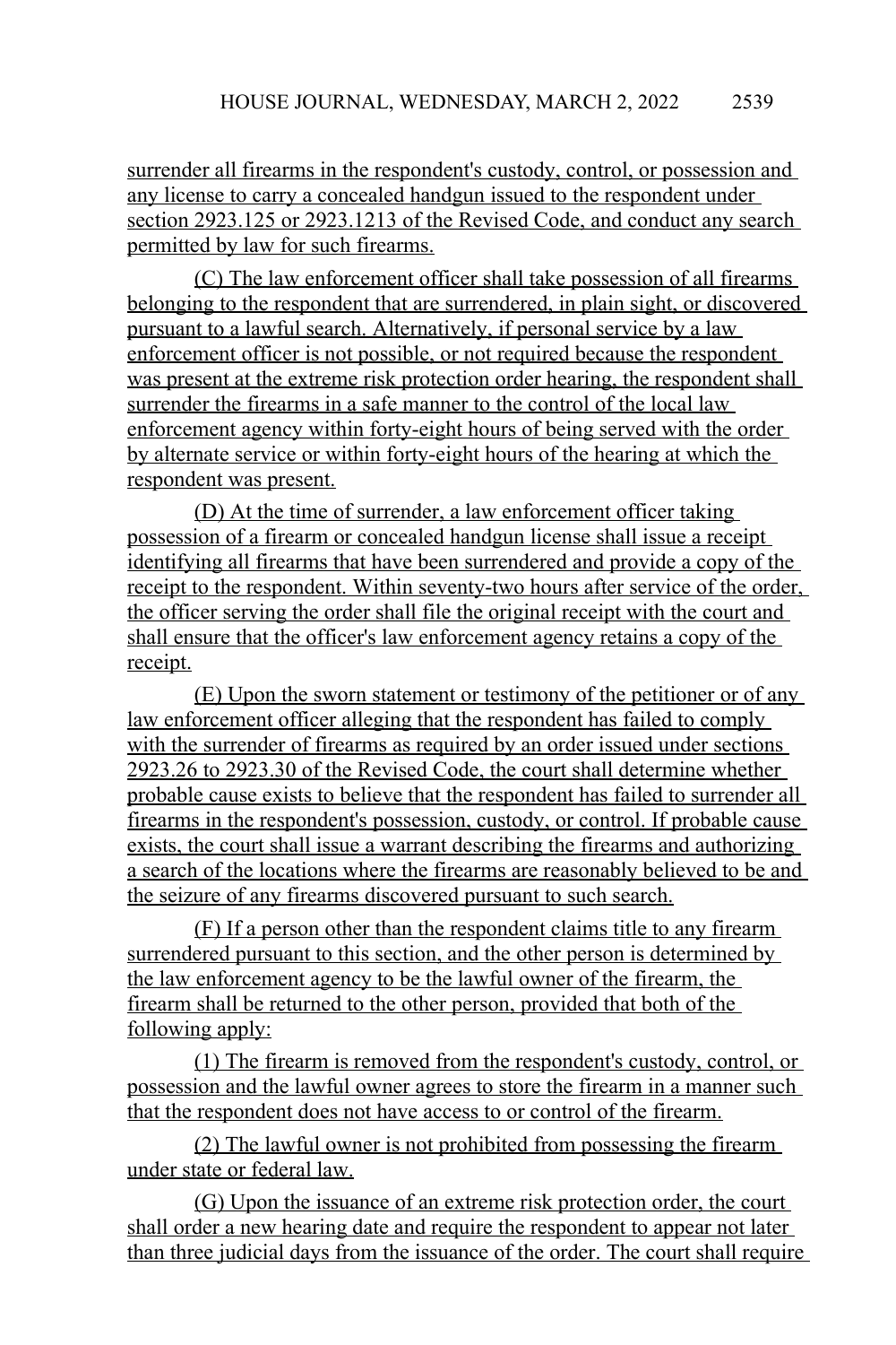surrender all firearms in the respondent's custody, control, or possession and any license to carry a concealed handgun issued to the respondent under section 2923.125 or 2923.1213 of the Revised Code, and conduct any search permitted by law for such firearms.

(C) The law enforcement officer shall take possession of all firearms belonging to the respondent that are surrendered, in plain sight, or discovered pursuant to a lawful search. Alternatively, if personal service by a law enforcement officer is not possible, or not required because the respondent was present at the extreme risk protection order hearing, the respondent shall surrender the firearms in a safe manner to the control of the local law enforcement agency within forty-eight hours of being served with the order by alternate service or within forty-eight hours of the hearing at which the respondent was present.

(D) At the time of surrender, a law enforcement officer taking possession of a firearm or concealed handgun license shall issue a receipt identifying all firearms that have been surrendered and provide a copy of the receipt to the respondent. Within seventy-two hours after service of the order, the officer serving the order shall file the original receipt with the court and shall ensure that the officer's law enforcement agency retains a copy of the receipt.

(E) Upon the sworn statement or testimony of the petitioner or of any law enforcement officer alleging that the respondent has failed to comply with the surrender of firearms as required by an order issued under sections 2923.26 to 2923.30 of the Revised Code, the court shall determine whether probable cause exists to believe that the respondent has failed to surrender all firearms in the respondent's possession, custody, or control. If probable cause exists, the court shall issue a warrant describing the firearms and authorizing a search of the locations where the firearms are reasonably believed to be and the seizure of any firearms discovered pursuant to such search.

(F) If a person other than the respondent claims title to any firearm surrendered pursuant to this section, and the other person is determined by the law enforcement agency to be the lawful owner of the firearm, the firearm shall be returned to the other person, provided that both of the following apply:

(1) The firearm is removed from the respondent's custody, control, or possession and the lawful owner agrees to store the firearm in a manner such that the respondent does not have access to or control of the firearm.

(2) The lawful owner is not prohibited from possessing the firearm under state or federal law.

(G) Upon the issuance of an extreme risk protection order, the court shall order a new hearing date and require the respondent to appear not later than three judicial days from the issuance of the order. The court shall require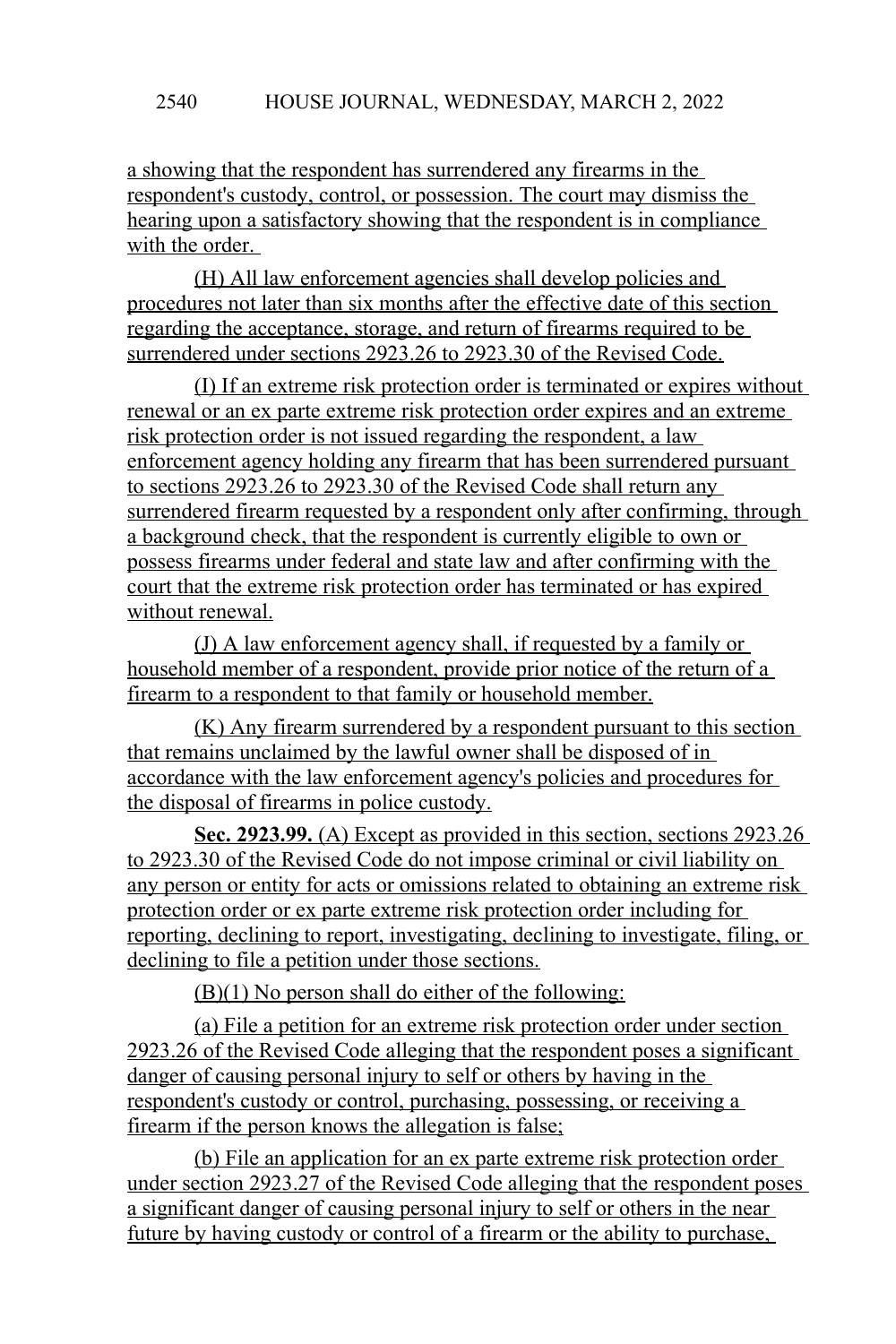a showing that the respondent has surrendered any firearms in the respondent's custody, control, or possession. The court may dismiss the hearing upon a satisfactory showing that the respondent is in compliance with the order.

(H) All law enforcement agencies shall develop policies and procedures not later than six months after the effective date of this section regarding the acceptance, storage, and return of firearms required to be surrendered under sections 2923.26 to 2923.30 of the Revised Code.

(I) If an extreme risk protection order is terminated or expires without renewal or an ex parte extreme risk protection order expires and an extreme risk protection order is not issued regarding the respondent, a law enforcement agency holding any firearm that has been surrendered pursuant to sections 2923.26 to 2923.30 of the Revised Code shall return any surrendered firearm requested by a respondent only after confirming, through a background check, that the respondent is currently eligible to own or possess firearms under federal and state law and after confirming with the court that the extreme risk protection order has terminated or has expired without renewal.

(J) A law enforcement agency shall, if requested by a family or household member of a respondent, provide prior notice of the return of a firearm to a respondent to that family or household member.

(K) Any firearm surrendered by a respondent pursuant to this section that remains unclaimed by the lawful owner shall be disposed of in accordance with the law enforcement agency's policies and procedures for the disposal of firearms in police custody.

**Sec. 2923.99.** (A) Except as provided in this section, sections 2923.26 to 2923.30 of the Revised Code do not impose criminal or civil liability on any person or entity for acts or omissions related to obtaining an extreme risk protection order or ex parte extreme risk protection order including for reporting, declining to report, investigating, declining to investigate, filing, or declining to file a petition under those sections.

(B)(1) No person shall do either of the following:

(a) File a petition for an extreme risk protection order under section 2923.26 of the Revised Code alleging that the respondent poses a significant danger of causing personal injury to self or others by having in the respondent's custody or control, purchasing, possessing, or receiving a firearm if the person knows the allegation is false;

(b) File an application for an ex parte extreme risk protection order under section 2923.27 of the Revised Code alleging that the respondent poses a significant danger of causing personal injury to self or others in the near future by having custody or control of a firearm or the ability to purchase,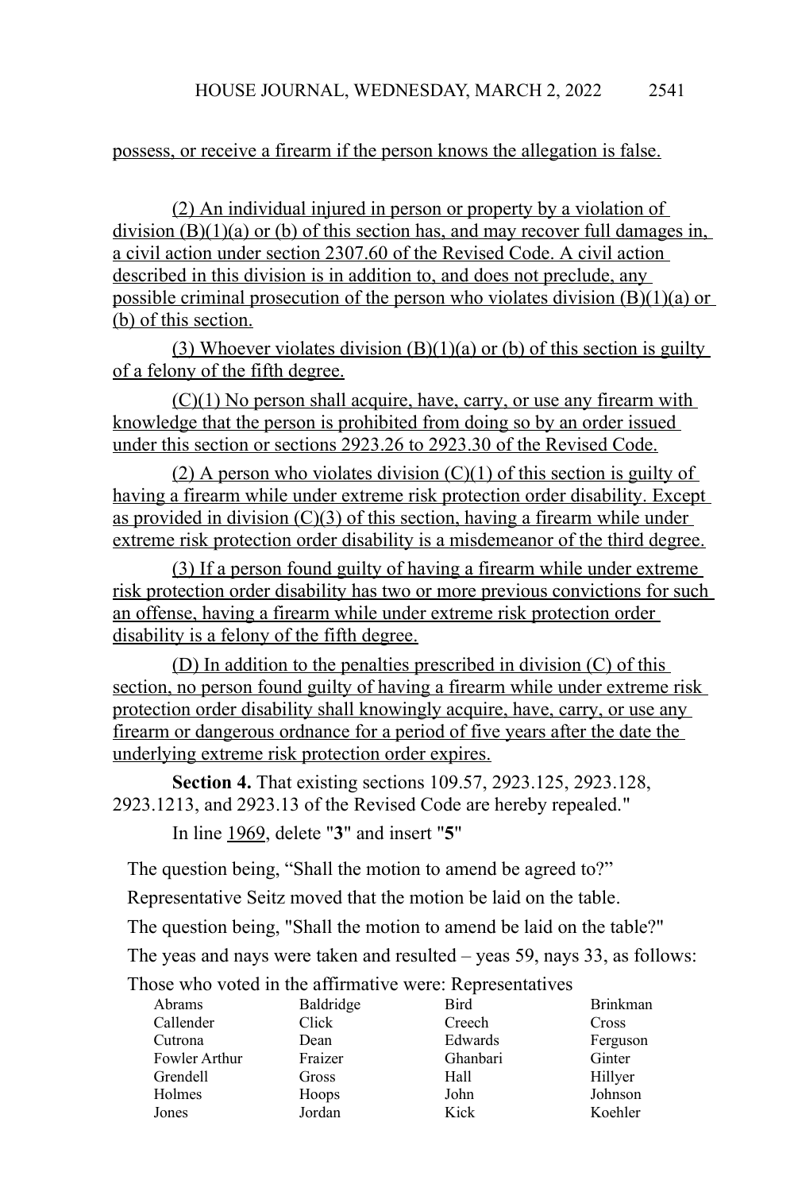possess, or receive a firearm if the person knows the allegation is false.

(2) An individual injured in person or property by a violation of division (B)(1)(a) or (b) of this section has, and may recover full damages in, a civil action under section 2307.60 of the Revised Code. A civil action described in this division is in addition to, and does not preclude, any possible criminal prosecution of the person who violates division (B)(1)(a) or (b) of this section.

(3) Whoever violates division (B)(1)(a) or (b) of this section is guilty of a felony of the fifth degree.

(C)(1) No person shall acquire, have, carry, or use any firearm with knowledge that the person is prohibited from doing so by an order issued under this section or sections 2923.26 to 2923.30 of the Revised Code.

(2) A person who violates division (C)(1) of this section is guilty of having a firearm while under extreme risk protection order disability. Except as provided in division (C)(3) of this section, having a firearm while under extreme risk protection order disability is a misdemeanor of the third degree.

(3) If a person found guilty of having a firearm while under extreme risk protection order disability has two or more previous convictions for such an offense, having a firearm while under extreme risk protection order disability is a felony of the fifth degree.

(D) In addition to the penalties prescribed in division (C) of this section, no person found guilty of having a firearm while under extreme risk protection order disability shall knowingly acquire, have, carry, or use any firearm or dangerous ordnance for a period of five years after the date the underlying extreme risk protection order expires.

**Section 4.** That existing sections 109.57, 2923.125, 2923.128, 2923.1213, and 2923.13 of the Revised Code are hereby repealed."

In line 1969, delete "**3**" and insert "**5**"

The question being, "Shall the motion to amend be agreed to?"

Representative Seitz moved that the motion be laid on the table.

The question being, "Shall the motion to amend be laid on the table?"

The yeas and nays were taken and resulted – yeas 59, nays 33, as follows:

Those who voted in the affirmative were: Representatives

| | | | |
|---|---|---|---|
| Abrams | Baldridge | Bird | Brinkman |
| Callender | Click | Creech | Cross |
| Cutrona | Dean | Edwards | Ferguson |
| Fowler Arthur | Fraizer | Ghanbari | Ginter |
| Grendell | Gross | Hall | Hillyer |
| Holmes | Hoops | John | Johnson |
| Jones | Jordan | Kick | Koehler |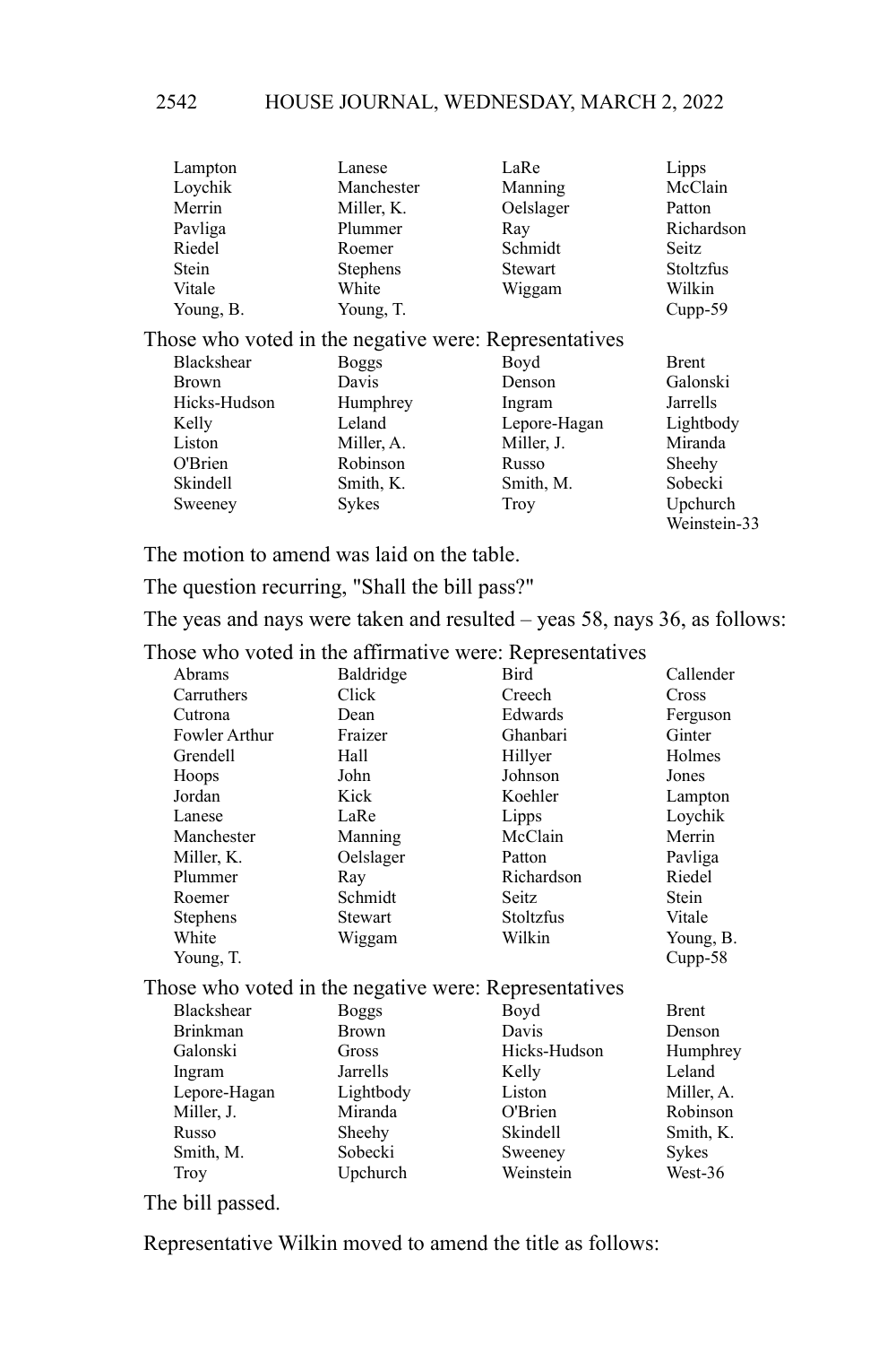| | | | |
|---|---|---|---|
| Lampton | Lanese | LaRe | Lipps |
| Loychik | Manchester | Manning | McClain |
| Merrin | Miller, K. | Oelslager | Patton |
| Pavliga | Plummer | Ray | Richardson |
| Riedel | Roemer | Schmidt | Seitz |
| Stein | Stephens | Stewart | Stoltzfus |
| Vitale | White | Wiggam | Wilkin |
| Young, B. | Young, T. | | Cupp-59 |

Those who voted in the negative were: Representatives

| | | | |
|---|---|---|---|
| Blackshear | Boggs | Boyd | Brent |
| Brown | Davis | Denson | Galonski |
| Hicks-Hudson | Humphrey | Ingram | Jarrells |
| Kelly | Leland | Lepore-Hagan | Lightbody |
| Liston | Miller, A. | Miller, J. | Miranda |
| O'Brien | Robinson | Russo | Sheehy |
| Skindell | Smith, K. | Smith, M. | Sobecki |
| Sweeney | Sykes | Troy | Upchurch |
| | | | Weinstein-33 |

The motion to amend was laid on the table.

The question recurring, "Shall the bill pass?"

The yeas and nays were taken and resulted – yeas 58, nays 36, as follows:

Those who voted in the affirmative were: Representatives

| | | | |
|---|---|---|---|
| Abrams | Baldridge | Bird | Callender |
| Carruthers | Click | Creech | Cross |
| Cutrona | Dean | Edwards | Ferguson |
| Fowler Arthur | Fraizer | Ghanbari | Ginter |
| Grendell | Hall | Hillyer | Holmes |
| Hoops | John | Johnson | Jones |
| Jordan | Kick | Koehler | Lampton |
| Lanese | LaRe | Lipps | Loychik |
| Manchester | Manning | McClain | Merrin |
| Miller, K. | Oelslager | Patton | Pavliga |
| Plummer | Ray | Richardson | Riedel |
| Roemer | Schmidt | Seitz | Stein |
| Stephens | Stewart | Stoltzfus | Vitale |
| White | Wiggam | Wilkin | Young, B. |
| Young, T. | | | Cupp-58 |

Those who voted in the negative were: Representatives

| | | | |
|---|---|---|---|
| Blackshear | Boggs | Boyd | Brent |
| Brinkman | Brown | Davis | Denson |
| Galonski | Gross | Hicks-Hudson | Humphrey |
| Ingram | Jarrells | Kelly | Leland |
| Lepore-Hagan | Lightbody | Liston | Miller, A. |
| Miller, J. | Miranda | O'Brien | Robinson |
| Russo | Sheehy | Skindell | Smith, K. |
| Smith, M. | Sobecki | Sweeney | Sykes |
| Troy | Upchurch | Weinstein | West-36 |

The bill passed.

Representative Wilkin moved to amend the title as follows: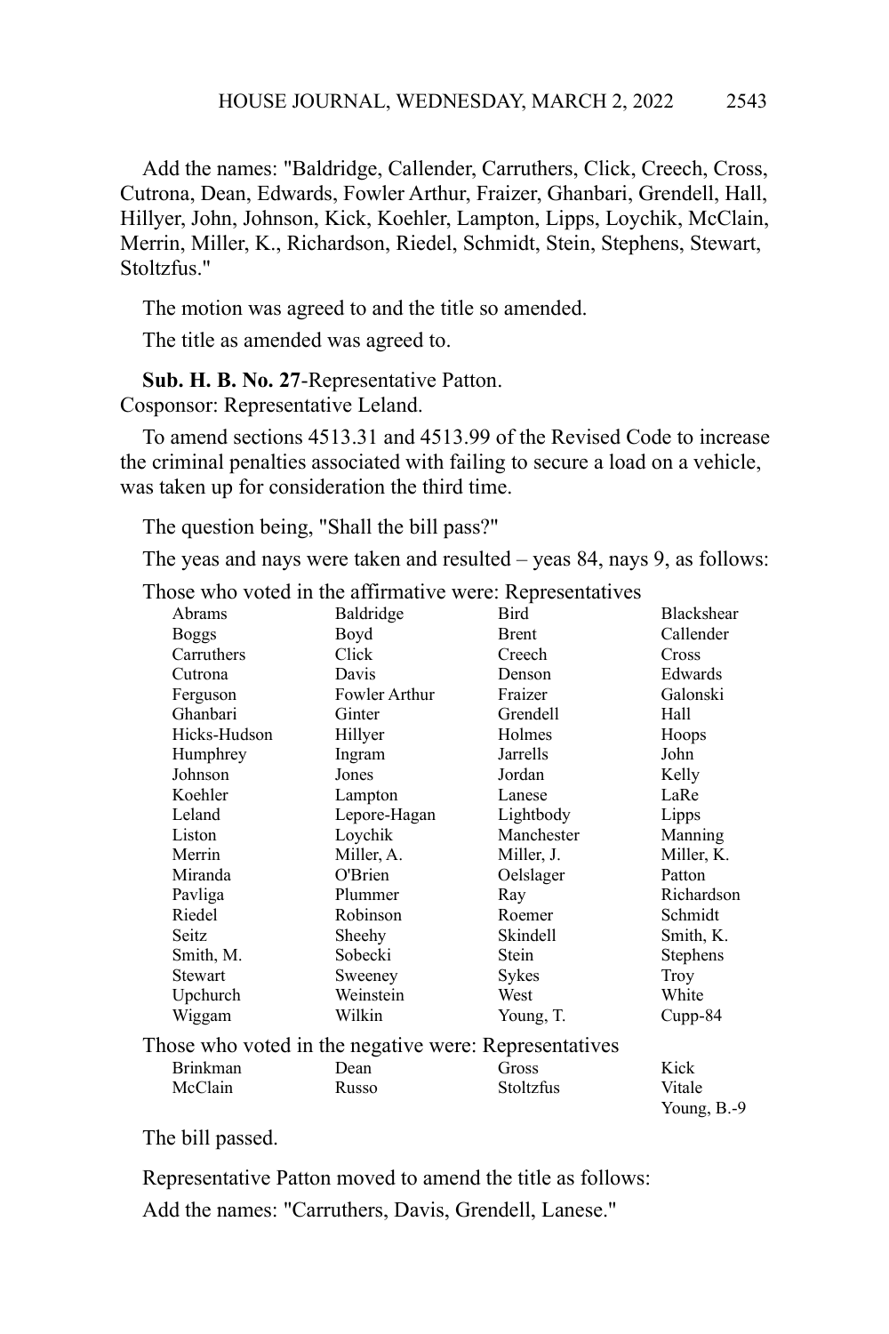Add the names: "Baldridge, Callender, Carruthers, Click, Creech, Cross, Cutrona, Dean, Edwards, Fowler Arthur, Fraizer, Ghanbari, Grendell, Hall, Hillyer, John, Johnson, Kick, Koehler, Lampton, Lipps, Loychik, McClain, Merrin, Miller, K., Richardson, Riedel, Schmidt, Stein, Stephens, Stewart, Stoltzfus."

The motion was agreed to and the title so amended.

The title as amended was agreed to.

**Sub. H. B. No. 27**-Representative Patton.
Cosponsor: Representative Leland.

To amend sections 4513.31 and 4513.99 of the Revised Code to increase the criminal penalties associated with failing to secure a load on a vehicle, was taken up for consideration the third time.

The question being, "Shall the bill pass?"

The yeas and nays were taken and resulted – yeas 84, nays 9, as follows:

Those who voted in the affirmative were: Representatives

| | | | |
|---|---|---|---|
| Abrams | Baldridge | Bird | Blackshear |
| Boggs | Boyd | Brent | Callender |
| Carruthers | Click | Creech | Cross |
| Cutrona | Davis | Denson | Edwards |
| Ferguson | Fowler Arthur | Fraizer | Galonski |
| Ghanbari | Ginter | Grendell | Hall |
| Hicks-Hudson | Hillyer | Holmes | Hoops |
| Humphrey | Ingram | Jarrells | John |
| Johnson | Jones | Jordan | Kelly |
| Koehler | Lampton | Lanese | LaRe |
| Leland | Lepore-Hagan | Lightbody | Lipps |
| Liston | Loychik | Manchester | Manning |
| Merrin | Miller, A. | Miller, J. | Miller, K. |
| Miranda | O'Brien | Oelslager | Patton |
| Pavliga | Plummer | Ray | Richardson |
| Riedel | Robinson | Roemer | Schmidt |
| Seitz | Sheehy | Skindell | Smith, K. |
| Smith, M. | Sobecki | Stein | Stephens |
| Stewart | Sweeney | Sykes | Troy |
| Upchurch | Weinstein | West | White |
| Wiggam | Wilkin | Young, T. | Cupp-84 |

Those who voted in the negative were: Representatives

| | | | |
|---|---|---|---|
| Brinkman | Dean | Gross | Kick |
| McClain | Russo | Stoltzfus | Vitale |
| | | | Young, B.-9 |

The bill passed.

Representative Patton moved to amend the title as follows:

Add the names: "Carruthers, Davis, Grendell, Lanese."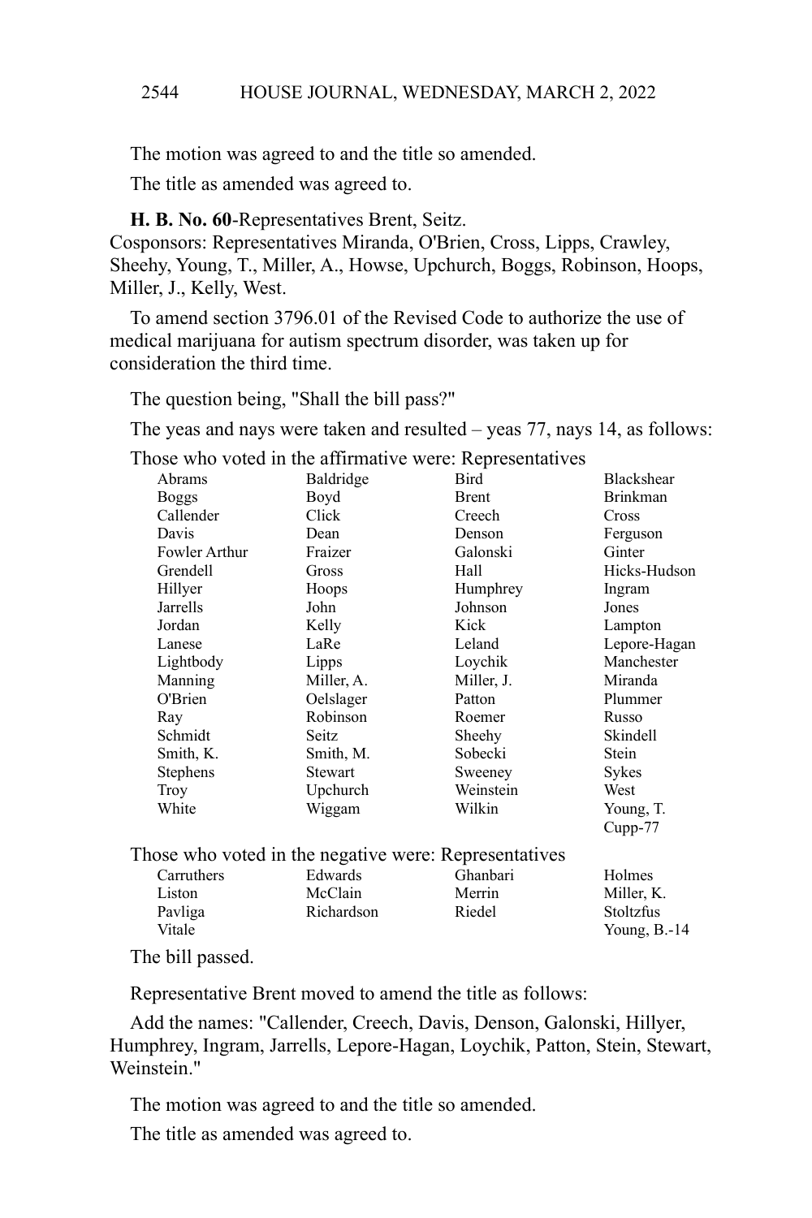The motion was agreed to and the title so amended.

The title as amended was agreed to.

**H. B. No. 60**-Representatives Brent, Seitz.
Cosponsors: Representatives Miranda, O'Brien, Cross, Lipps, Crawley, Sheehy, Young, T., Miller, A., Howse, Upchurch, Boggs, Robinson, Hoops, Miller, J., Kelly, West.

To amend section 3796.01 of the Revised Code to authorize the use of medical marijuana for autism spectrum disorder, was taken up for consideration the third time.

The question being, "Shall the bill pass?"

The yeas and nays were taken and resulted – yeas 77, nays 14, as follows:

Those who voted in the affirmative were: Representatives

| | | | |
|---|---|---|---|
| Abrams | Baldridge | Bird | Blackshear |
| Boggs | Boyd | Brent | Brinkman |
| Callender | Click | Creech | Cross |
| Davis | Dean | Denson | Ferguson |
| Fowler Arthur | Fraizer | Galonski | Ginter |
| Grendell | Gross | Hall | Hicks-Hudson |
| Hillyer | Hoops | Humphrey | Ingram |
| Jarrells | John | Johnson | Jones |
| Jordan | Kelly | Kick | Lampton |
| Lanese | LaRe | Leland | Lepore-Hagan |
| Lightbody | Lipps | Loychik | Manchester |
| Manning | Miller, A. | Miller, J. | Miranda |
| O'Brien | Oelslager | Patton | Plummer |
| Ray | Robinson | Roemer | Russo |
| Schmidt | Seitz | Sheehy | Skindell |
| Smith, K. | Smith, M. | Sobecki | Stein |
| Stephens | Stewart | Sweeney | Sykes |
| Troy | Upchurch | Weinstein | West |
| White | Wiggam | Wilkin | Young, T. |
| | | | Cupp-77 |

Those who voted in the negative were: Representatives

| | | | |
|---|---|---|---|
| Carruthers | Edwards | Ghanbari | Holmes |
| Liston | McClain | Merrin | Miller, K. |
| Pavliga | Richardson | Riedel | Stoltzfus |
| Vitale | | | Young, B.-14 |

The bill passed.

Representative Brent moved to amend the title as follows:

Add the names: "Callender, Creech, Davis, Denson, Galonski, Hillyer, Humphrey, Ingram, Jarrells, Lepore-Hagan, Loychik, Patton, Stein, Stewart, Weinstein."

The motion was agreed to and the title so amended.

The title as amended was agreed to.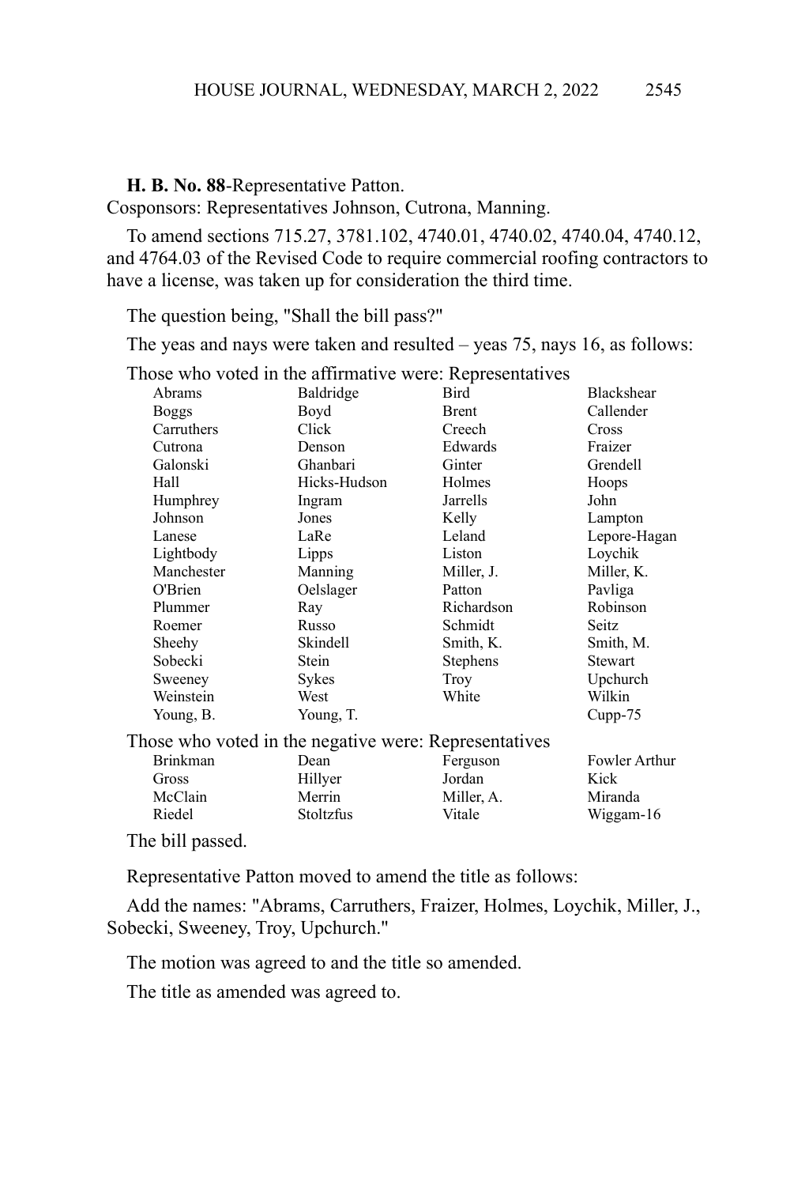**H. B. No. 88**-Representative Patton.
Cosponsors: Representatives Johnson, Cutrona, Manning.

To amend sections 715.27, 3781.102, 4740.01, 4740.02, 4740.04, 4740.12, and 4764.03 of the Revised Code to require commercial roofing contractors to have a license, was taken up for consideration the third time.

The question being, "Shall the bill pass?"

The yeas and nays were taken and resulted – yeas 75, nays 16, as follows:

Those who voted in the affirmative were: Representatives

| | | | |
|---|---|---|---|
| Abrams | Baldridge | Bird | Blackshear |
| Boggs | Boyd | Brent | Callender |
| Carruthers | Click | Creech | Cross |
| Cutrona | Denson | Edwards | Fraizer |
| Galonski | Ghanbari | Ginter | Grendell |
| Hall | Hicks-Hudson | Holmes | Hoops |
| Humphrey | Ingram | Jarrells | John |
| Johnson | Jones | Kelly | Lampton |
| Lanese | LaRe | Leland | Lepore-Hagan |
| Lightbody | Lipps | Liston | Loychik |
| Manchester | Manning | Miller, J. | Miller, K. |
| O'Brien | Oelslager | Patton | Pavliga |
| Plummer | Ray | Richardson | Robinson |
| Roemer | Russo | Schmidt | Seitz |
| Sheehy | Skindell | Smith, K. | Smith, M. |
| Sobecki | Stein | Stephens | Stewart |
| Sweeney | Sykes | Troy | Upchurch |
| Weinstein | West | White | Wilkin |
| Young, B. | Young, T. | | Cupp-75 |

Those who voted in the negative were: Representatives

| | | | |
|---|---|---|---|
| Brinkman | Dean | Ferguson | Fowler Arthur |
| Gross | Hillyer | Jordan | Kick |
| McClain | Merrin | Miller, A. | Miranda |
| Riedel | Stoltzfus | Vitale | Wiggam-16 |

The bill passed.

Representative Patton moved to amend the title as follows:

Add the names: "Abrams, Carruthers, Fraizer, Holmes, Loychik, Miller, J., Sobecki, Sweeney, Troy, Upchurch."

The motion was agreed to and the title so amended.

The title as amended was agreed to.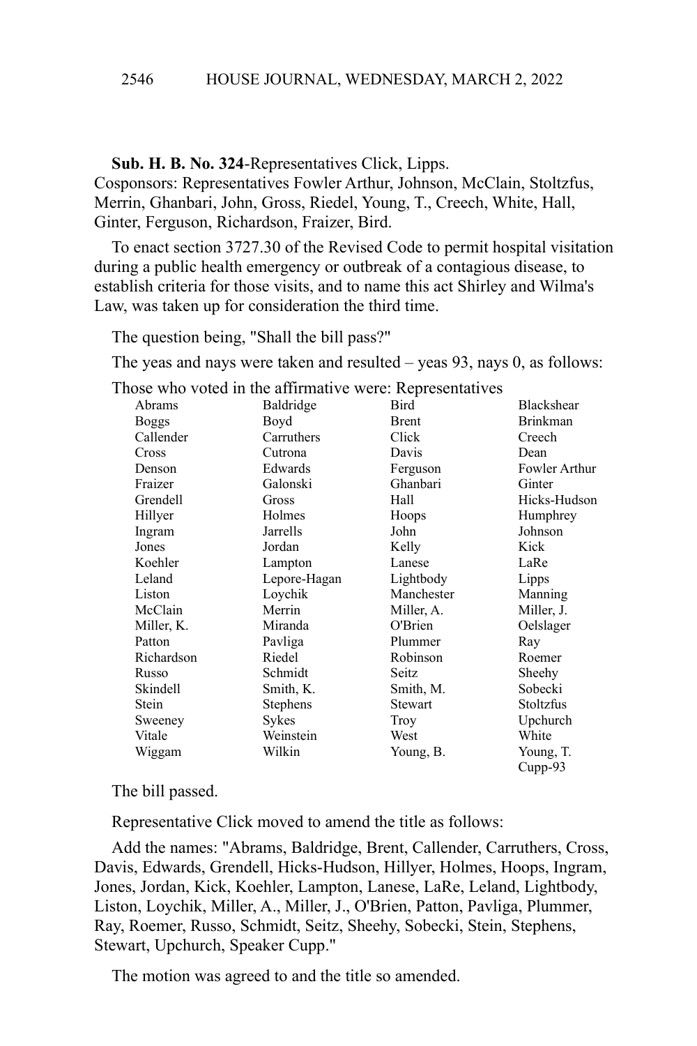**Sub. H. B. No. 324**-Representatives Click, Lipps.
Cosponsors: Representatives Fowler Arthur, Johnson, McClain, Stoltzfus, Merrin, Ghanbari, John, Gross, Riedel, Young, T., Creech, White, Hall, Ginter, Ferguson, Richardson, Fraizer, Bird.

To enact section 3727.30 of the Revised Code to permit hospital visitation during a public health emergency or outbreak of a contagious disease, to establish criteria for those visits, and to name this act Shirley and Wilma's Law, was taken up for consideration the third time.

The question being, "Shall the bill pass?"

The yeas and nays were taken and resulted – yeas 93, nays 0, as follows:

Those who voted in the affirmative were: Representatives

| | | | |
|---|---|---|---|
| Abrams | Baldridge | Bird | Blackshear |
| Boggs | Boyd | Brent | Brinkman |
| Callender | Carruthers | Click | Creech |
| Cross | Cutrona | Davis | Dean |
| Denson | Edwards | Ferguson | Fowler Arthur |
| Fraizer | Galonski | Ghanbari | Ginter |
| Grendell | Gross | Hall | Hicks-Hudson |
| Hillyer | Holmes | Hoops | Humphrey |
| Ingram | Jarrells | John | Johnson |
| Jones | Jordan | Kelly | Kick |
| Koehler | Lampton | Lanese | LaRe |
| Leland | Lepore-Hagan | Lightbody | Lipps |
| Liston | Loychik | Manchester | Manning |
| McClain | Merrin | Miller, A. | Miller, J. |
| Miller, K. | Miranda | O'Brien | Oelslager |
| Patton | Pavliga | Plummer | Ray |
| Richardson | Riedel | Robinson | Roemer |
| Russo | Schmidt | Seitz | Sheehy |
| Skindell | Smith, K. | Smith, M. | Sobecki |
| Stein | Stephens | Stewart | Stoltzfus |
| Sweeney | Sykes | Troy | Upchurch |
| Vitale | Weinstein | West | White |
| Wiggam | Wilkin | Young, B. | Young, T. |
| | | | Cupp-93 |

The bill passed.

Representative Click moved to amend the title as follows:

Add the names: "Abrams, Baldridge, Brent, Callender, Carruthers, Cross, Davis, Edwards, Grendell, Hicks-Hudson, Hillyer, Holmes, Hoops, Ingram, Jones, Jordan, Kick, Koehler, Lampton, Lanese, LaRe, Leland, Lightbody, Liston, Loychik, Miller, A., Miller, J., O'Brien, Patton, Pavliga, Plummer, Ray, Roemer, Russo, Schmidt, Seitz, Sheehy, Sobecki, Stein, Stephens, Stewart, Upchurch, Speaker Cupp."

The motion was agreed to and the title so amended.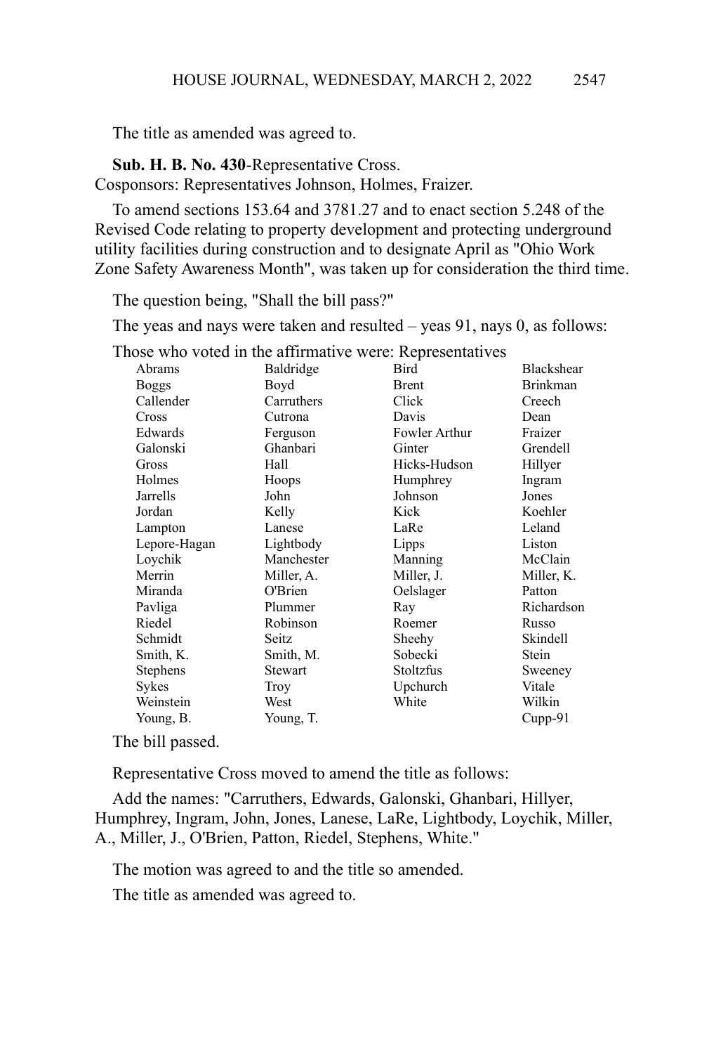The title as amended was agreed to.

**Sub. H. B. No. 430**-Representative Cross.
Cosponsors: Representatives Johnson, Holmes, Fraizer.

To amend sections 153.64 and 3781.27 and to enact section 5.248 of the Revised Code relating to property development and protecting underground utility facilities during construction and to designate April as "Ohio Work Zone Safety Awareness Month", was taken up for consideration the third time.

The question being, "Shall the bill pass?"

The yeas and nays were taken and resulted – yeas 91, nays 0, as follows:

Those who voted in the affirmative were: Representatives

| | | | |
|---|---|---|---|
| Abrams | Baldridge | Bird | Blackshear |
| Boggs | Boyd | Brent | Brinkman |
| Callender | Carruthers | Click | Creech |
| Cross | Cutrona | Davis | Dean |
| Edwards | Ferguson | Fowler Arthur | Fraizer |
| Galonski | Ghanbari | Ginter | Grendell |
| Gross | Hall | Hicks-Hudson | Hillyer |
| Holmes | Hoops | Humphrey | Ingram |
| Jarrells | John | Johnson | Jones |
| Jordan | Kelly | Kick | Koehler |
| Lampton | Lanese | LaRe | Leland |
| Lepore-Hagan | Lightbody | Lipps | Liston |
| Loychik | Manchester | Manning | McClain |
| Merrin | Miller, A. | Miller, J. | Miller, K. |
| Miranda | O'Brien | Oelslager | Patton |
| Pavliga | Plummer | Ray | Richardson |
| Riedel | Robinson | Roemer | Russo |
| Schmidt | Seitz | Sheehy | Skindell |
| Smith, K. | Smith, M. | Sobecki | Stein |
| Stephens | Stewart | Stoltzfus | Sweeney |
| Sykes | Troy | Upchurch | Vitale |
| Weinstein | West | White | Wilkin |
| Young, B. | Young, T. | | Cupp-91 |

The bill passed.

Representative Cross moved to amend the title as follows:

Add the names: "Carruthers, Edwards, Galonski, Ghanbari, Hillyer, Humphrey, Ingram, John, Jones, Lanese, LaRe, Lightbody, Loychik, Miller, A., Miller, J., O'Brien, Patton, Riedel, Stephens, White."

The motion was agreed to and the title so amended.

The title as amended was agreed to.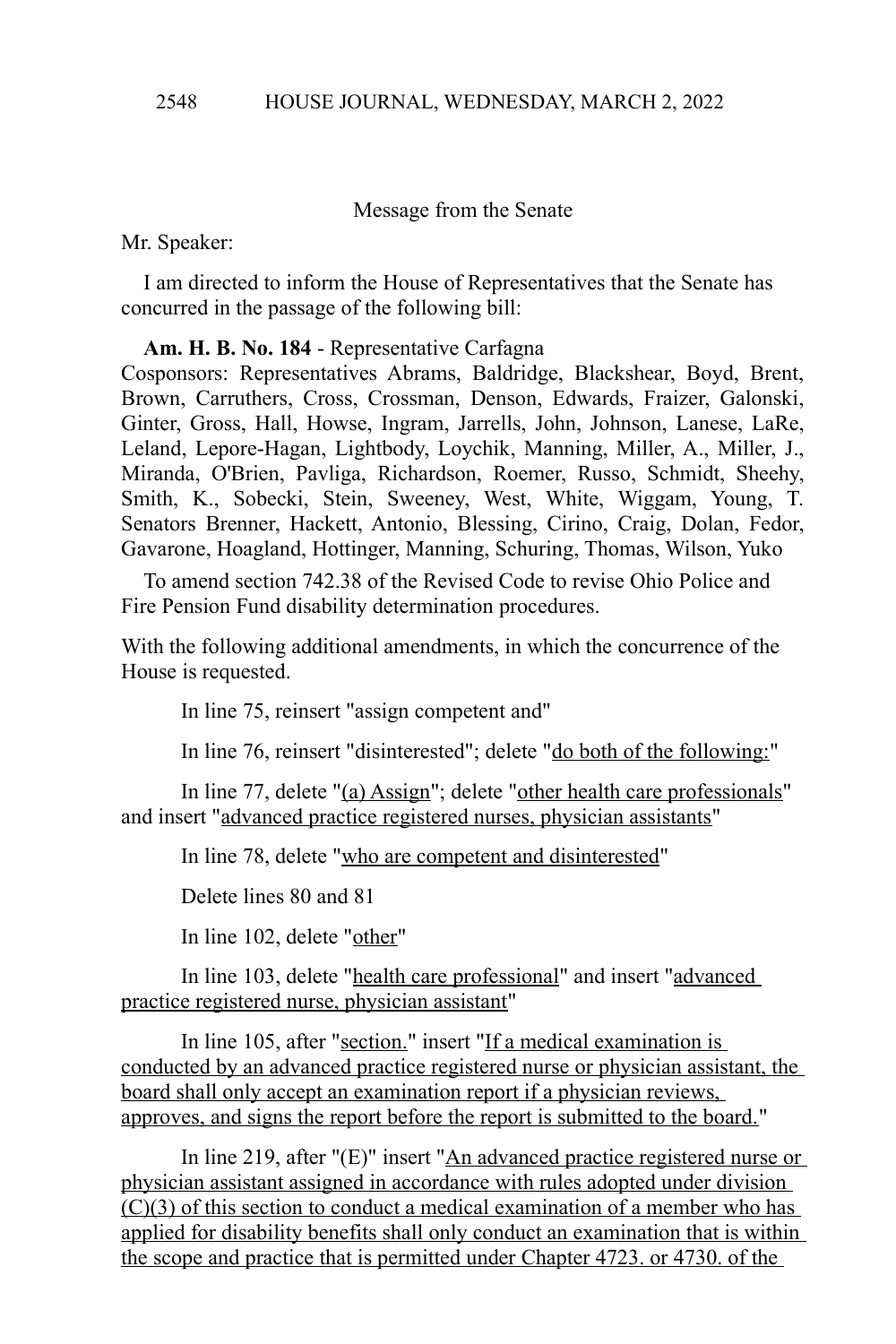Message from the Senate

Mr. Speaker:

I am directed to inform the House of Representatives that the Senate has concurred in the passage of the following bill:

**Am. H. B. No. 184** - Representative Carfagna
Cosponsors: Representatives Abrams, Baldridge, Blackshear, Boyd, Brent, Brown, Carruthers, Cross, Crossman, Denson, Edwards, Fraizer, Galonski, Ginter, Gross, Hall, Howse, Ingram, Jarrells, John, Johnson, Lanese, LaRe, Leland, Lepore-Hagan, Lightbody, Loychik, Manning, Miller, A., Miller, J., Miranda, O'Brien, Pavliga, Richardson, Roemer, Russo, Schmidt, Sheehy, Smith, K., Sobecki, Stein, Sweeney, West, White, Wiggam, Young, T. Senators Brenner, Hackett, Antonio, Blessing, Cirino, Craig, Dolan, Fedor, Gavarone, Hoagland, Hottinger, Manning, Schuring, Thomas, Wilson, Yuko

To amend section 742.38 of the Revised Code to revise Ohio Police and Fire Pension Fund disability determination procedures.

With the following additional amendments, in which the concurrence of the House is requested.

In line 75, reinsert "assign competent and"

In line 76, reinsert "disinterested"; delete "do both of the following:"

In line 77, delete "(a) Assign"; delete "other health care professionals" and insert "advanced practice registered nurses, physician assistants"

In line 78, delete "who are competent and disinterested"

Delete lines 80 and 81

In line 102, delete "other"

In line 103, delete "health care professional" and insert "advanced practice registered nurse, physician assistant"

In line 105, after "section." insert "If a medical examination is conducted by an advanced practice registered nurse or physician assistant, the board shall only accept an examination report if a physician reviews, approves, and signs the report before the report is submitted to the board."

In line 219, after "(E)" insert "An advanced practice registered nurse or physician assistant assigned in accordance with rules adopted under division (C)(3) of this section to conduct a medical examination of a member who has applied for disability benefits shall only conduct an examination that is within the scope and practice that is permitted under Chapter 4723. or 4730. of the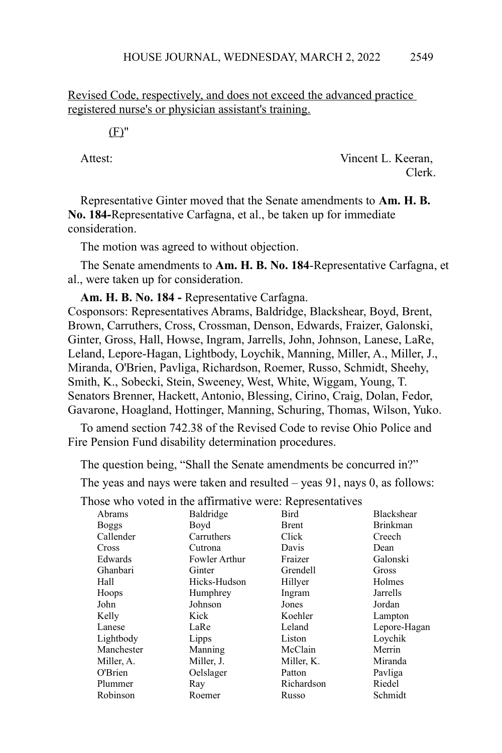Revised Code, respectively, and does not exceed the advanced practice registered nurse's or physician assistant's training.

(F)"

Attest: Vincent L. Keeran, Clerk.

Representative Ginter moved that the Senate amendments to **Am. H. B. No. 184-**Representative Carfagna, et al., be taken up for immediate consideration.

The motion was agreed to without objection.

The Senate amendments to **Am. H. B. No. 184**-Representative Carfagna, et al., were taken up for consideration.

**Am. H. B. No. 184 -** Representative Carfagna.
Cosponsors: Representatives Abrams, Baldridge, Blackshear, Boyd, Brent, Brown, Carruthers, Cross, Crossman, Denson, Edwards, Fraizer, Galonski, Ginter, Gross, Hall, Howse, Ingram, Jarrells, John, Johnson, Lanese, LaRe, Leland, Lepore-Hagan, Lightbody, Loychik, Manning, Miller, A., Miller, J., Miranda, O'Brien, Pavliga, Richardson, Roemer, Russo, Schmidt, Sheehy, Smith, K., Sobecki, Stein, Sweeney, West, White, Wiggam, Young, T. Senators Brenner, Hackett, Antonio, Blessing, Cirino, Craig, Dolan, Fedor, Gavarone, Hoagland, Hottinger, Manning, Schuring, Thomas, Wilson, Yuko.

To amend section 742.38 of the Revised Code to revise Ohio Police and Fire Pension Fund disability determination procedures.

The question being, "Shall the Senate amendments be concurred in?"

The yeas and nays were taken and resulted – yeas 91, nays 0, as follows:

Those who voted in the affirmative were: Representatives

| | | | |
|---|---|---|---|
| Abrams | Baldridge | Bird | Blackshear |
| Boggs | Boyd | Brent | Brinkman |
| Callender | Carruthers | Click | Creech |
| Cross | Cutrona | Davis | Dean |
| Edwards | Fowler Arthur | Fraizer | Galonski |
| Ghanbari | Ginter | Grendell | Gross |
| Hall | Hicks-Hudson | Hillyer | Holmes |
| Hoops | Humphrey | Ingram | Jarrells |
| John | Johnson | Jones | Jordan |
| Kelly | Kick | Koehler | Lampton |
| Lanese | LaRe | Leland | Lepore-Hagan |
| Lightbody | Lipps | Liston | Loychik |
| Manchester | Manning | McClain | Merrin |
| Miller, A. | Miller, J. | Miller, K. | Miranda |
| O'Brien | Oelslager | Patton | Pavliga |
| Plummer | Ray | Richardson | Riedel |
| Robinson | Roemer | Russo | Schmidt |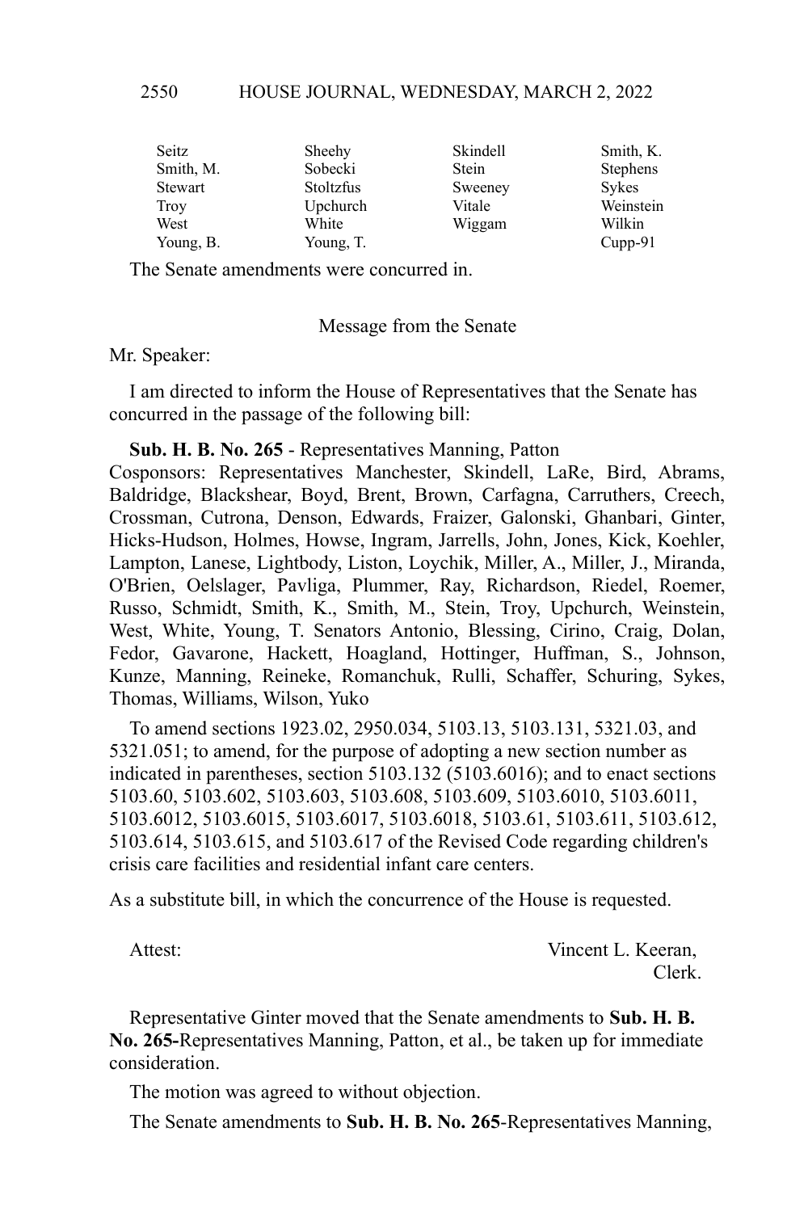| | | | |
|---|---|---|---|
| Seitz | Sheehy | Skindell | Smith, K. |
| Smith, M. | Sobecki | Stein | Stephens |
| Stewart | Stoltzfus | Sweeney | Sykes |
| Troy | Upchurch | Vitale | Weinstein |
| West | White | Wiggam | Wilkin |
| Young, B. | Young, T. | | Cupp-91 |

The Senate amendments were concurred in.

Message from the Senate

Mr. Speaker:

I am directed to inform the House of Representatives that the Senate has concurred in the passage of the following bill:

**Sub. H. B. No. 265** - Representatives Manning, Patton
Cosponsors: Representatives Manchester, Skindell, LaRe, Bird, Abrams, Baldridge, Blackshear, Boyd, Brent, Brown, Carfagna, Carruthers, Creech, Crossman, Cutrona, Denson, Edwards, Fraizer, Galonski, Ghanbari, Ginter, Hicks-Hudson, Holmes, Howse, Ingram, Jarrells, John, Jones, Kick, Koehler, Lampton, Lanese, Lightbody, Liston, Loychik, Miller, A., Miller, J., Miranda, O'Brien, Oelslager, Pavliga, Plummer, Ray, Richardson, Riedel, Roemer, Russo, Schmidt, Smith, K., Smith, M., Stein, Troy, Upchurch, Weinstein, West, White, Young, T. Senators Antonio, Blessing, Cirino, Craig, Dolan, Fedor, Gavarone, Hackett, Hoagland, Hottinger, Huffman, S., Johnson, Kunze, Manning, Reineke, Romanchuk, Rulli, Schaffer, Schuring, Sykes, Thomas, Williams, Wilson, Yuko

To amend sections 1923.02, 2950.034, 5103.13, 5103.131, 5321.03, and 5321.051; to amend, for the purpose of adopting a new section number as indicated in parentheses, section 5103.132 (5103.6016); and to enact sections 5103.60, 5103.602, 5103.603, 5103.608, 5103.609, 5103.6010, 5103.6011, 5103.6012, 5103.6015, 5103.6017, 5103.6018, 5103.61, 5103.611, 5103.612, 5103.614, 5103.615, and 5103.617 of the Revised Code regarding children's crisis care facilities and residential infant care centers.

As a substitute bill, in which the concurrence of the House is requested.

Attest: Vincent L. Keeran,
Clerk.

Representative Ginter moved that the Senate amendments to **Sub. H. B. No. 265**-Representatives Manning, Patton, et al., be taken up for immediate consideration.

The motion was agreed to without objection.

The Senate amendments to **Sub. H. B. No. 265**-Representatives Manning,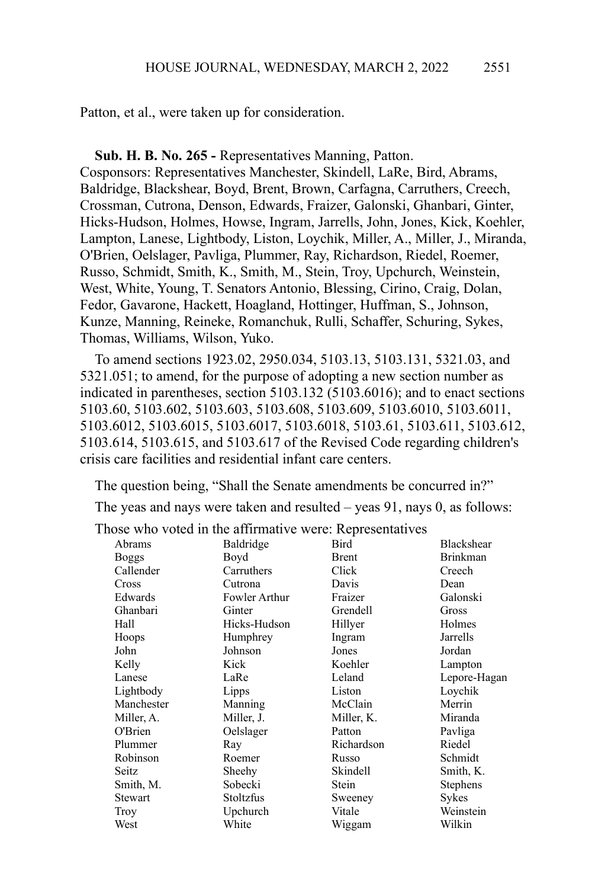Patton, et al., were taken up for consideration.

**Sub. H. B. No. 265 -** Representatives Manning, Patton.
Cosponsors: Representatives Manchester, Skindell, LaRe, Bird, Abrams, Baldridge, Blackshear, Boyd, Brent, Brown, Carfagna, Carruthers, Creech, Crossman, Cutrona, Denson, Edwards, Fraizer, Galonski, Ghanbari, Ginter, Hicks-Hudson, Holmes, Howse, Ingram, Jarrells, John, Jones, Kick, Koehler, Lampton, Lanese, Lightbody, Liston, Loychik, Miller, A., Miller, J., Miranda, O'Brien, Oelslager, Pavliga, Plummer, Ray, Richardson, Riedel, Roemer, Russo, Schmidt, Smith, K., Smith, M., Stein, Troy, Upchurch, Weinstein, West, White, Young, T. Senators Antonio, Blessing, Cirino, Craig, Dolan, Fedor, Gavarone, Hackett, Hoagland, Hottinger, Huffman, S., Johnson, Kunze, Manning, Reineke, Romanchuk, Rulli, Schaffer, Schuring, Sykes, Thomas, Williams, Wilson, Yuko.

To amend sections 1923.02, 2950.034, 5103.13, 5103.131, 5321.03, and 5321.051; to amend, for the purpose of adopting a new section number as indicated in parentheses, section 5103.132 (5103.6016); and to enact sections 5103.60, 5103.602, 5103.603, 5103.608, 5103.609, 5103.6010, 5103.6011, 5103.6012, 5103.6015, 5103.6017, 5103.6018, 5103.61, 5103.611, 5103.612, 5103.614, 5103.615, and 5103.617 of the Revised Code regarding children's crisis care facilities and residential infant care centers.

The question being, "Shall the Senate amendments be concurred in?"

The yeas and nays were taken and resulted – yeas 91, nays 0, as follows:

Those who voted in the affirmative were: Representatives

| | | | |
|---|---|---|---|
| Abrams | Baldridge | Bird | Blackshear |
| Boggs | Boyd | Brent | Brinkman |
| Callender | Carruthers | Click | Creech |
| Cross | Cutrona | Davis | Dean |
| Edwards | Fowler Arthur | Fraizer | Galonski |
| Ghanbari | Ginter | Grendell | Gross |
| Hall | Hicks-Hudson | Hillyer | Holmes |
| Hoops | Humphrey | Ingram | Jarrells |
| John | Johnson | Jones | Jordan |
| Kelly | Kick | Koehler | Lampton |
| Lanese | LaRe | Leland | Lepore-Hagan |
| Lightbody | Lipps | Liston | Loychik |
| Manchester | Manning | McClain | Merrin |
| Miller, A. | Miller, J. | Miller, K. | Miranda |
| O'Brien | Oelslager | Patton | Pavliga |
| Plummer | Ray | Richardson | Riedel |
| Robinson | Roemer | Russo | Schmidt |
| Seitz | Sheehy | Skindell | Smith, K. |
| Smith, M. | Sobecki | Stein | Stephens |
| Stewart | Stoltzfus | Sweeney | Sykes |
| Troy | Upchurch | Vitale | Weinstein |
| West | White | Wiggam | Wilkin |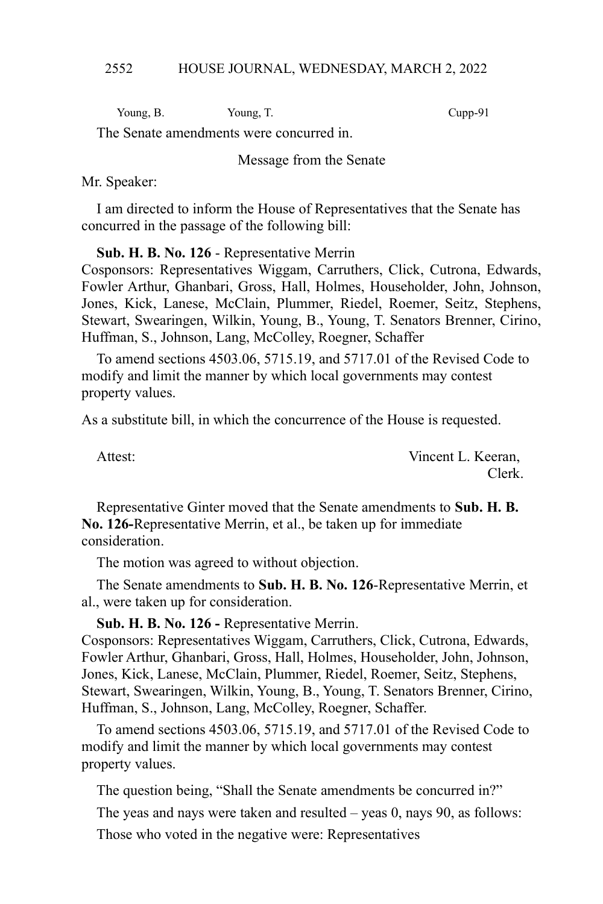Young, B. Young, T. Cupp-91

The Senate amendments were concurred in.

Message from the Senate

Mr. Speaker:

I am directed to inform the House of Representatives that the Senate has concurred in the passage of the following bill:

**Sub. H. B. No. 126** - Representative Merrin
Cosponsors: Representatives Wiggam, Carruthers, Click, Cutrona, Edwards, Fowler Arthur, Ghanbari, Gross, Hall, Holmes, Householder, John, Johnson, Jones, Kick, Lanese, McClain, Plummer, Riedel, Roemer, Seitz, Stephens, Stewart, Swearingen, Wilkin, Young, B., Young, T. Senators Brenner, Cirino, Huffman, S., Johnson, Lang, McColley, Roegner, Schaffer

To amend sections 4503.06, 5715.19, and 5717.01 of the Revised Code to modify and limit the manner by which local governments may contest property values.

As a substitute bill, in which the concurrence of the House is requested.

Attest: Vincent L. Keeran,
Clerk.

Representative Ginter moved that the Senate amendments to **Sub. H. B. No. 126-**Representative Merrin, et al., be taken up for immediate consideration.

The motion was agreed to without objection.

The Senate amendments to **Sub. H. B. No. 126**-Representative Merrin, et al., were taken up for consideration.

**Sub. H. B. No. 126 -** Representative Merrin.
Cosponsors: Representatives Wiggam, Carruthers, Click, Cutrona, Edwards, Fowler Arthur, Ghanbari, Gross, Hall, Holmes, Householder, John, Johnson, Jones, Kick, Lanese, McClain, Plummer, Riedel, Roemer, Seitz, Stephens, Stewart, Swearingen, Wilkin, Young, B., Young, T. Senators Brenner, Cirino, Huffman, S., Johnson, Lang, McColley, Roegner, Schaffer.

To amend sections 4503.06, 5715.19, and 5717.01 of the Revised Code to modify and limit the manner by which local governments may contest property values.

The question being, "Shall the Senate amendments be concurred in?"

The yeas and nays were taken and resulted – yeas 0, nays 90, as follows:

Those who voted in the negative were: Representatives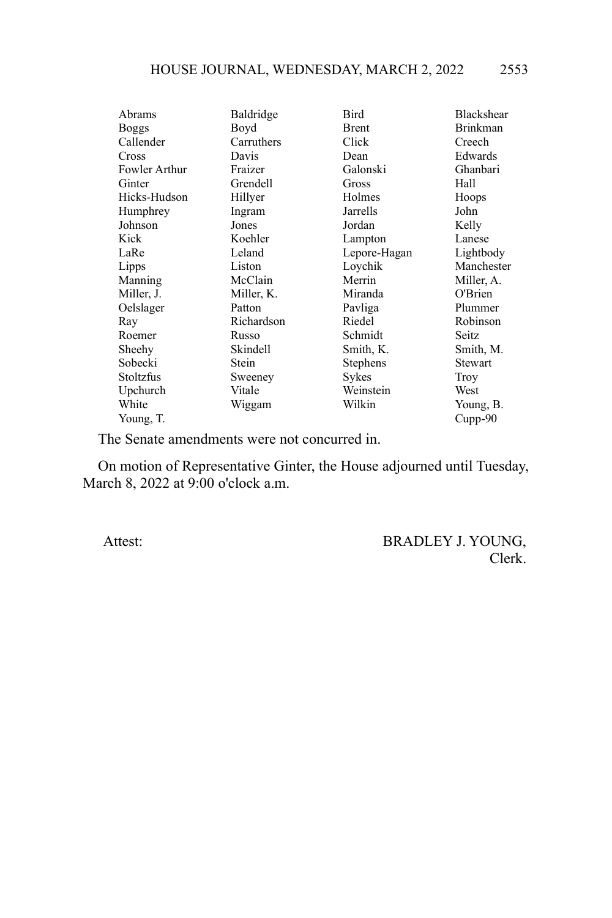| | | | |
|---|---|---|---|
| Abrams | Baldridge | Bird | Blackshear |
| Boggs | Boyd | Brent | Brinkman |
| Callender | Carruthers | Click | Creech |
| Cross | Davis | Dean | Edwards |
| Fowler Arthur | Fraizer | Galonski | Ghanbari |
| Ginter | Grendell | Gross | Hall |
| Hicks-Hudson | Hillyer | Holmes | Hoops |
| Humphrey | Ingram | Jarrells | John |
| Johnson | Jones | Jordan | Kelly |
| Kick | Koehler | Lampton | Lanese |
| LaRe | Leland | Lepore-Hagan | Lightbody |
| Lipps | Liston | Loychik | Manchester |
| Manning | McClain | Merrin | Miller, A. |
| Miller, J. | Miller, K. | Miranda | O'Brien |
| Oelslager | Patton | Pavliga | Plummer |
| Ray | Richardson | Riedel | Robinson |
| Roemer | Russo | Schmidt | Seitz |
| Sheehy | Skindell | Smith, K. | Smith, M. |
| Sobecki | Stein | Stephens | Stewart |
| Stoltzfus | Sweeney | Sykes | Troy |
| Upchurch | Vitale | Weinstein | West |
| White | Wiggam | Wilkin | Young, B. |
| Young, T. | | | Cupp-90 |

The Senate amendments were not concurred in.

On motion of Representative Ginter, the House adjourned until Tuesday, March 8, 2022 at 9:00 o'clock a.m.

Attest: BRADLEY J. YOUNG,
Clerk.